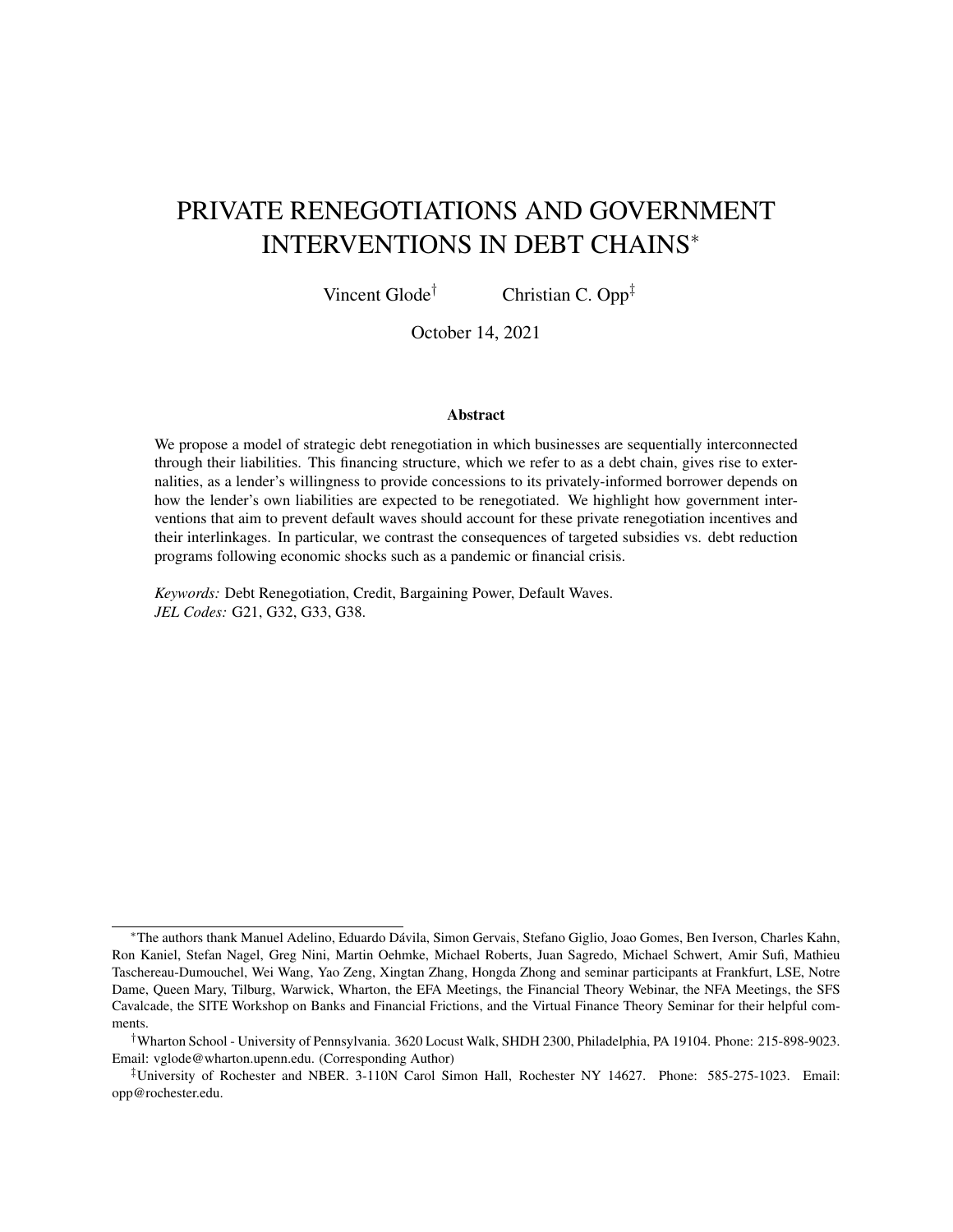# PRIVATE RENEGOTIATIONS AND GOVERNMENT INTERVENTIONS IN DEBT CHAINS*

Vincent Glode† Christian C. Opp‡

October 14, 2021

### Abstract

We propose a model of strategic debt renegotiation in which businesses are sequentially interconnected through their liabilities. This financing structure, which we refer to as a debt chain, gives rise to externalities, as a lender's willingness to provide concessions to its privately-informed borrower depends on how the lender's own liabilities are expected to be renegotiated. We highlight how government interventions that aim to prevent default waves should account for these private renegotiation incentives and their interlinkages. In particular, we contrast the consequences of targeted subsidies vs. debt reduction programs following economic shocks such as a pandemic or financial crisis.

*Keywords:* Debt Renegotiation, Credit, Bargaining Power, Default Waves.
*JEL Codes:* G21, G32, G33, G38.

---

*The authors thank Manuel Adelino, Eduardo Dávila, Simon Gervais, Stefano Giglio, Joao Gomes, Ben Iverson, Charles Kahn, Ron Kaniel, Stefan Nagel, Greg Nini, Martin Oehmke, Michael Roberts, Juan Sagredo, Michael Schwert, Amir Sufi, Mathieu Taschereau-Dumouchel, Wei Wang, Yao Zeng, Xingtan Zhang, Hongda Zhong and seminar participants at Frankfurt, LSE, Notre Dame, Queen Mary, Tilburg, Warwick, Wharton, the EFA Meetings, the Financial Theory Webinar, the NFA Meetings, the SFS Cavalcade, the SITE Workshop on Banks and Financial Frictions, and the Virtual Finance Theory Seminar for their helpful comments.

†Wharton School - University of Pennsylvania. 3620 Locust Walk, SHDH 2300, Philadelphia, PA 19104. Phone: 215-898-9023. Email: vglode@wharton.upenn.edu. (Corresponding Author)

‡University of Rochester and NBER. 3-110N Carol Simon Hall, Rochester NY 14627. Phone: 585-275-1023. Email: opp@rochester.edu.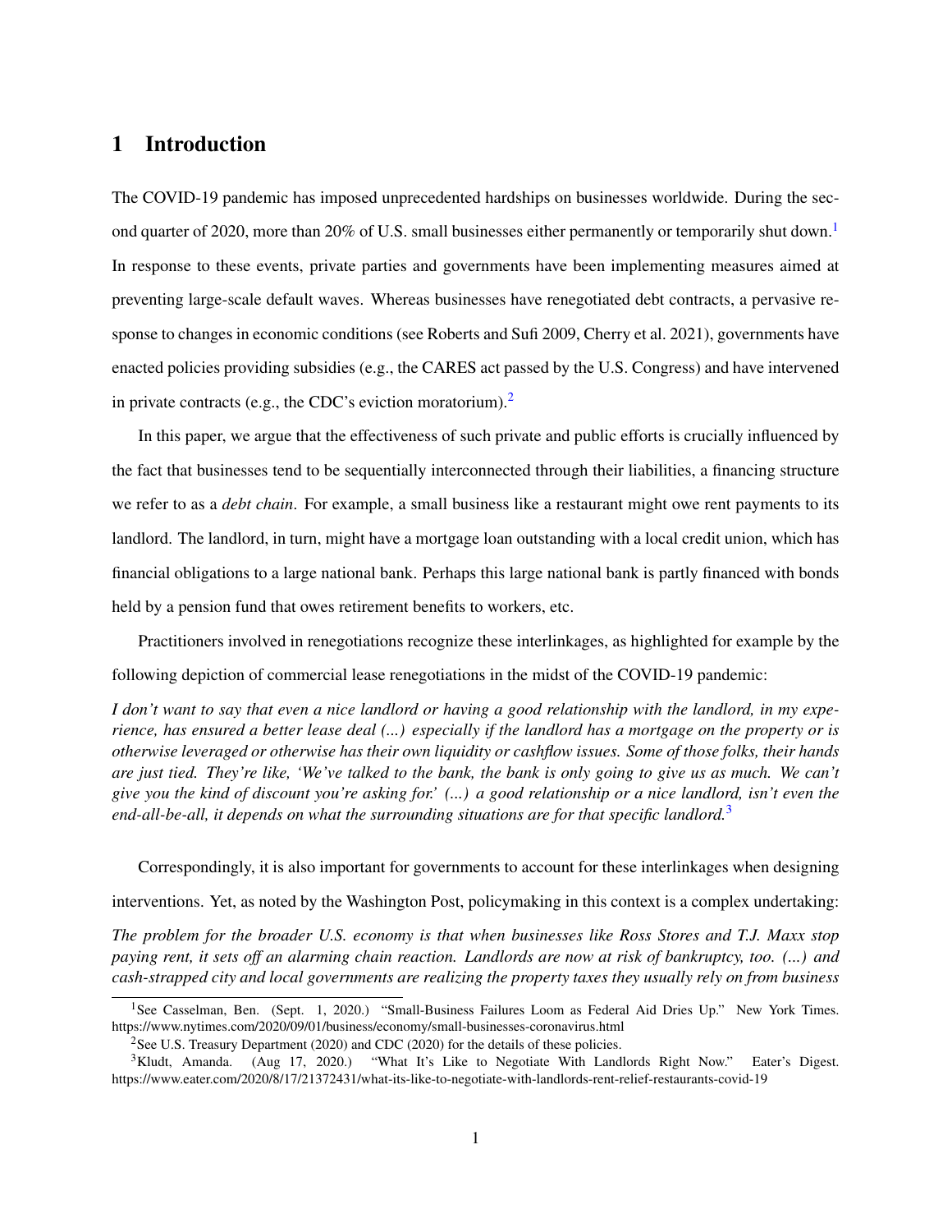# 1 Introduction

The COVID-19 pandemic has imposed unprecedented hardships on businesses worldwide. During the second quarter of 2020, more than 20% of U.S. small businesses either permanently or temporarily shut down.[1] In response to these events, private parties and governments have been implementing measures aimed at preventing large-scale default waves. Whereas businesses have renegotiated debt contracts, a pervasive response to changes in economic conditions (see Roberts and Sufi 2009, Cherry et al. 2021), governments have enacted policies providing subsidies (e.g., the CARES act passed by the U.S. Congress) and have intervened in private contracts (e.g., the CDC's eviction moratorium).[2]

In this paper, we argue that the effectiveness of such private and public efforts is crucially influenced by the fact that businesses tend to be sequentially interconnected through their liabilities, a financing structure we refer to as a *debt chain*. For example, a small business like a restaurant might owe rent payments to its landlord. The landlord, in turn, might have a mortgage loan outstanding with a local credit union, which has financial obligations to a large national bank. Perhaps this large national bank is partly financed with bonds held by a pension fund that owes retirement benefits to workers, etc.

Practitioners involved in renegotiations recognize these interlinkages, as highlighted for example by the following depiction of commercial lease renegotiations in the midst of the COVID-19 pandemic:

*I don't want to say that even a nice landlord or having a good relationship with the landlord, in my experience, has ensured a better lease deal (...) especially if the landlord has a mortgage on the property or is otherwise leveraged or otherwise has their own liquidity or cashflow issues. Some of those folks, their hands are just tied. They're like, 'We've talked to the bank, the bank is only going to give us as much. We can't give you the kind of discount you're asking for.' (...) a good relationship or a nice landlord, isn't even the end-all-be-all, it depends on what the surrounding situations are for that specific landlord.*[3]

Correspondingly, it is also important for governments to account for these interlinkages when designing interventions. Yet, as noted by the Washington Post, policymaking in this context is a complex undertaking:

*The problem for the broader U.S. economy is that when businesses like Ross Stores and T.J. Maxx stop paying rent, it sets off an alarming chain reaction. Landlords are now at risk of bankruptcy, too. (...) and cash-strapped city and local governments are realizing the property taxes they usually rely on from business*

---

[1] See Casselman, Ben. (Sept. 1, 2020.) "Small-Business Failures Loom as Federal Aid Dries Up." New York Times. https://www.nytimes.com/2020/09/01/business/economy/small-businesses-coronavirus.html

[2] See U.S. Treasury Department (2020) and CDC (2020) for the details of these policies.

[3] Kludt, Amanda. (Aug 17, 2020.) "What It's Like to Negotiate With Landlords Right Now." Eater's Digest. https://www.eater.com/2020/8/17/21372431/what-its-like-to-negotiate-with-landlords-rent-relief-restaurants-covid-19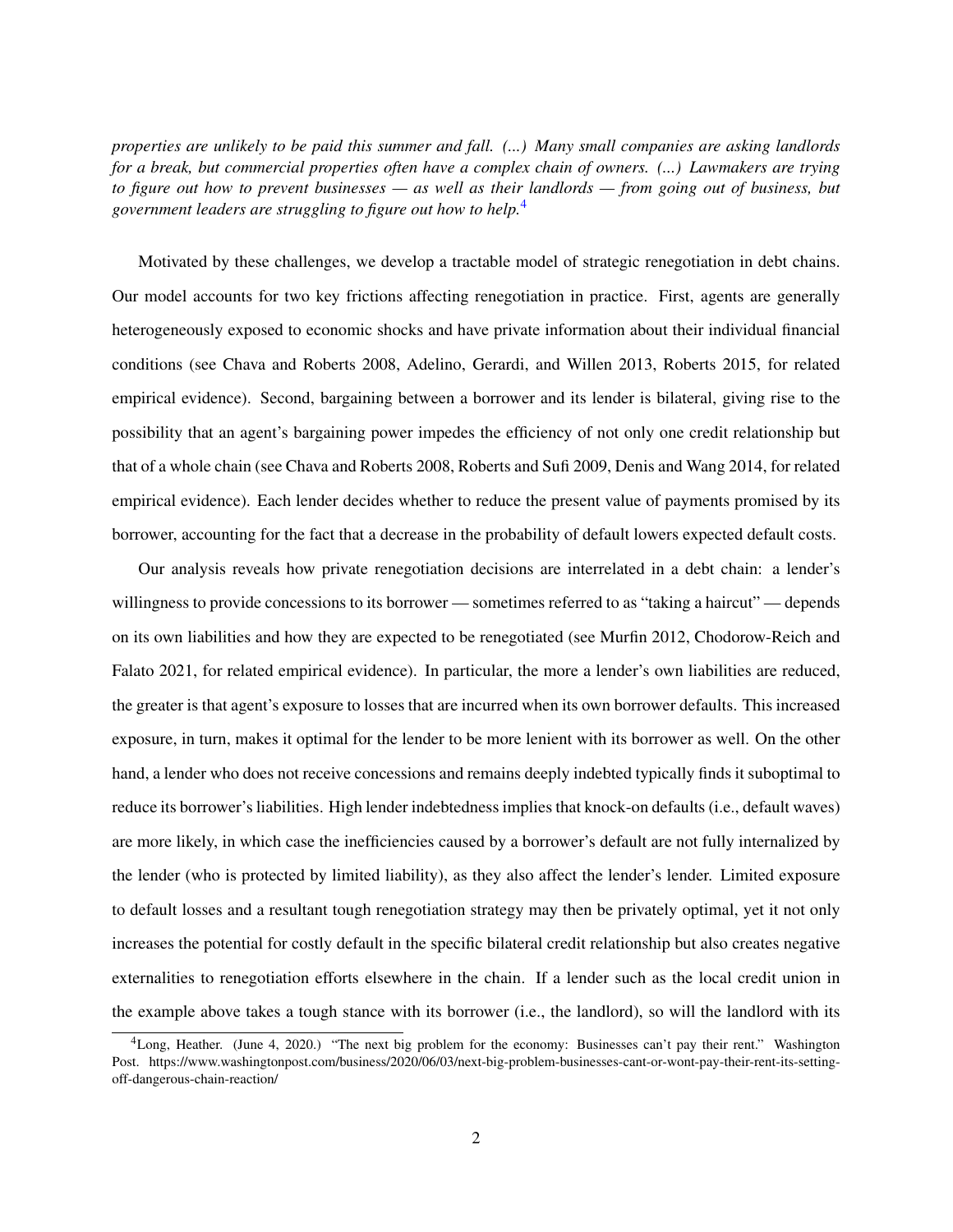*properties are unlikely to be paid this summer and fall. (...) Many small companies are asking landlords for a break, but commercial properties often have a complex chain of owners. (...) Lawmakers are trying to figure out how to prevent businesses — as well as their landlords — from going out of business, but government leaders are struggling to figure out how to help.*[4]

Motivated by these challenges, we develop a tractable model of strategic renegotiation in debt chains. Our model accounts for two key frictions affecting renegotiation in practice. First, agents are generally heterogeneously exposed to economic shocks and have private information about their individual financial conditions (see Chava and Roberts 2008, Adelino, Gerardi, and Willen 2013, Roberts 2015, for related empirical evidence). Second, bargaining between a borrower and its lender is bilateral, giving rise to the possibility that an agent's bargaining power impedes the efficiency of not only one credit relationship but that of a whole chain (see Chava and Roberts 2008, Roberts and Sufi 2009, Denis and Wang 2014, for related empirical evidence). Each lender decides whether to reduce the present value of payments promised by its borrower, accounting for the fact that a decrease in the probability of default lowers expected default costs.

Our analysis reveals how private renegotiation decisions are interrelated in a debt chain: a lender's willingness to provide concessions to its borrower — sometimes referred to as "taking a haircut" — depends on its own liabilities and how they are expected to be renegotiated (see Murfin 2012, Chodorow-Reich and Falato 2021, for related empirical evidence). In particular, the more a lender's own liabilities are reduced, the greater is that agent's exposure to losses that are incurred when its own borrower defaults. This increased exposure, in turn, makes it optimal for the lender to be more lenient with its borrower as well. On the other hand, a lender who does not receive concessions and remains deeply indebted typically finds it suboptimal to reduce its borrower's liabilities. High lender indebtedness implies that knock-on defaults (i.e., default waves) are more likely, in which case the inefficiencies caused by a borrower's default are not fully internalized by the lender (who is protected by limited liability), as they also affect the lender's lender. Limited exposure to default losses and a resultant tough renegotiation strategy may then be privately optimal, yet it not only increases the potential for costly default in the specific bilateral credit relationship but also creates negative externalities to renegotiation efforts elsewhere in the chain. If a lender such as the local credit union in the example above takes a tough stance with its borrower (i.e., the landlord), so will the landlord with its

[4] Long, Heather. (June 4, 2020.) "The next big problem for the economy: Businesses can't pay their rent." Washington Post. https://www.washingtonpost.com/business/2020/06/03/next-big-problem-businesses-cant-or-wont-pay-their-rent-its-setting-off-dangerous-chain-reaction/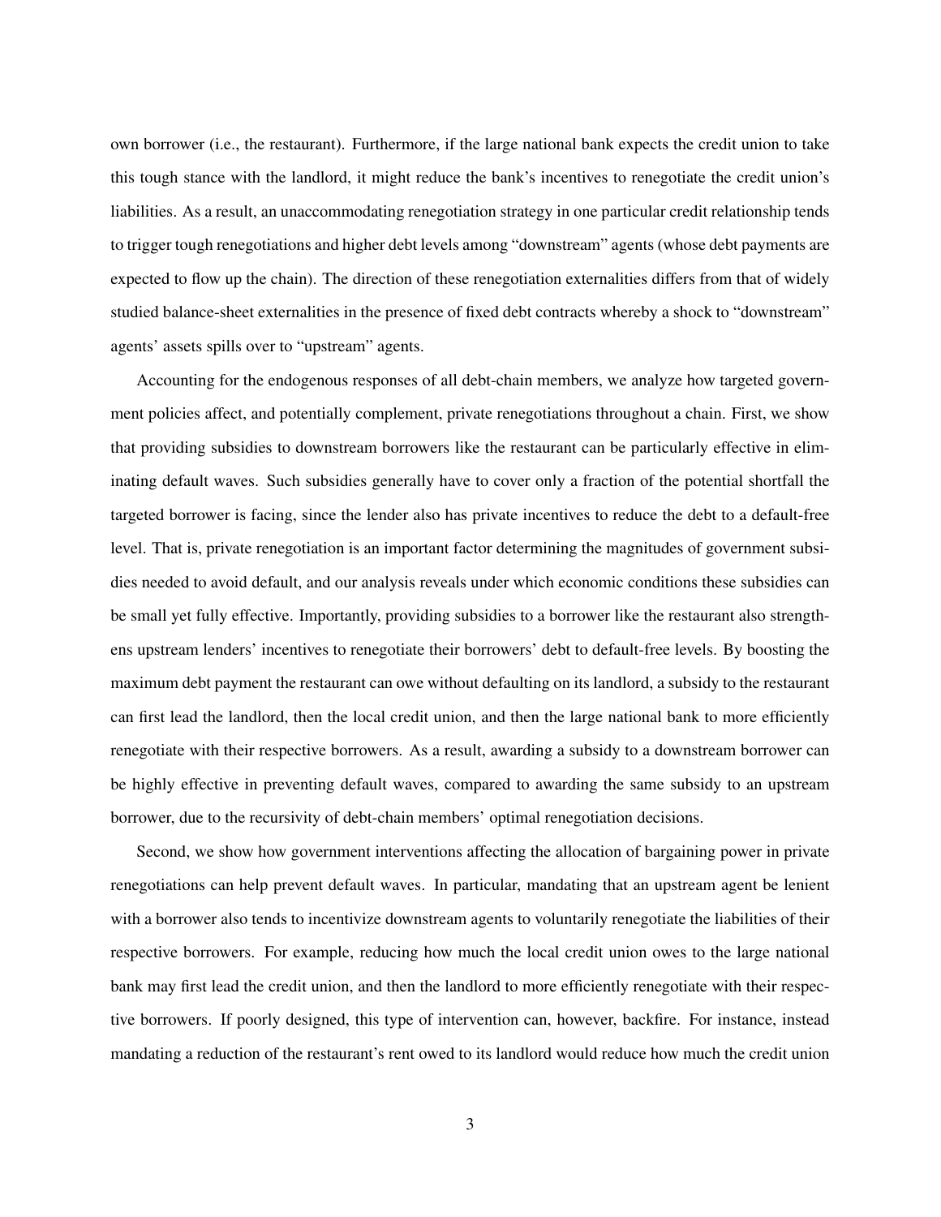own borrower (i.e., the restaurant). Furthermore, if the large national bank expects the credit union to take this tough stance with the landlord, it might reduce the bank's incentives to renegotiate the credit union's liabilities. As a result, an unaccommodating renegotiation strategy in one particular credit relationship tends to trigger tough renegotiations and higher debt levels among "downstream" agents (whose debt payments are expected to flow up the chain). The direction of these renegotiation externalities differs from that of widely studied balance-sheet externalities in the presence of fixed debt contracts whereby a shock to "downstream" agents' assets spills over to "upstream" agents.

Accounting for the endogenous responses of all debt-chain members, we analyze how targeted government policies affect, and potentially complement, private renegotiations throughout a chain. First, we show that providing subsidies to downstream borrowers like the restaurant can be particularly effective in eliminating default waves. Such subsidies generally have to cover only a fraction of the potential shortfall the targeted borrower is facing, since the lender also has private incentives to reduce the debt to a default-free level. That is, private renegotiation is an important factor determining the magnitudes of government subsidies needed to avoid default, and our analysis reveals under which economic conditions these subsidies can be small yet fully effective. Importantly, providing subsidies to a borrower like the restaurant also strengthens upstream lenders' incentives to renegotiate their borrowers' debt to default-free levels. By boosting the maximum debt payment the restaurant can owe without defaulting on its landlord, a subsidy to the restaurant can first lead the landlord, then the local credit union, and then the large national bank to more efficiently renegotiate with their respective borrowers. As a result, awarding a subsidy to a downstream borrower can be highly effective in preventing default waves, compared to awarding the same subsidy to an upstream borrower, due to the recursivity of debt-chain members' optimal renegotiation decisions.

Second, we show how government interventions affecting the allocation of bargaining power in private renegotiations can help prevent default waves. In particular, mandating that an upstream agent be lenient with a borrower also tends to incentivize downstream agents to voluntarily renegotiate the liabilities of their respective borrowers. For example, reducing how much the local credit union owes to the large national bank may first lead the credit union, and then the landlord to more efficiently renegotiate with their respective borrowers. If poorly designed, this type of intervention can, however, backfire. For instance, instead mandating a reduction of the restaurant's rent owed to its landlord would reduce how much the credit union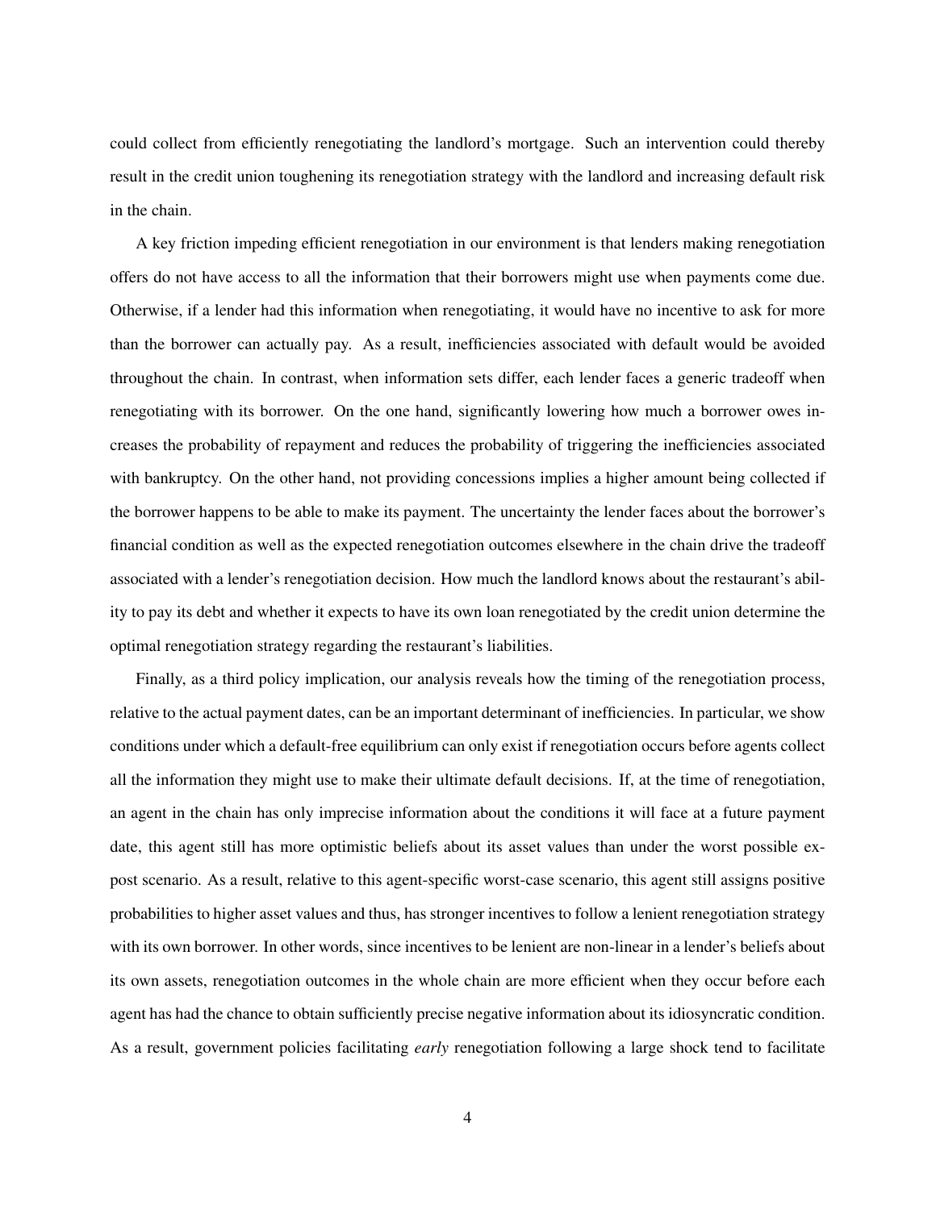could collect from efficiently renegotiating the landlord's mortgage. Such an intervention could thereby result in the credit union toughening its renegotiation strategy with the landlord and increasing default risk in the chain.

A key friction impeding efficient renegotiation in our environment is that lenders making renegotiation offers do not have access to all the information that their borrowers might use when payments come due. Otherwise, if a lender had this information when renegotiating, it would have no incentive to ask for more than the borrower can actually pay. As a result, inefficiencies associated with default would be avoided throughout the chain. In contrast, when information sets differ, each lender faces a generic tradeoff when renegotiating with its borrower. On the one hand, significantly lowering how much a borrower owes increases the probability of repayment and reduces the probability of triggering the inefficiencies associated with bankruptcy. On the other hand, not providing concessions implies a higher amount being collected if the borrower happens to be able to make its payment. The uncertainty the lender faces about the borrower's financial condition as well as the expected renegotiation outcomes elsewhere in the chain drive the tradeoff associated with a lender's renegotiation decision. How much the landlord knows about the restaurant's ability to pay its debt and whether it expects to have its own loan renegotiated by the credit union determine the optimal renegotiation strategy regarding the restaurant's liabilities.

Finally, as a third policy implication, our analysis reveals how the timing of the renegotiation process, relative to the actual payment dates, can be an important determinant of inefficiencies. In particular, we show conditions under which a default-free equilibrium can only exist if renegotiation occurs before agents collect all the information they might use to make their ultimate default decisions. If, at the time of renegotiation, an agent in the chain has only imprecise information about the conditions it will face at a future payment date, this agent still has more optimistic beliefs about its asset values than under the worst possible ex-post scenario. As a result, relative to this agent-specific worst-case scenario, this agent still assigns positive probabilities to higher asset values and thus, has stronger incentives to follow a lenient renegotiation strategy with its own borrower. In other words, since incentives to be lenient are non-linear in a lender's beliefs about its own assets, renegotiation outcomes in the whole chain are more efficient when they occur before each agent has had the chance to obtain sufficiently precise negative information about its idiosyncratic condition. As a result, government policies facilitating *early* renegotiation following a large shock tend to facilitate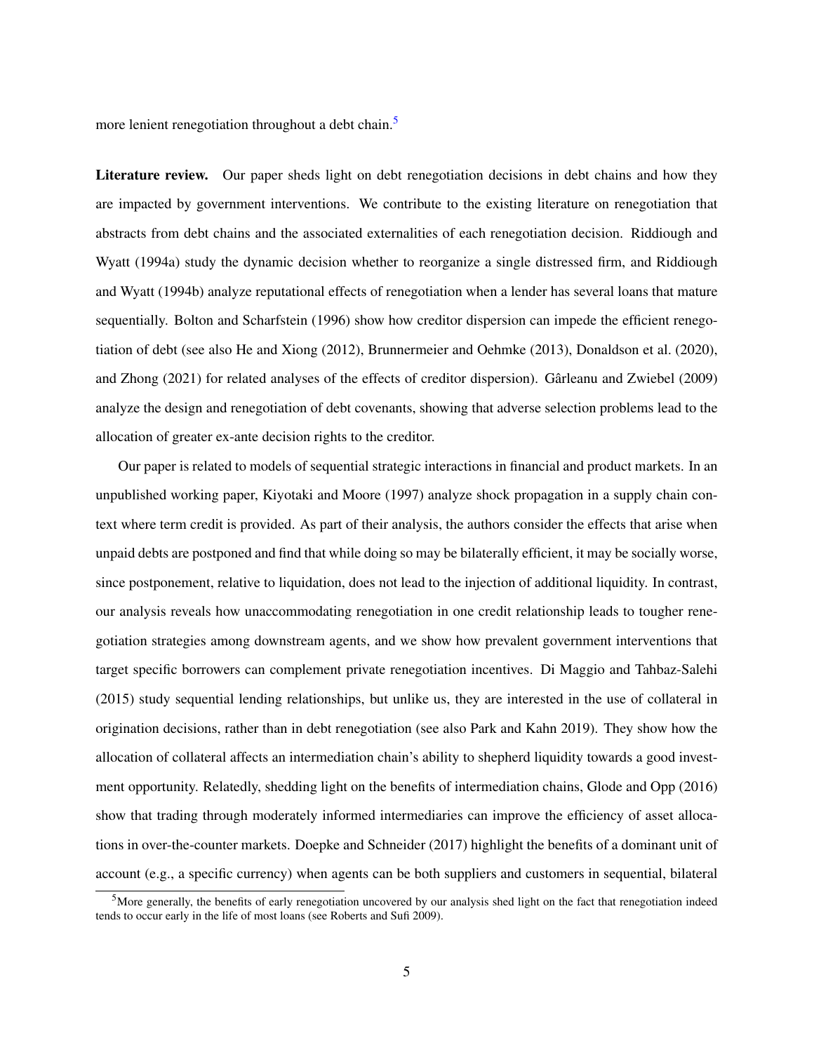more lenient renegotiation throughout a debt chain.[5]

**Literature review.** Our paper sheds light on debt renegotiation decisions in debt chains and how they are impacted by government interventions. We contribute to the existing literature on renegotiation that abstracts from debt chains and the associated externalities of each renegotiation decision. Riddiough and Wyatt (1994a) study the dynamic decision whether to reorganize a single distressed firm, and Riddiough and Wyatt (1994b) analyze reputational effects of renegotiation when a lender has several loans that mature sequentially. Bolton and Scharfstein (1996) show how creditor dispersion can impede the efficient renegotiation of debt (see also He and Xiong (2012), Brunnermeier and Oehmke (2013), Donaldson et al. (2020), and Zhong (2021) for related analyses of the effects of creditor dispersion). Gârleanu and Zwiebel (2009) analyze the design and renegotiation of debt covenants, showing that adverse selection problems lead to the allocation of greater ex-ante decision rights to the creditor.

Our paper is related to models of sequential strategic interactions in financial and product markets. In an unpublished working paper, Kiyotaki and Moore (1997) analyze shock propagation in a supply chain context where term credit is provided. As part of their analysis, the authors consider the effects that arise when unpaid debts are postponed and find that while doing so may be bilaterally efficient, it may be socially worse, since postponement, relative to liquidation, does not lead to the injection of additional liquidity. In contrast, our analysis reveals how unaccommodating renegotiation in one credit relationship leads to tougher renegotiation strategies among downstream agents, and we show how prevalent government interventions that target specific borrowers can complement private renegotiation incentives. Di Maggio and Tahbaz-Salehi (2015) study sequential lending relationships, but unlike us, they are interested in the use of collateral in origination decisions, rather than in debt renegotiation (see also Park and Kahn 2019). They show how the allocation of collateral affects an intermediation chain's ability to shepherd liquidity towards a good investment opportunity. Relatedly, shedding light on the benefits of intermediation chains, Glode and Opp (2016) show that trading through moderately informed intermediaries can improve the efficiency of asset allocations in over-the-counter markets. Doepke and Schneider (2017) highlight the benefits of a dominant unit of account (e.g., a specific currency) when agents can be both suppliers and customers in sequential, bilateral

[5] More generally, the benefits of early renegotiation uncovered by our analysis shed light on the fact that renegotiation indeed tends to occur early in the life of most loans (see Roberts and Sufi 2009).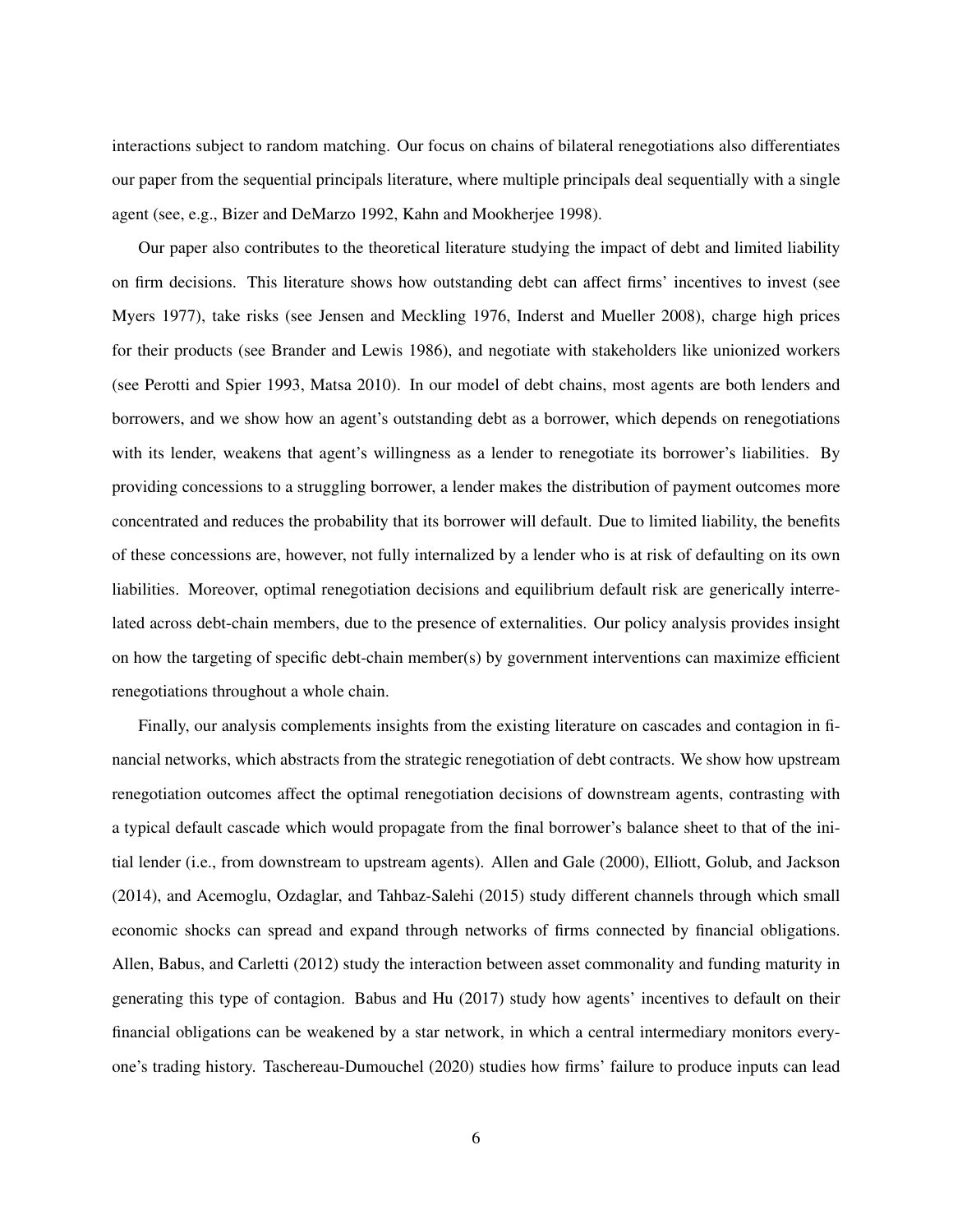interactions subject to random matching. Our focus on chains of bilateral renegotiations also differentiates our paper from the sequential principals literature, where multiple principals deal sequentially with a single agent (see, e.g., Bizer and DeMarzo 1992, Kahn and Mookherjee 1998).

Our paper also contributes to the theoretical literature studying the impact of debt and limited liability on firm decisions. This literature shows how outstanding debt can affect firms' incentives to invest (see Myers 1977), take risks (see Jensen and Meckling 1976, Inderst and Mueller 2008), charge high prices for their products (see Brander and Lewis 1986), and negotiate with stakeholders like unionized workers (see Perotti and Spier 1993, Matsa 2010). In our model of debt chains, most agents are both lenders and borrowers, and we show how an agent's outstanding debt as a borrower, which depends on renegotiations with its lender, weakens that agent's willingness as a lender to renegotiate its borrower's liabilities. By providing concessions to a struggling borrower, a lender makes the distribution of payment outcomes more concentrated and reduces the probability that its borrower will default. Due to limited liability, the benefits of these concessions are, however, not fully internalized by a lender who is at risk of defaulting on its own liabilities. Moreover, optimal renegotiation decisions and equilibrium default risk are generically interrelated across debt-chain members, due to the presence of externalities. Our policy analysis provides insight on how the targeting of specific debt-chain member(s) by government interventions can maximize efficient renegotiations throughout a whole chain.

Finally, our analysis complements insights from the existing literature on cascades and contagion in financial networks, which abstracts from the strategic renegotiation of debt contracts. We show how upstream renegotiation outcomes affect the optimal renegotiation decisions of downstream agents, contrasting with a typical default cascade which would propagate from the final borrower's balance sheet to that of the initial lender (i.e., from downstream to upstream agents). Allen and Gale (2000), Elliott, Golub, and Jackson (2014), and Acemoglu, Ozdaglar, and Tahbaz-Salehi (2015) study different channels through which small economic shocks can spread and expand through networks of firms connected by financial obligations. Allen, Babus, and Carletti (2012) study the interaction between asset commonality and funding maturity in generating this type of contagion. Babus and Hu (2017) study how agents' incentives to default on their financial obligations can be weakened by a star network, in which a central intermediary monitors everyone's trading history. Taschereau-Dumouchel (2020) studies how firms' failure to produce inputs can lead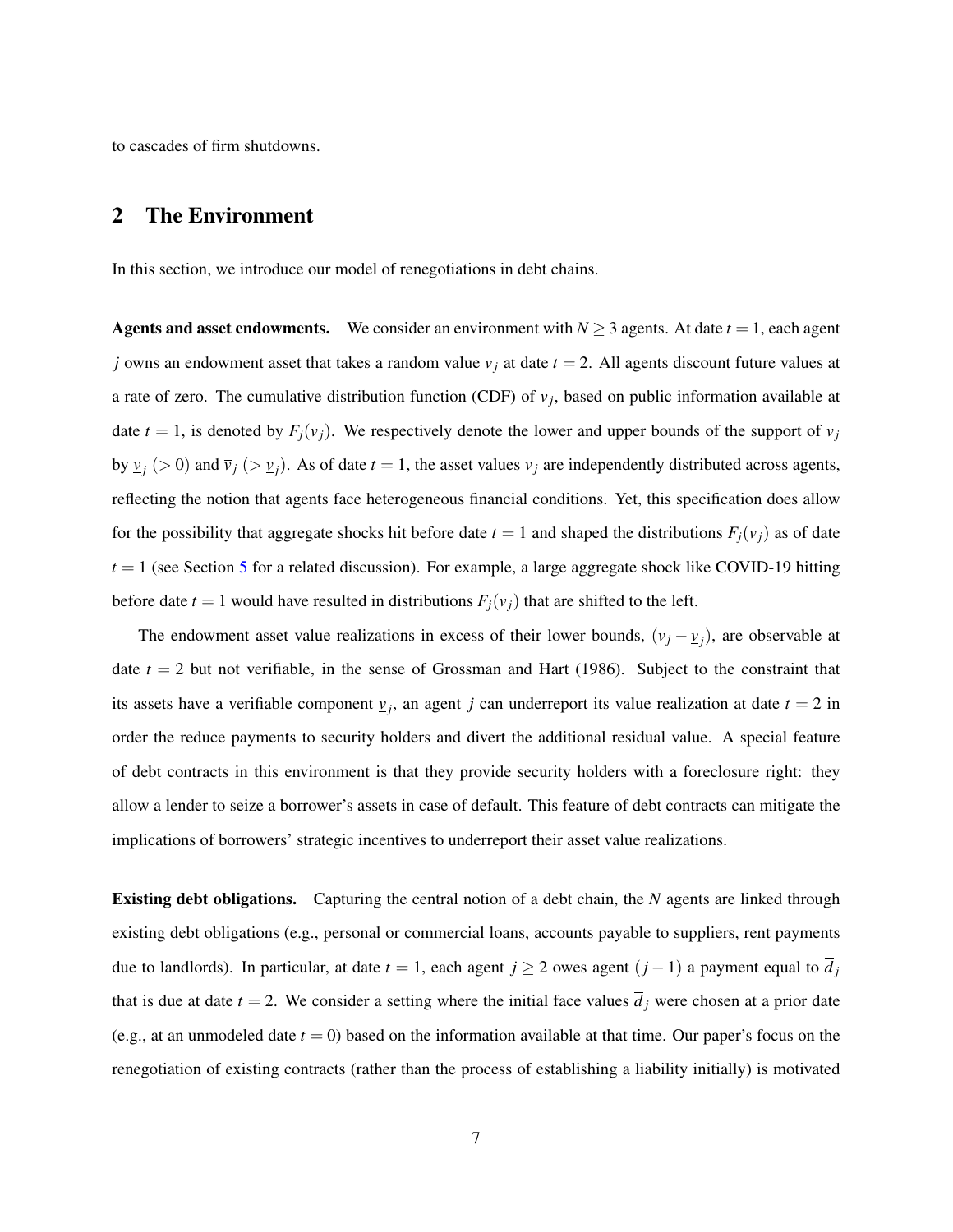to cascades of firm shutdowns.

## 2 The Environment

In this section, we introduce our model of renegotiations in debt chains.

**Agents and asset endowments.** We consider an environment with $N \geq 3$ agents. At date $t = 1$, each agent $j$ owns an endowment asset that takes a random value $v_j$ at date $t = 2$. All agents discount future values at a rate of zero. The cumulative distribution function (CDF) of $v_j$, based on public information available at date $t = 1$, is denoted by $F_j(v_j)$. We respectively denote the lower and upper bounds of the support of $v_j$ by $\underline{v}_j$ ($> 0$) and $\overline{v}_j$ ($> \underline{v}_j$). As of date $t = 1$, the asset values $v_j$ are independently distributed across agents, reflecting the notion that agents face heterogeneous financial conditions. Yet, this specification does allow for the possibility that aggregate shocks hit before date $t = 1$ and shaped the distributions $F_j(v_j)$ as of date $t = 1$ (see Section 5 for a related discussion). For example, a large aggregate shock like COVID-19 hitting before date $t = 1$ would have resulted in distributions $F_j(v_j)$ that are shifted to the left.

The endowment asset value realizations in excess of their lower bounds, $(v_j - \underline{v}_j)$, are observable at date $t = 2$ but not verifiable, in the sense of Grossman and Hart (1986). Subject to the constraint that its assets have a verifiable component $\underline{v}_j$, an agent $j$ can underreport its value realization at date $t = 2$ in order the reduce payments to security holders and divert the additional residual value. A special feature of debt contracts in this environment is that they provide security holders with a foreclosure right: they allow a lender to seize a borrower's assets in case of default. This feature of debt contracts can mitigate the implications of borrowers' strategic incentives to underreport their asset value realizations.

**Existing debt obligations.** Capturing the central notion of a debt chain, the $N$ agents are linked through existing debt obligations (e.g., personal or commercial loans, accounts payable to suppliers, rent payments due to landlords). In particular, at date $t = 1$, each agent $j \geq 2$ owes agent $(j-1)$ a payment equal to $\overline{d}_j$ that is due at date $t = 2$. We consider a setting where the initial face values $\overline{d}_j$ were chosen at a prior date (e.g., at an unmodeled date $t = 0$) based on the information available at that time. Our paper's focus on the renegotiation of existing contracts (rather than the process of establishing a liability initially) is motivated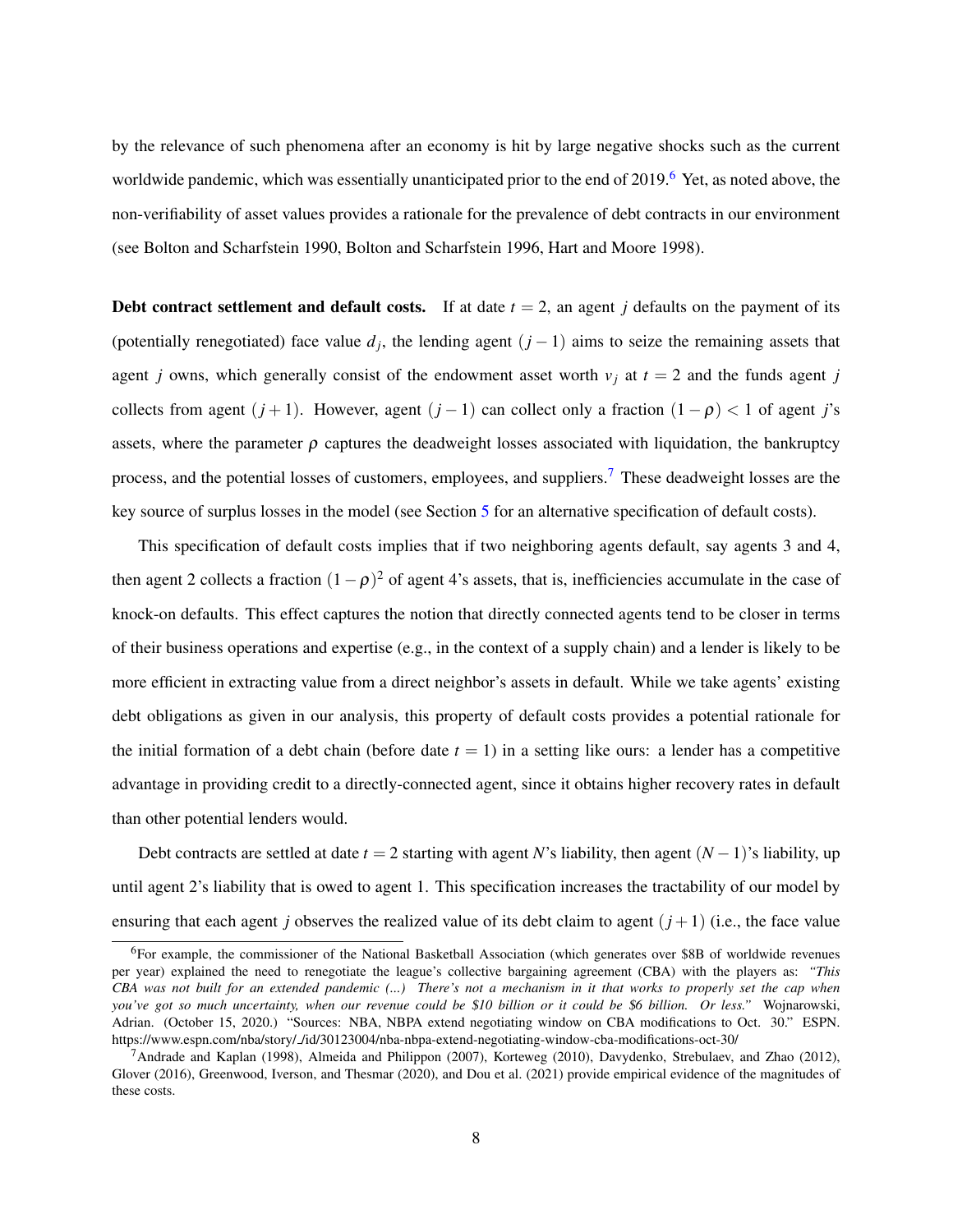by the relevance of such phenomena after an economy is hit by large negative shocks such as the current worldwide pandemic, which was essentially unanticipated prior to the end of 2019.[6] Yet, as noted above, the non-verifiability of asset values provides a rationale for the prevalence of debt contracts in our environment (see Bolton and Scharfstein 1990, Bolton and Scharfstein 1996, Hart and Moore 1998).

**Debt contract settlement and default costs.** If at date $t = 2$, an agent $j$ defaults on the payment of its (potentially renegotiated) face value $d_j$, the lending agent $(j-1)$ aims to seize the remaining assets that agent $j$ owns, which generally consist of the endowment asset worth $v_j$ at $t = 2$ and the funds agent $j$ collects from agent $(j+1)$. However, agent $(j-1)$ can collect only a fraction $(1-\rho) < 1$ of agent $j$'s assets, where the parameter $\rho$ captures the deadweight losses associated with liquidation, the bankruptcy process, and the potential losses of customers, employees, and suppliers.[7] These deadweight losses are the key source of surplus losses in the model (see Section 5 for an alternative specification of default costs).

This specification of default costs implies that if two neighboring agents default, say agents 3 and 4, then agent 2 collects a fraction $(1-\rho)^2$ of agent 4's assets, that is, inefficiencies accumulate in the case of knock-on defaults. This effect captures the notion that directly connected agents tend to be closer in terms of their business operations and expertise (e.g., in the context of a supply chain) and a lender is likely to be more efficient in extracting value from a direct neighbor's assets in default. While we take agents' existing debt obligations as given in our analysis, this property of default costs provides a potential rationale for the initial formation of a debt chain (before date $t = 1$) in a setting like ours: a lender has a competitive advantage in providing credit to a directly-connected agent, since it obtains higher recovery rates in default than other potential lenders would.

Debt contracts are settled at date $t = 2$ starting with agent $N$'s liability, then agent $(N-1)$'s liability, up until agent 2's liability that is owed to agent 1. This specification increases the tractability of our model by ensuring that each agent $j$ observes the realized value of its debt claim to agent $(j+1)$ (i.e., the face value

[6] For example, the commissioner of the National Basketball Association (which generates over \$8B of worldwide revenues per year) explained the need to renegotiate the league's collective bargaining agreement (CBA) with the players as: *"This CBA was not built for an extended pandemic (...) There's not a mechanism in it that works to properly set the cap when you've got so much uncertainty, when our revenue could be \$10 billion or it could be \$6 billion. Or less."* Wojnarowski, Adrian. (October 15, 2020.) "Sources: NBA, NBPA extend negotiating window on CBA modifications to Oct. 30." ESPN. https://www.espn.com/nba/story/_/id/30123004/nba-nbpa-extend-negotiating-window-cba-modifications-oct-30/

[7] Andrade and Kaplan (1998), Almeida and Philippon (2007), Korteweg (2010), Davydenko, Strebulaev, and Zhao (2012), Glover (2016), Greenwood, Iverson, and Thesmar (2020), and Dou et al. (2021) provide empirical evidence of the magnitudes of these costs.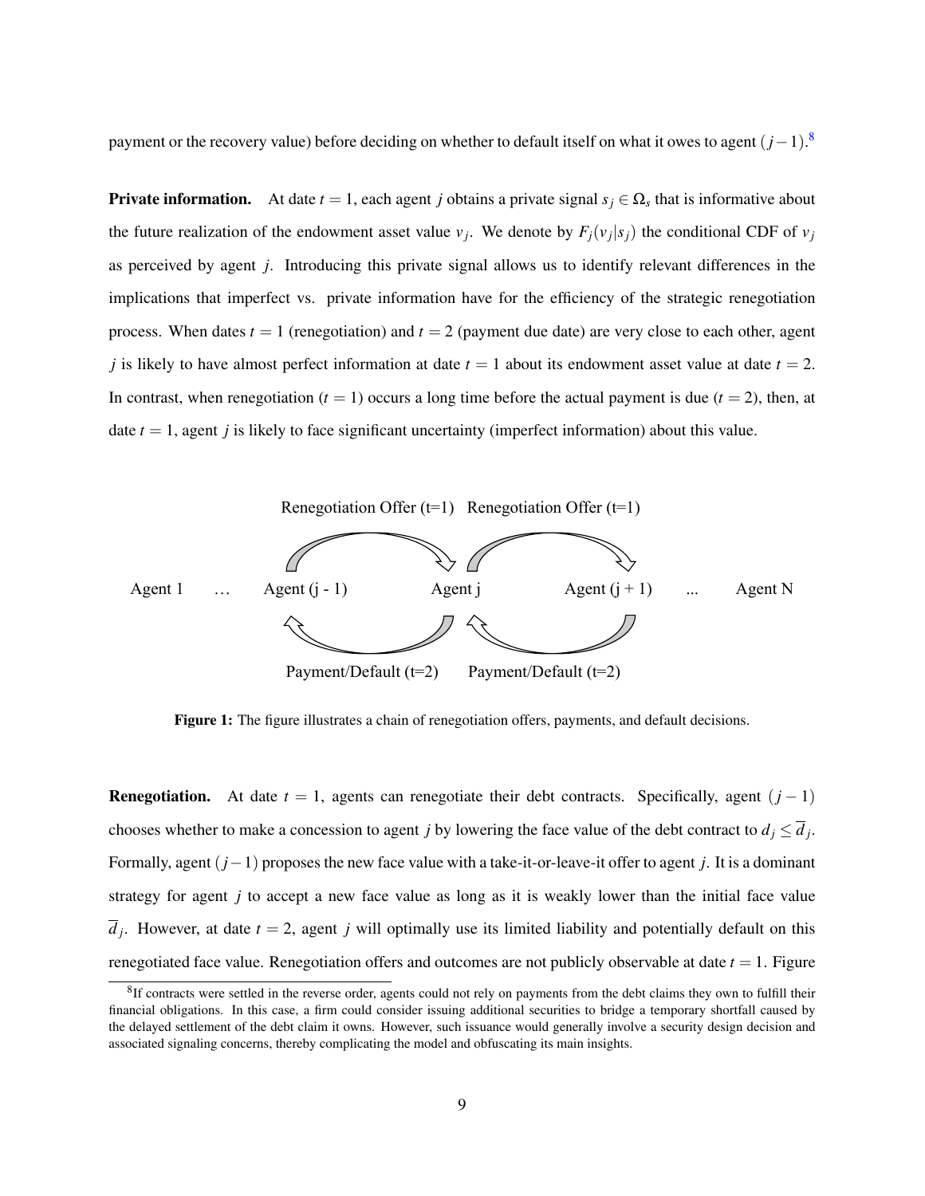payment or the recovery value) before deciding on whether to default itself on what it owes to agent $(j-1)$.[8]

**Private information.** At date $t = 1$, each agent $j$ obtains a private signal $s_j \in \Omega_s$ that is informative about the future realization of the endowment asset value $v_j$. We denote by $F_j(v_j|s_j)$ the conditional CDF of $v_j$ as perceived by agent $j$. Introducing this private signal allows us to identify relevant differences in the implications that imperfect vs. private information have for the efficiency of the strategic renegotiation process. When dates $t = 1$ (renegotiation) and $t = 2$ (payment due date) are very close to each other, agent $j$ is likely to have almost perfect information at date $t = 1$ about its endowment asset value at date $t = 2$. In contrast, when renegotiation ($t = 1$) occurs a long time before the actual payment is due ($t = 2$), then, at date $t = 1$, agent $j$ is likely to face significant uncertainty (imperfect information) about this value.

Renegotiation Offer (t=1) Renegotiation Offer (t=1)

Agent 1 … Agent (j - 1) Agent j Agent (j + 1) ... Agent N

Payment/Default (t=2) Payment/Default (t=2)

**Figure 1:** The figure illustrates a chain of renegotiation offers, payments, and default decisions.

**Renegotiation.** At date $t = 1$, agents can renegotiate their debt contracts. Specifically, agent $(j-1)$ chooses whether to make a concession to agent $j$ by lowering the face value of the debt contract to $d_j \leq \overline{d}_j$. Formally, agent $(j-1)$ proposes the new face value with a take-it-or-leave-it offer to agent $j$. It is a dominant strategy for agent $j$ to accept a new face value as long as it is weakly lower than the initial face value $\overline{d}_j$. However, at date $t = 2$, agent $j$ will optimally use its limited liability and potentially default on this renegotiated face value. Renegotiation offers and outcomes are not publicly observable at date $t = 1$. Figure

[8] If contracts were settled in the reverse order, agents could not rely on payments from the debt claims they own to fulfill their financial obligations. In this case, a firm could consider issuing additional securities to bridge a temporary shortfall caused by the delayed settlement of the debt claim it owns. However, such issuance would generally involve a security design decision and associated signaling concerns, thereby complicating the model and obfuscating its main insights.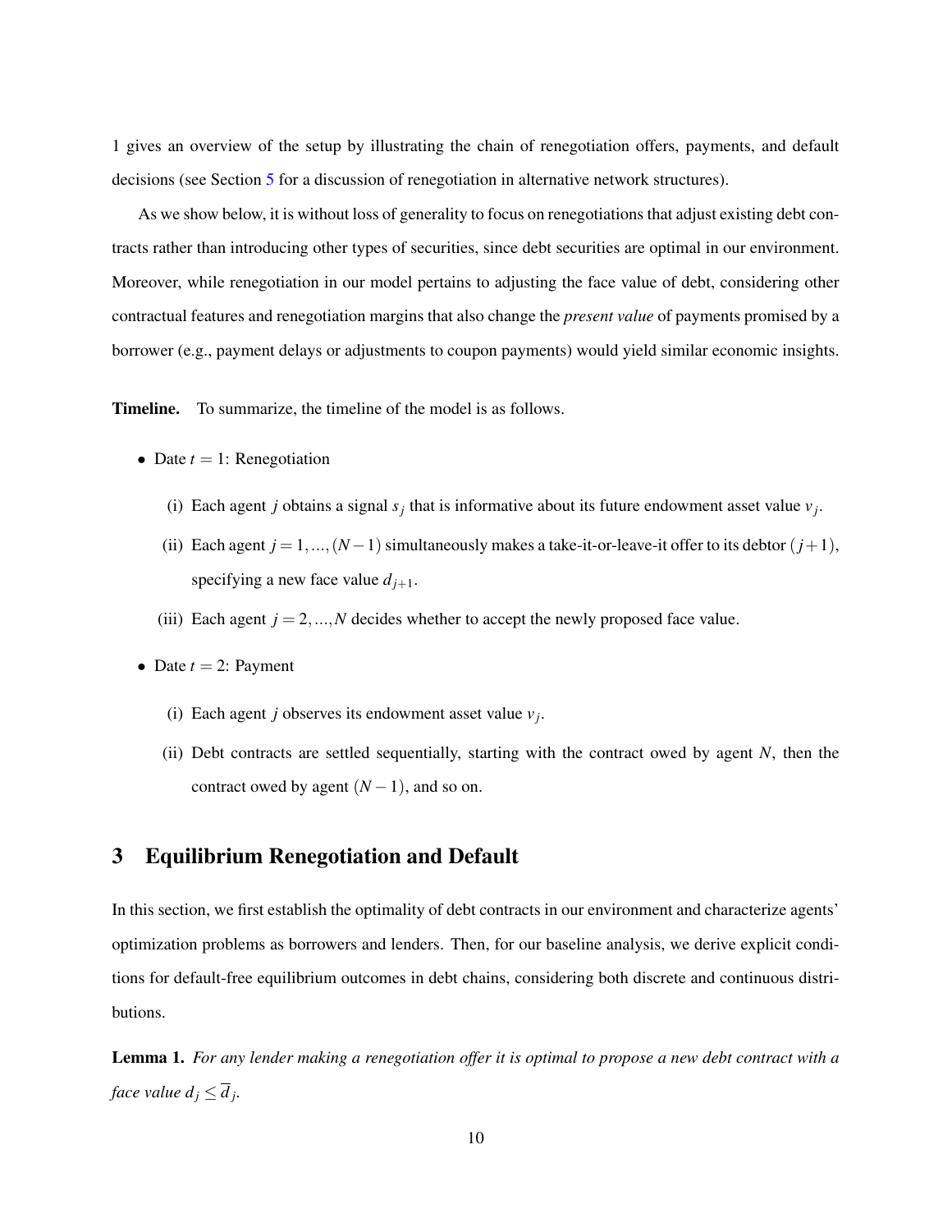1 gives an overview of the setup by illustrating the chain of renegotiation offers, payments, and default decisions (see Section 5 for a discussion of renegotiation in alternative network structures).

As we show below, it is without loss of generality to focus on renegotiations that adjust existing debt contracts rather than introducing other types of securities, since debt securities are optimal in our environment. Moreover, while renegotiation in our model pertains to adjusting the face value of debt, considering other contractual features and renegotiation margins that also change the *present value* of payments promised by a borrower (e.g., payment delays or adjustments to coupon payments) would yield similar economic insights.

**Timeline.** To summarize, the timeline of the model is as follows.

- Date $t = 1$: Renegotiation
  - (i) Each agent $j$ obtains a signal $s_j$ that is informative about its future endowment asset value $v_j$.
  - (ii) Each agent $j = 1, ..., (N-1)$ simultaneously makes a take-it-or-leave-it offer to its debtor $(j+1)$, specifying a new face value $d_{j+1}$.
  - (iii) Each agent $j = 2, ..., N$ decides whether to accept the newly proposed face value.
- Date $t = 2$: Payment
  - (i) Each agent $j$ observes its endowment asset value $v_j$.
  - (ii) Debt contracts are settled sequentially, starting with the contract owed by agent $N$, then the contract owed by agent $(N-1)$, and so on.

## 3 Equilibrium Renegotiation and Default

In this section, we first establish the optimality of debt contracts in our environment and characterize agents' optimization problems as borrowers and lenders. Then, for our baseline analysis, we derive explicit conditions for default-free equilibrium outcomes in debt chains, considering both discrete and continuous distributions.

**Lemma 1.** *For any lender making a renegotiation offer it is optimal to propose a new debt contract with a face value $d_j \leq \overline{d}_j$.*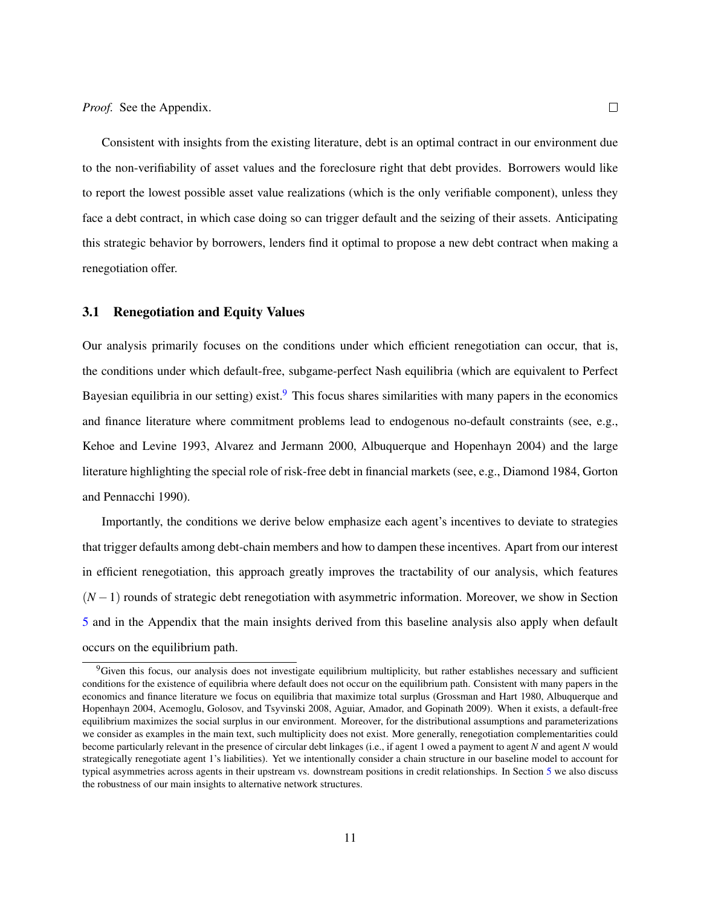*Proof.* See the Appendix. □

Consistent with insights from the existing literature, debt is an optimal contract in our environment due to the non-verifiability of asset values and the foreclosure right that debt provides. Borrowers would like to report the lowest possible asset value realizations (which is the only verifiable component), unless they face a debt contract, in which case doing so can trigger default and the seizing of their assets. Anticipating this strategic behavior by borrowers, lenders find it optimal to propose a new debt contract when making a renegotiation offer.

## 3.1 Renegotiation and Equity Values

Our analysis primarily focuses on the conditions under which efficient renegotiation can occur, that is, the conditions under which default-free, subgame-perfect Nash equilibria (which are equivalent to Perfect Bayesian equilibria in our setting) exist.[9] This focus shares similarities with many papers in the economics and finance literature where commitment problems lead to endogenous no-default constraints (see, e.g., Kehoe and Levine 1993, Alvarez and Jermann 2000, Albuquerque and Hopenhayn 2004) and the large literature highlighting the special role of risk-free debt in financial markets (see, e.g., Diamond 1984, Gorton and Pennacchi 1990).

Importantly, the conditions we derive below emphasize each agent's incentives to deviate to strategies that trigger defaults among debt-chain members and how to dampen these incentives. Apart from our interest in efficient renegotiation, this approach greatly improves the tractability of our analysis, which features $(N-1)$ rounds of strategic debt renegotiation with asymmetric information. Moreover, we show in Section 5 and in the Appendix that the main insights derived from this baseline analysis also apply when default occurs on the equilibrium path.

[9] Given this focus, our analysis does not investigate equilibrium multiplicity, but rather establishes necessary and sufficient conditions for the existence of equilibria where default does not occur on the equilibrium path. Consistent with many papers in the economics and finance literature we focus on equilibria that maximize total surplus (Grossman and Hart 1980, Albuquerque and Hopenhayn 2004, Acemoglu, Golosov, and Tsyvinski 2008, Aguiar, Amador, and Gopinath 2009). When it exists, a default-free equilibrium maximizes the social surplus in our environment. Moreover, for the distributional assumptions and parameterizations we consider as examples in the main text, such multiplicity does not exist. More generally, renegotiation complementarities could become particularly relevant in the presence of circular debt linkages (i.e., if agent 1 owed a payment to agent $N$ and agent $N$ would strategically renegotiate agent 1's liabilities). Yet we intentionally consider a chain structure in our baseline model to account for typical asymmetries across agents in their upstream vs. downstream positions in credit relationships. In Section 5 we also discuss the robustness of our main insights to alternative network structures.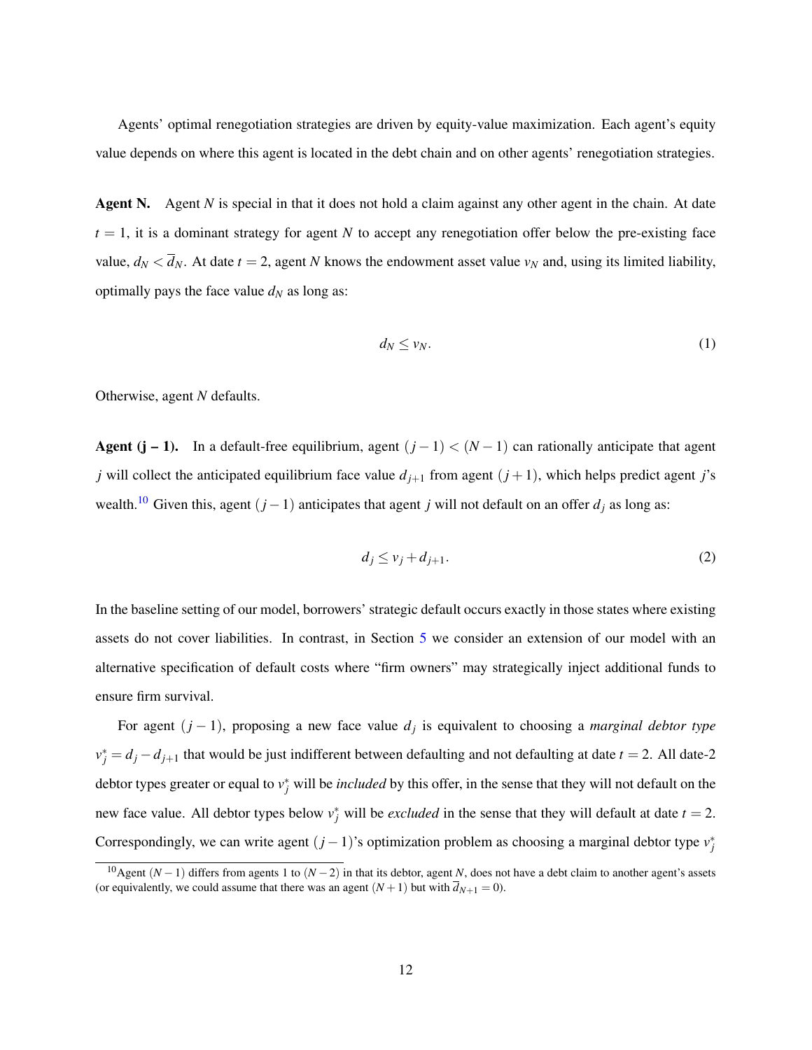Agents' optimal renegotiation strategies are driven by equity-value maximization. Each agent's equity value depends on where this agent is located in the debt chain and on other agents' renegotiation strategies.

**Agent N.** Agent $N$ is special in that it does not hold a claim against any other agent in the chain. At date $t = 1$, it is a dominant strategy for agent $N$ to accept any renegotiation offer below the pre-existing face value, $d_N < \overline{d}_N$. At date $t = 2$, agent $N$ knows the endowment asset value $v_N$ and, using its limited liability, optimally pays the face value $d_N$ as long as:

$$d_N \leq v_N. \tag{1}$$

Otherwise, agent $N$ defaults.

**Agent (j – 1).** In a default-free equilibrium, agent $(j-1) < (N-1)$ can rationally anticipate that agent $j$ will collect the anticipated equilibrium face value $d_{j+1}$ from agent $(j+1)$, which helps predict agent $j$'s wealth.[10] Given this, agent $(j-1)$ anticipates that agent $j$ will not default on an offer $d_j$ as long as:

$$d_j \leq v_j + d_{j+1}. \tag{2}$$

In the baseline setting of our model, borrowers' strategic default occurs exactly in those states where existing assets do not cover liabilities. In contrast, in Section 5 we consider an extension of our model with an alternative specification of default costs where "firm owners" may strategically inject additional funds to ensure firm survival.

For agent $(j-1)$, proposing a new face value $d_j$ is equivalent to choosing a *marginal debtor type* $v_j^* = d_j - d_{j+1}$ that would be just indifferent between defaulting and not defaulting at date $t = 2$. All date-2 debtor types greater or equal to $v_j^*$ will be *included* by this offer, in the sense that they will not default on the new face value. All debtor types below $v_j^*$ will be *excluded* in the sense that they will default at date $t = 2$. Correspondingly, we can write agent $(j-1)$'s optimization problem as choosing a marginal debtor type $v_j^*$

[10] Agent $(N-1)$ differs from agents 1 to $(N-2)$ in that its debtor, agent $N$, does not have a debt claim to another agent's assets (or equivalently, we could assume that there was an agent $(N+1)$ but with $\overline{d}_{N+1} = 0$).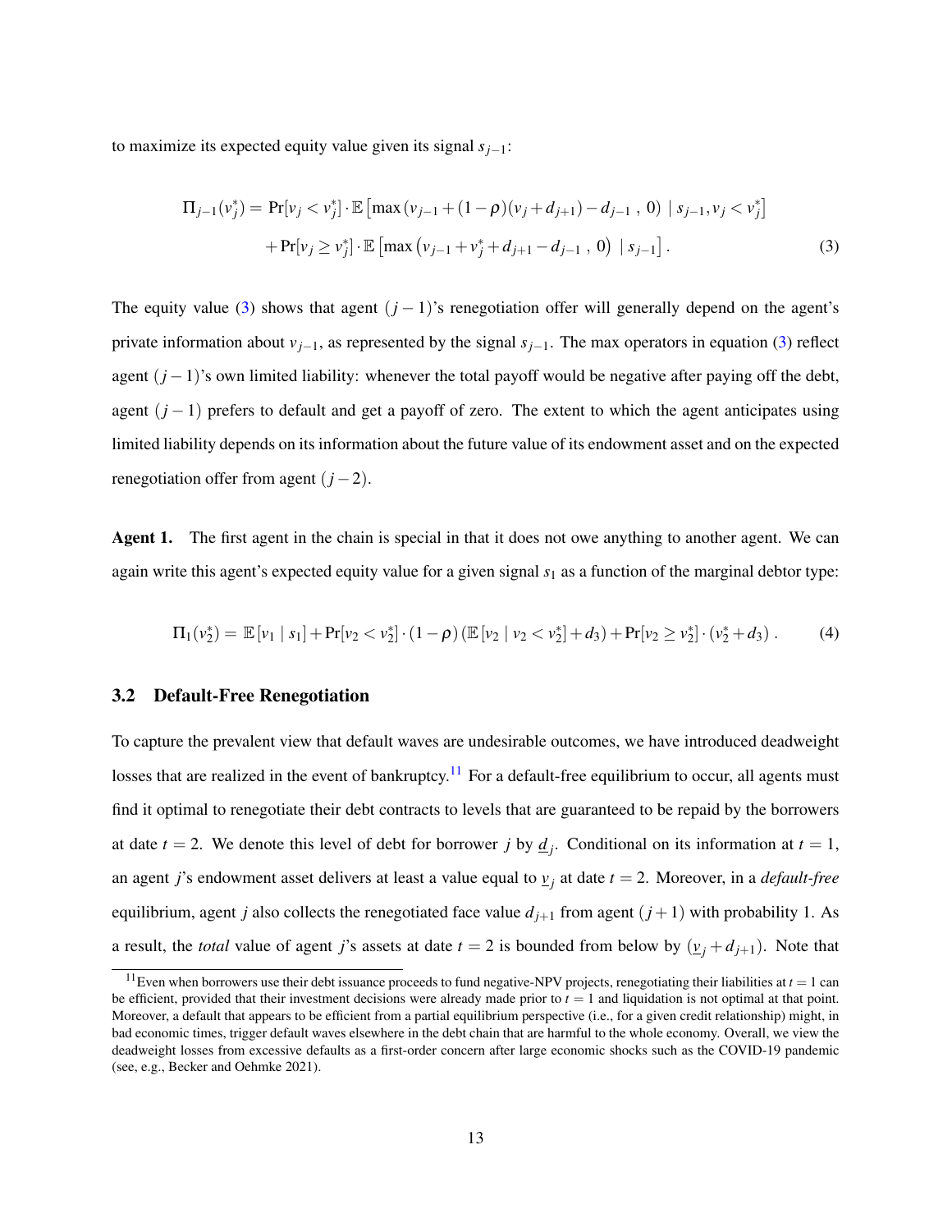to maximize its expected equity value given its signal $s_{j-1}$:

$$\Pi_{j-1}(v_j^*) = \Pr[v_j < v_j^*] \cdot \mathbb{E}\left[\max\left(v_{j-1} + (1-\rho)(v_j + d_{j+1}) - d_{j-1}\ ,\ 0\right) \mid s_{j-1}, v_j < v_j^*\right]$$
$$+ \Pr[v_j \geq v_j^*] \cdot \mathbb{E}\left[\max\left(v_{j-1} + v_j^* + d_{j+1} - d_{j-1}\ ,\ 0\right) \mid s_{j-1}\right]. \tag{3}$$

The equity value (3) shows that agent $(j-1)$'s renegotiation offer will generally depend on the agent's private information about $v_{j-1}$, as represented by the signal $s_{j-1}$. The max operators in equation (3) reflect agent $(j-1)$'s own limited liability: whenever the total payoff would be negative after paying off the debt, agent $(j-1)$ prefers to default and get a payoff of zero. The extent to which the agent anticipates using limited liability depends on its information about the future value of its endowment asset and on the expected renegotiation offer from agent $(j-2)$.

**Agent 1.** The first agent in the chain is special in that it does not owe anything to another agent. We can again write this agent's expected equity value for a given signal $s_1$ as a function of the marginal debtor type:

$$\Pi_1(v_2^*) = \mathbb{E}[v_1 \mid s_1] + \Pr[v_2 < v_2^*] \cdot (1-\rho)\left(\mathbb{E}[v_2 \mid v_2 < v_2^*] + d_3\right) + \Pr[v_2 \geq v_2^*] \cdot (v_2^* + d_3)\,. \tag{4}$$

### 3.2 Default-Free Renegotiation

To capture the prevalent view that default waves are undesirable outcomes, we have introduced deadweight losses that are realized in the event of bankruptcy.[11] For a default-free equilibrium to occur, all agents must find it optimal to renegotiate their debt contracts to levels that are guaranteed to be repaid by the borrowers at date $t = 2$. We denote this level of debt for borrower $j$ by $\underline{d}_j$. Conditional on its information at $t = 1$, an agent $j$'s endowment asset delivers at least a value equal to $\underline{v}_j$ at date $t = 2$. Moreover, in a *default-free* equilibrium, agent $j$ also collects the renegotiated face value $d_{j+1}$ from agent $(j+1)$ with probability 1. As a result, the *total* value of agent $j$'s assets at date $t = 2$ is bounded from below by $(\underline{v}_j + d_{j+1})$. Note that

[11] Even when borrowers use their debt issuance proceeds to fund negative-NPV projects, renegotiating their liabilities at $t = 1$ can be efficient, provided that their investment decisions were already made prior to $t = 1$ and liquidation is not optimal at that point. Moreover, a default that appears to be efficient from a partial equilibrium perspective (i.e., for a given credit relationship) might, in bad economic times, trigger default waves elsewhere in the debt chain that are harmful to the whole economy. Overall, we view the deadweight losses from excessive defaults as a first-order concern after large economic shocks such as the COVID-19 pandemic (see, e.g., Becker and Oehmke 2021).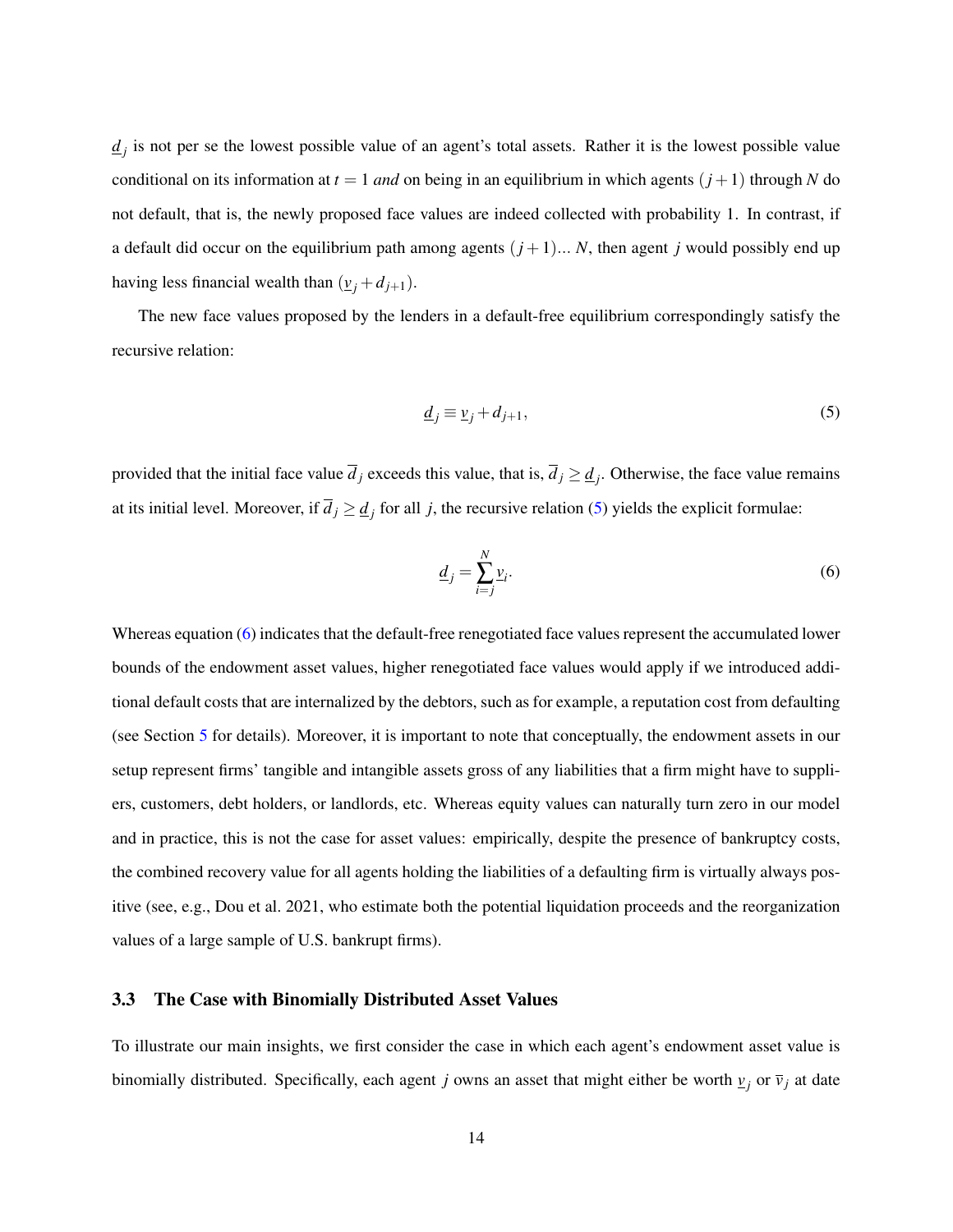$\underline{d}_j$ is not per se the lowest possible value of an agent's total assets. Rather it is the lowest possible value conditional on its information at $t = 1$ *and* on being in an equilibrium in which agents $(j+1)$ through $N$ do not default, that is, the newly proposed face values are indeed collected with probability 1. In contrast, if a default did occur on the equilibrium path among agents $(j+1)... N$, then agent $j$ would possibly end up having less financial wealth than $(\underline{v}_j + d_{j+1})$.

The new face values proposed by the lenders in a default-free equilibrium correspondingly satisfy the recursive relation:

$$\underline{d}_j \equiv \underline{v}_j + d_{j+1}, \tag{5}$$

provided that the initial face value $\overline{d}_j$ exceeds this value, that is, $\overline{d}_j \geq \underline{d}_j$. Otherwise, the face value remains at its initial level. Moreover, if $\overline{d}_j \geq \underline{d}_j$ for all $j$, the recursive relation (5) yields the explicit formulae:

$$\underline{d}_j = \sum_{i=j}^{N} \underline{v}_i. \tag{6}$$

Whereas equation (6) indicates that the default-free renegotiated face values represent the accumulated lower bounds of the endowment asset values, higher renegotiated face values would apply if we introduced additional default costs that are internalized by the debtors, such as for example, a reputation cost from defaulting (see Section 5 for details). Moreover, it is important to note that conceptually, the endowment assets in our setup represent firms' tangible and intangible assets gross of any liabilities that a firm might have to suppliers, customers, debt holders, or landlords, etc. Whereas equity values can naturally turn zero in our model and in practice, this is not the case for asset values: empirically, despite the presence of bankruptcy costs, the combined recovery value for all agents holding the liabilities of a defaulting firm is virtually always positive (see, e.g., Dou et al. 2021, who estimate both the potential liquidation proceeds and the reorganization values of a large sample of U.S. bankrupt firms).

### 3.3 The Case with Binomially Distributed Asset Values

To illustrate our main insights, we first consider the case in which each agent's endowment asset value is binomially distributed. Specifically, each agent $j$ owns an asset that might either be worth $\underline{v}_j$ or $\overline{v}_j$ at date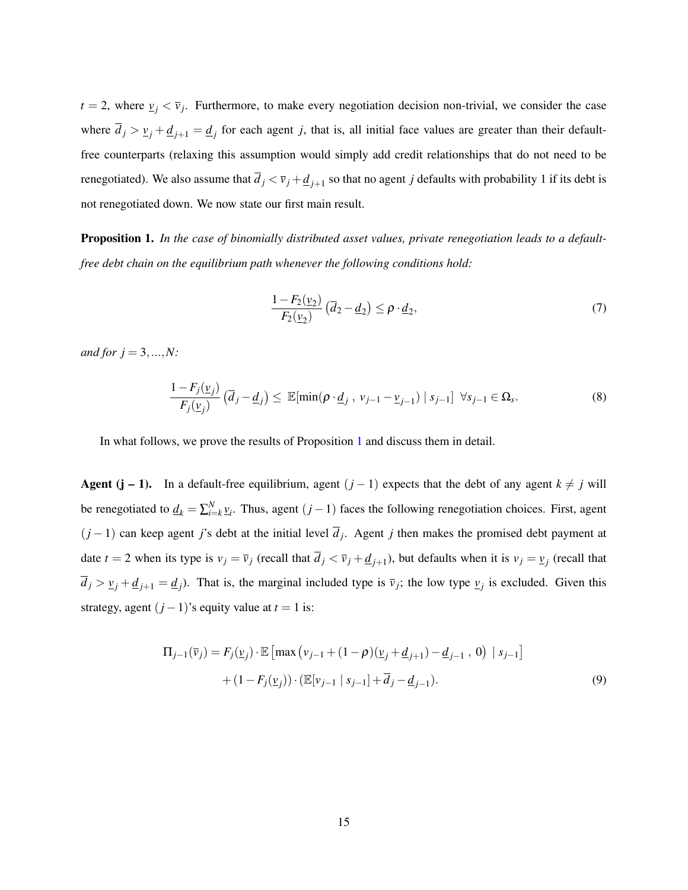$t = 2$, where $\underline{v}_j < \overline{v}_j$. Furthermore, to make every negotiation decision non-trivial, we consider the case where $\overline{d}_j > \underline{v}_j + \underline{d}_{j+1} = \underline{d}_j$ for each agent $j$, that is, all initial face values are greater than their default-free counterparts (relaxing this assumption would simply add credit relationships that do not need to be renegotiated). We also assume that $\overline{d}_j < \overline{v}_j + \underline{d}_{j+1}$ so that no agent $j$ defaults with probability 1 if its debt is not renegotiated down. We now state our first main result.

**Proposition 1.** *In the case of binomially distributed asset values, private renegotiation leads to a default-free debt chain on the equilibrium path whenever the following conditions hold:*

$$\frac{1 - F_2(\underline{v}_2)}{F_2(\underline{v}_2)} \left(\overline{d}_2 - \underline{d}_2\right) \leq \rho \cdot \underline{d}_2, \tag{7}$$

*and for $j = 3, \ldots, N$:*

$$\frac{1 - F_j(\underline{v}_j)}{F_j(\underline{v}_j)} \left(\overline{d}_j - \underline{d}_j\right) \leq \mathbb{E}[\min(\rho \cdot \underline{d}_j \ , \ v_{j-1} - \underline{v}_{j-1}) \mid s_{j-1}] \ \ \forall s_{j-1} \in \Omega_s. \tag{8}$$

In what follows, we prove the results of Proposition 1 and discuss them in detail.

**Agent (j – 1).** In a default-free equilibrium, agent $(j-1)$ expects that the debt of any agent $k \neq j$ will be renegotiated to $\underline{d}_k = \sum_{i=k}^N \underline{v}_i$. Thus, agent $(j-1)$ faces the following renegotiation choices. First, agent $(j-1)$ can keep agent $j$'s debt at the initial level $\overline{d}_j$. Agent $j$ then makes the promised debt payment at date $t = 2$ when its type is $v_j = \overline{v}_j$ (recall that $\overline{d}_j < \overline{v}_j + \underline{d}_{j+1}$), but defaults when it is $v_j = \underline{v}_j$ (recall that $\overline{d}_j > \underline{v}_j + \underline{d}_{j+1} = \underline{d}_j$). That is, the marginal included type is $\overline{v}_j$; the low type $\underline{v}_j$ is excluded. Given this strategy, agent $(j-1)$'s equity value at $t = 1$ is:

$$\Pi_{j-1}(\overline{v}_j) = F_j(\underline{v}_j) \cdot \mathbb{E}\left[\max\left(v_{j-1} + (1-\rho)(\underline{v}_j + \underline{d}_{j+1}) - \underline{d}_{j-1} \ , \ 0\right) \mid s_{j-1}\right]$$
$$+ (1 - F_j(\underline{v}_j)) \cdot (\mathbb{E}[v_{j-1} \mid s_{j-1}] + \overline{d}_j - \underline{d}_{j-1}). \tag{9}$$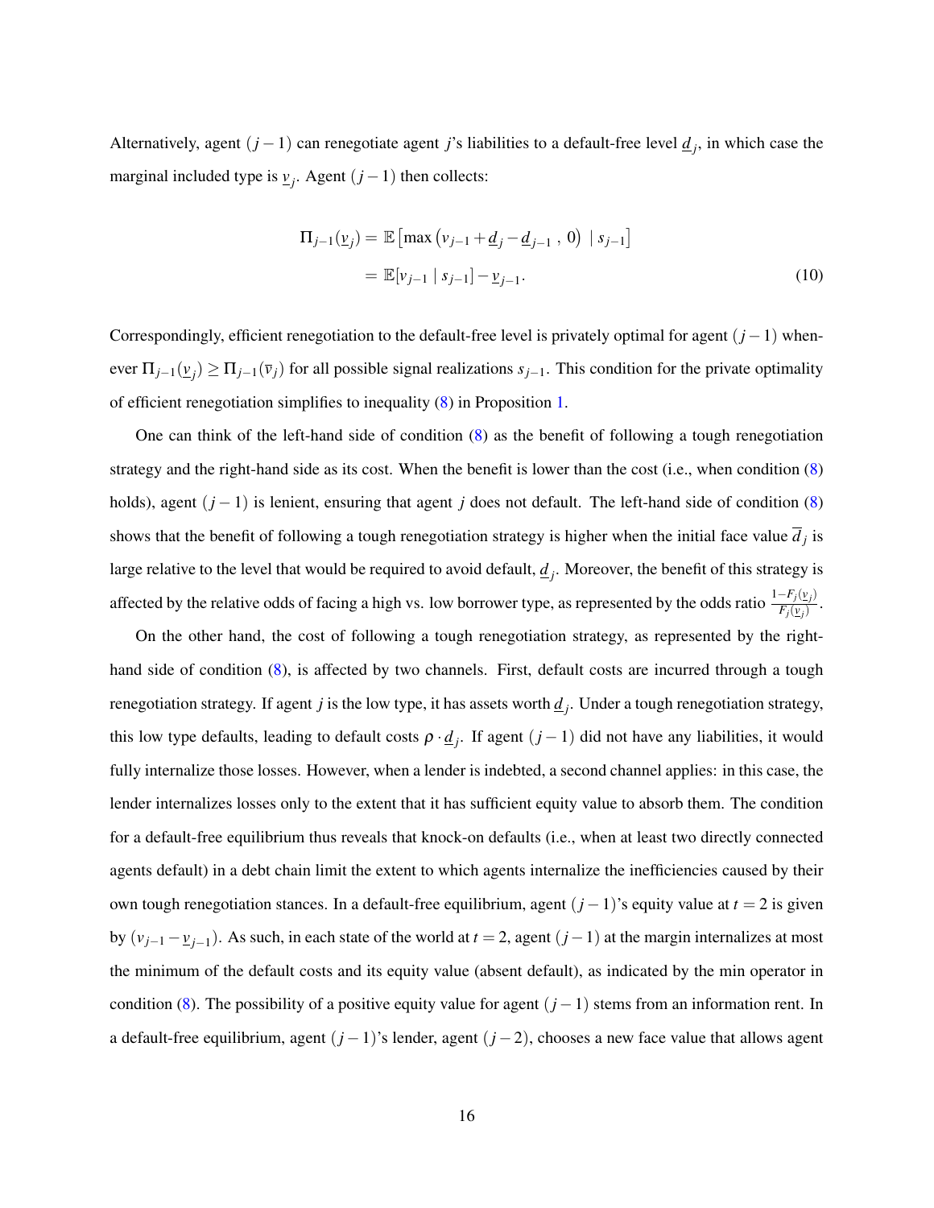Alternatively, agent $(j-1)$ can renegotiate agent $j$'s liabilities to a default-free level $\underline{d}_j$, in which case the marginal included type is $\underline{v}_j$. Agent $(j-1)$ then collects:

$$
\begin{aligned}
\Pi_{j-1}(\underline{v}_j) &= \mathbb{E}\left[\max\left(v_{j-1} + \underline{d}_j - \underline{d}_{j-1}\ ,\ 0\right)\ \mid s_{j-1}\right] \\
&= \mathbb{E}[v_{j-1} \mid s_{j-1}] - \underline{v}_{j-1}.
\end{aligned} \tag{10}
$$

Correspondingly, efficient renegotiation to the default-free level is privately optimal for agent $(j-1)$ whenever $\Pi_{j-1}(\underline{v}_j) \geq \Pi_{j-1}(\overline{v}_j)$ for all possible signal realizations $s_{j-1}$. This condition for the private optimality of efficient renegotiation simplifies to inequality (8) in Proposition 1.

One can think of the left-hand side of condition (8) as the benefit of following a tough renegotiation strategy and the right-hand side as its cost. When the benefit is lower than the cost (i.e., when condition (8) holds), agent $(j-1)$ is lenient, ensuring that agent $j$ does not default. The left-hand side of condition (8) shows that the benefit of following a tough renegotiation strategy is higher when the initial face value $\overline{d}_j$ is large relative to the level that would be required to avoid default, $\underline{d}_j$. Moreover, the benefit of this strategy is affected by the relative odds of facing a high vs. low borrower type, as represented by the odds ratio $\frac{1-F_j(\underline{v}_j)}{F_j(\underline{v}_j)}$.

On the other hand, the cost of following a tough renegotiation strategy, as represented by the right-hand side of condition (8), is affected by two channels. First, default costs are incurred through a tough renegotiation strategy. If agent $j$ is the low type, it has assets worth $\underline{d}_j$. Under a tough renegotiation strategy, this low type defaults, leading to default costs $\rho \cdot \underline{d}_j$. If agent $(j-1)$ did not have any liabilities, it would fully internalize those losses. However, when a lender is indebted, a second channel applies: in this case, the lender internalizes losses only to the extent that it has sufficient equity value to absorb them. The condition for a default-free equilibrium thus reveals that knock-on defaults (i.e., when at least two directly connected agents default) in a debt chain limit the extent to which agents internalize the inefficiencies caused by their own tough renegotiation stances. In a default-free equilibrium, agent $(j-1)$'s equity value at $t=2$ is given by $(v_{j-1} - \underline{v}_{j-1})$. As such, in each state of the world at $t=2$, agent $(j-1)$ at the margin internalizes at most the minimum of the default costs and its equity value (absent default), as indicated by the min operator in condition (8). The possibility of a positive equity value for agent $(j-1)$ stems from an information rent. In a default-free equilibrium, agent $(j-1)$'s lender, agent $(j-2)$, chooses a new face value that allows agent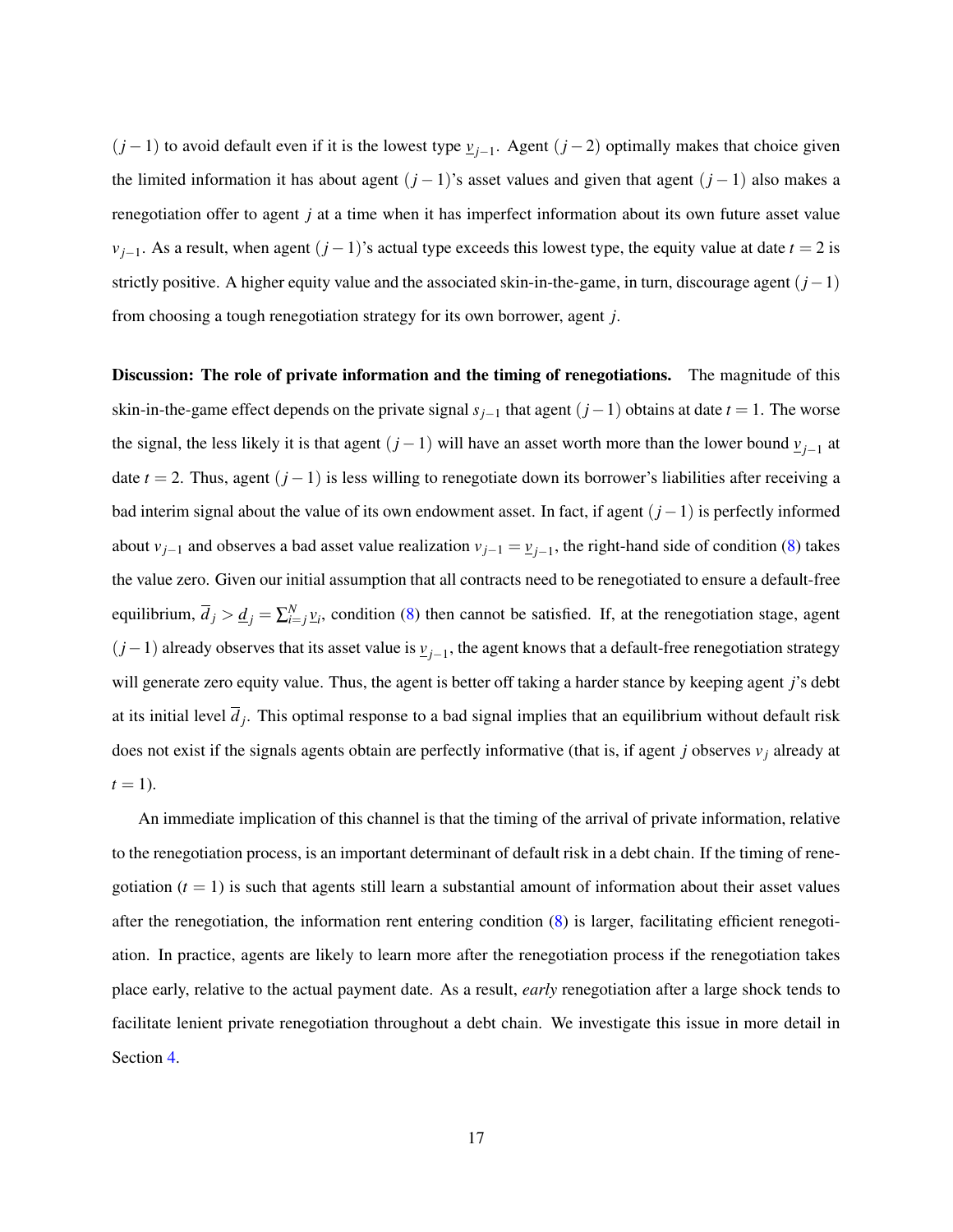$(j-1)$ to avoid default even if it is the lowest type $\underline{v}_{j-1}$. Agent $(j-2)$ optimally makes that choice given the limited information it has about agent $(j-1)$'s asset values and given that agent $(j-1)$ also makes a renegotiation offer to agent $j$ at a time when it has imperfect information about its own future asset value $v_{j-1}$. As a result, when agent $(j-1)$'s actual type exceeds this lowest type, the equity value at date $t=2$ is strictly positive. A higher equity value and the associated skin-in-the-game, in turn, discourage agent $(j-1)$ from choosing a tough renegotiation strategy for its own borrower, agent $j$.

**Discussion: The role of private information and the timing of renegotiations.** The magnitude of this skin-in-the-game effect depends on the private signal $s_{j-1}$ that agent $(j-1)$ obtains at date $t=1$. The worse the signal, the less likely it is that agent $(j-1)$ will have an asset worth more than the lower bound $\underline{v}_{j-1}$ at date $t=2$. Thus, agent $(j-1)$ is less willing to renegotiate down its borrower's liabilities after receiving a bad interim signal about the value of its own endowment asset. In fact, if agent $(j-1)$ is perfectly informed about $v_{j-1}$ and observes a bad asset value realization $v_{j-1} = \underline{v}_{j-1}$, the right-hand side of condition (8) takes the value zero. Given our initial assumption that all contracts need to be renegotiated to ensure a default-free equilibrium, $\overline{d}_j > \underline{d}_j = \sum_{i=j}^{N} \underline{v}_i$, condition (8) then cannot be satisfied. If, at the renegotiation stage, agent $(j-1)$ already observes that its asset value is $\underline{v}_{j-1}$, the agent knows that a default-free renegotiation strategy will generate zero equity value. Thus, the agent is better off taking a harder stance by keeping agent $j$'s debt at its initial level $\overline{d}_j$. This optimal response to a bad signal implies that an equilibrium without default risk does not exist if the signals agents obtain are perfectly informative (that is, if agent $j$ observes $v_j$ already at $t=1$).

An immediate implication of this channel is that the timing of the arrival of private information, relative to the renegotiation process, is an important determinant of default risk in a debt chain. If the timing of renegotiation ($t=1$) is such that agents still learn a substantial amount of information about their asset values after the renegotiation, the information rent entering condition (8) is larger, facilitating efficient renegotiation. In practice, agents are likely to learn more after the renegotiation process if the renegotiation takes place early, relative to the actual payment date. As a result, *early* renegotiation after a large shock tends to facilitate lenient private renegotiation throughout a debt chain. We investigate this issue in more detail in Section 4.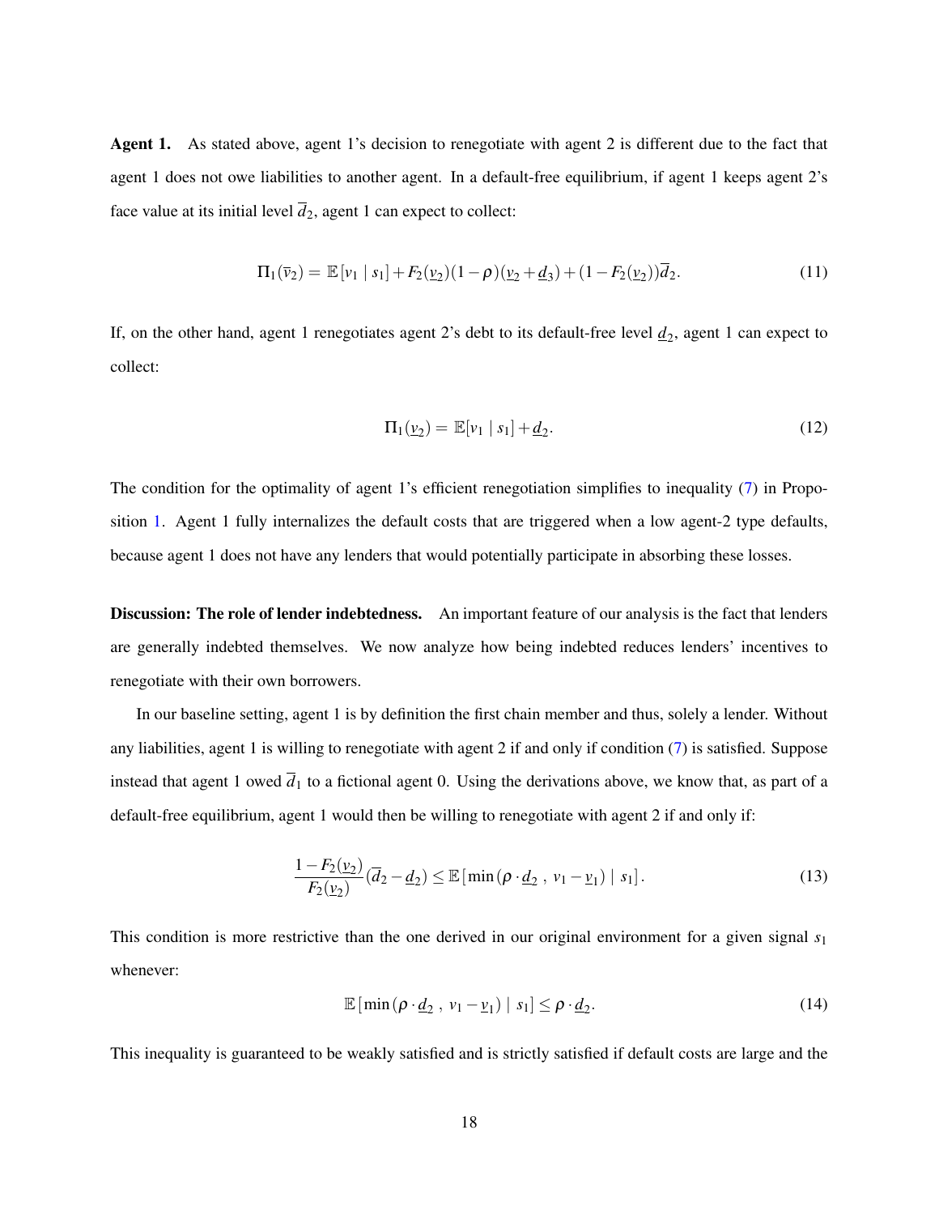**Agent 1.** As stated above, agent 1's decision to renegotiate with agent 2 is different due to the fact that agent 1 does not owe liabilities to another agent. In a default-free equilibrium, if agent 1 keeps agent 2's face value at its initial level $\overline{d}_2$, agent 1 can expect to collect:

$$\Pi_1(\overline{v}_2) = \mathbb{E}[v_1 \mid s_1] + F_2(\underline{v}_2)(1-\rho)(\underline{v}_2 + \underline{d}_3) + (1 - F_2(\underline{v}_2))\overline{d}_2. \tag{11}$$

If, on the other hand, agent 1 renegotiates agent 2's debt to its default-free level $\underline{d}_2$, agent 1 can expect to collect:

$$\Pi_1(\underline{v}_2) = \mathbb{E}[v_1 \mid s_1] + \underline{d}_2. \tag{12}$$

The condition for the optimality of agent 1's efficient renegotiation simplifies to inequality (7) in Proposition 1. Agent 1 fully internalizes the default costs that are triggered when a low agent-2 type defaults, because agent 1 does not have any lenders that would potentially participate in absorbing these losses.

**Discussion: The role of lender indebtedness.** An important feature of our analysis is the fact that lenders are generally indebted themselves. We now analyze how being indebted reduces lenders' incentives to renegotiate with their own borrowers.

In our baseline setting, agent 1 is by definition the first chain member and thus, solely a lender. Without any liabilities, agent 1 is willing to renegotiate with agent 2 if and only if condition (7) is satisfied. Suppose instead that agent 1 owed $\overline{d}_1$ to a fictional agent 0. Using the derivations above, we know that, as part of a default-free equilibrium, agent 1 would then be willing to renegotiate with agent 2 if and only if:

$$\frac{1 - F_2(\underline{v}_2)}{F_2(\underline{v}_2)}(\overline{d}_2 - \underline{d}_2) \leq \mathbb{E}\left[\min\left(\rho \cdot \underline{d}_2 \ , \ v_1 - \underline{v}_1\right) \mid s_1\right]. \tag{13}$$

This condition is more restrictive than the one derived in our original environment for a given signal $s_1$ whenever:

$$\mathbb{E}\left[\min\left(\rho \cdot \underline{d}_2 \ , \ v_1 - \underline{v}_1\right) \mid s_1\right] \leq \rho \cdot \underline{d}_2. \tag{14}$$

This inequality is guaranteed to be weakly satisfied and is strictly satisfied if default costs are large and the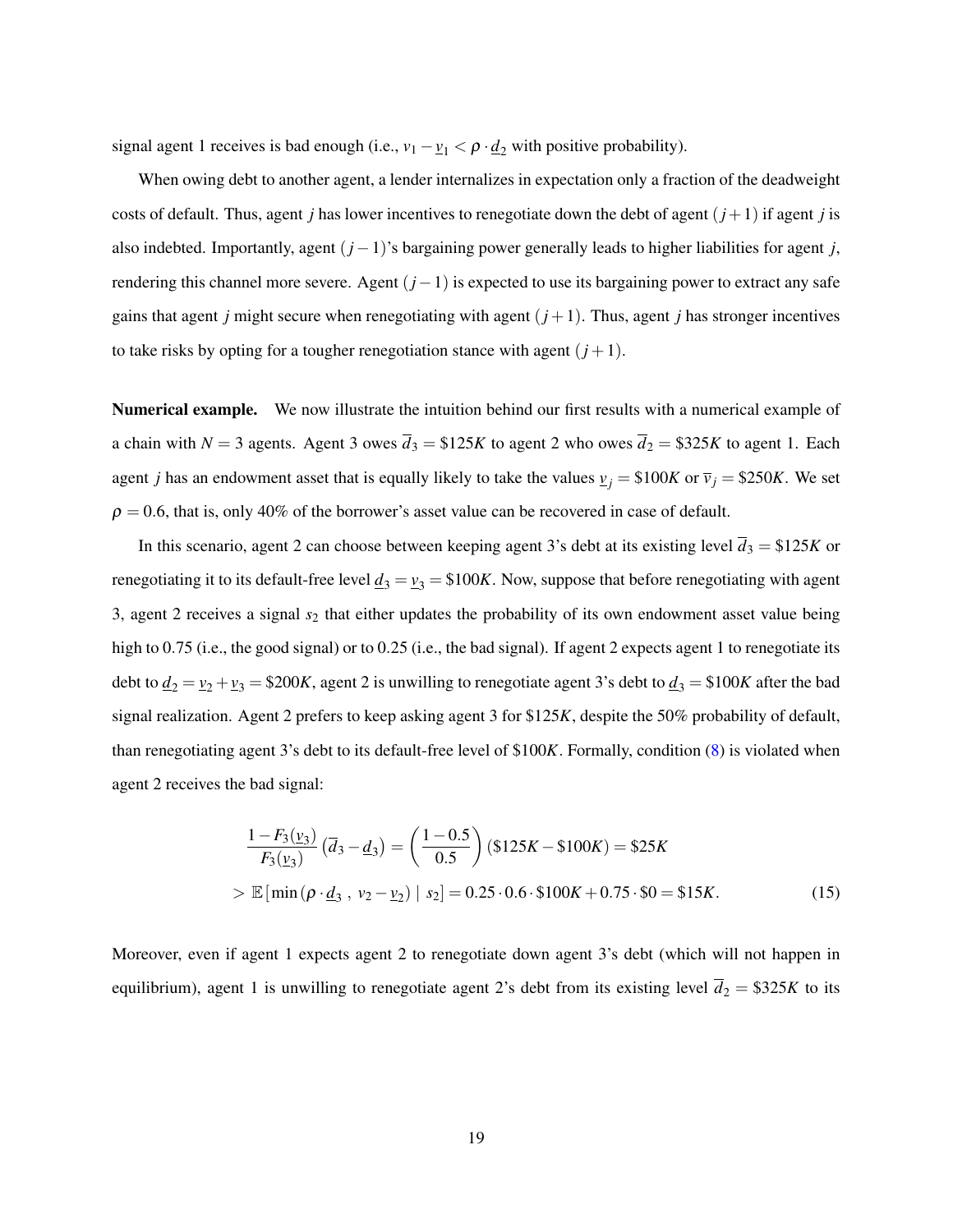signal agent 1 receives is bad enough (i.e., $v_1 - \underline{v}_1 < \rho \cdot \underline{d}_2$ with positive probability).

When owing debt to another agent, a lender internalizes in expectation only a fraction of the deadweight costs of default. Thus, agent $j$ has lower incentives to renegotiate down the debt of agent $(j+1)$ if agent $j$ is also indebted. Importantly, agent $(j-1)$'s bargaining power generally leads to higher liabilities for agent $j$, rendering this channel more severe. Agent $(j-1)$ is expected to use its bargaining power to extract any safe gains that agent $j$ might secure when renegotiating with agent $(j+1)$. Thus, agent $j$ has stronger incentives to take risks by opting for a tougher renegotiation stance with agent $(j+1)$.

**Numerical example.** We now illustrate the intuition behind our first results with a numerical example of a chain with $N = 3$ agents. Agent 3 owes $\overline{d}_3 = \$125K$ to agent 2 who owes $\overline{d}_2 = \$325K$ to agent 1. Each agent $j$ has an endowment asset that is equally likely to take the values $\underline{v}_j = \$100K$ or $\overline{v}_j = \$250K$. We set $\rho = 0.6$, that is, only 40% of the borrower's asset value can be recovered in case of default.

In this scenario, agent 2 can choose between keeping agent 3's debt at its existing level $\overline{d}_3 = \$125K$ or renegotiating it to its default-free level $\underline{d}_3 = \underline{v}_3 = \$100K$. Now, suppose that before renegotiating with agent 3, agent 2 receives a signal $s_2$ that either updates the probability of its own endowment asset value being high to 0.75 (i.e., the good signal) or to 0.25 (i.e., the bad signal). If agent 2 expects agent 1 to renegotiate its debt to $\underline{d}_2 = \underline{v}_2 + \underline{v}_3 = \$200K$, agent 2 is unwilling to renegotiate agent 3's debt to $\underline{d}_3 = \$100K$ after the bad signal realization. Agent 2 prefers to keep asking agent 3 for $\$125K$, despite the 50% probability of default, than renegotiating agent 3's debt to its default-free level of $\$100K$. Formally, condition (8) is violated when agent 2 receives the bad signal:

$$
\begin{aligned}
&\frac{1 - F_3(\underline{v}_3)}{F_3(\underline{v}_3)} \left(\overline{d}_3 - \underline{d}_3\right) = \left(\frac{1 - 0.5}{0.5}\right) (\$125K - \$100K) = \$25K \\
&> \mathbb{E}\left[\min\left(\rho \cdot \underline{d}_3 \, , \, v_2 - \underline{v}_2\right) \mid s_2\right] = 0.25 \cdot 0.6 \cdot \$100K + 0.75 \cdot \$0 = \$15K. \qquad (15)
\end{aligned}
$$

Moreover, even if agent 1 expects agent 2 to renegotiate down agent 3's debt (which will not happen in equilibrium), agent 1 is unwilling to renegotiate agent 2's debt from its existing level $\overline{d}_2 = \$325K$ to its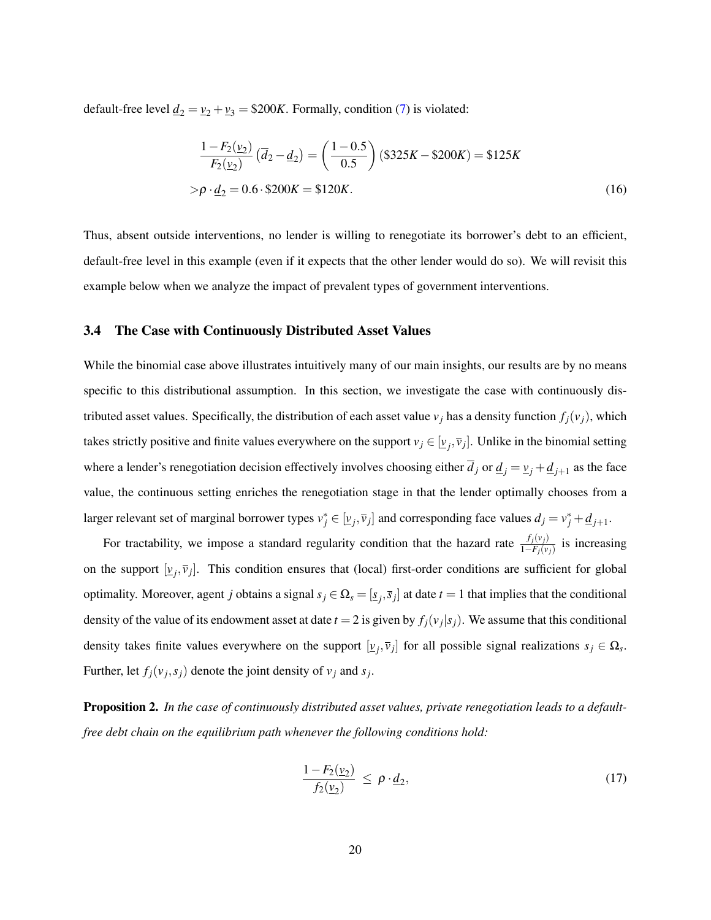default-free level $\underline{d}_2 = \underline{v}_2 + \underline{v}_3 = \$200K$. Formally, condition (7) is violated:

$$
\begin{aligned}
&\frac{1 - F_2(\underline{v}_2)}{F_2(\underline{v}_2)} \left( \overline{d}_2 - \underline{d}_2 \right) = \left( \frac{1 - 0.5}{0.5} \right) (\$325K - \$200K) = \$125K \\
&> \rho \cdot \underline{d}_2 = 0.6 \cdot \$200K = \$120K.
\end{aligned} \tag{16}
$$

Thus, absent outside interventions, no lender is willing to renegotiate its borrower's debt to an efficient, default-free level in this example (even if it expects that the other lender would do so). We will revisit this example below when we analyze the impact of prevalent types of government interventions.

### 3.4 The Case with Continuously Distributed Asset Values

While the binomial case above illustrates intuitively many of our main insights, our results are by no means specific to this distributional assumption. In this section, we investigate the case with continuously distributed asset values. Specifically, the distribution of each asset value $v_j$ has a density function $f_j(v_j)$, which takes strictly positive and finite values everywhere on the support $v_j \in [\underline{v}_j, \overline{v}_j]$. Unlike in the binomial setting where a lender's renegotiation decision effectively involves choosing either $\overline{d}_j$ or $\underline{d}_j = \underline{v}_j + \underline{d}_{j+1}$ as the face value, the continuous setting enriches the renegotiation stage in that the lender optimally chooses from a larger relevant set of marginal borrower types $v_j^* \in [\underline{v}_j, \overline{v}_j]$ and corresponding face values $d_j = v_j^* + \underline{d}_{j+1}$.

For tractability, we impose a standard regularity condition that the hazard rate $\frac{f_j(v_j)}{1-F_j(v_j)}$ is increasing on the support $[\underline{v}_j, \overline{v}_j]$. This condition ensures that (local) first-order conditions are sufficient for global optimality. Moreover, agent $j$ obtains a signal $s_j \in \Omega_s = [\underline{s}_j, \overline{s}_j]$ at date $t = 1$ that implies that the conditional density of the value of its endowment asset at date $t = 2$ is given by $f_j(v_j|s_j)$. We assume that this conditional density takes finite values everywhere on the support $[\underline{v}_j, \overline{v}_j]$ for all possible signal realizations $s_j \in \Omega_s$. Further, let $f_j(v_j, s_j)$ denote the joint density of $v_j$ and $s_j$.

**Proposition 2.** *In the case of continuously distributed asset values, private renegotiation leads to a default-free debt chain on the equilibrium path whenever the following conditions hold:*

$$
\frac{1 - F_2(\underline{v}_2)}{f_2(\underline{v}_2)} \leq \rho \cdot \underline{d}_2, \tag{17}
$$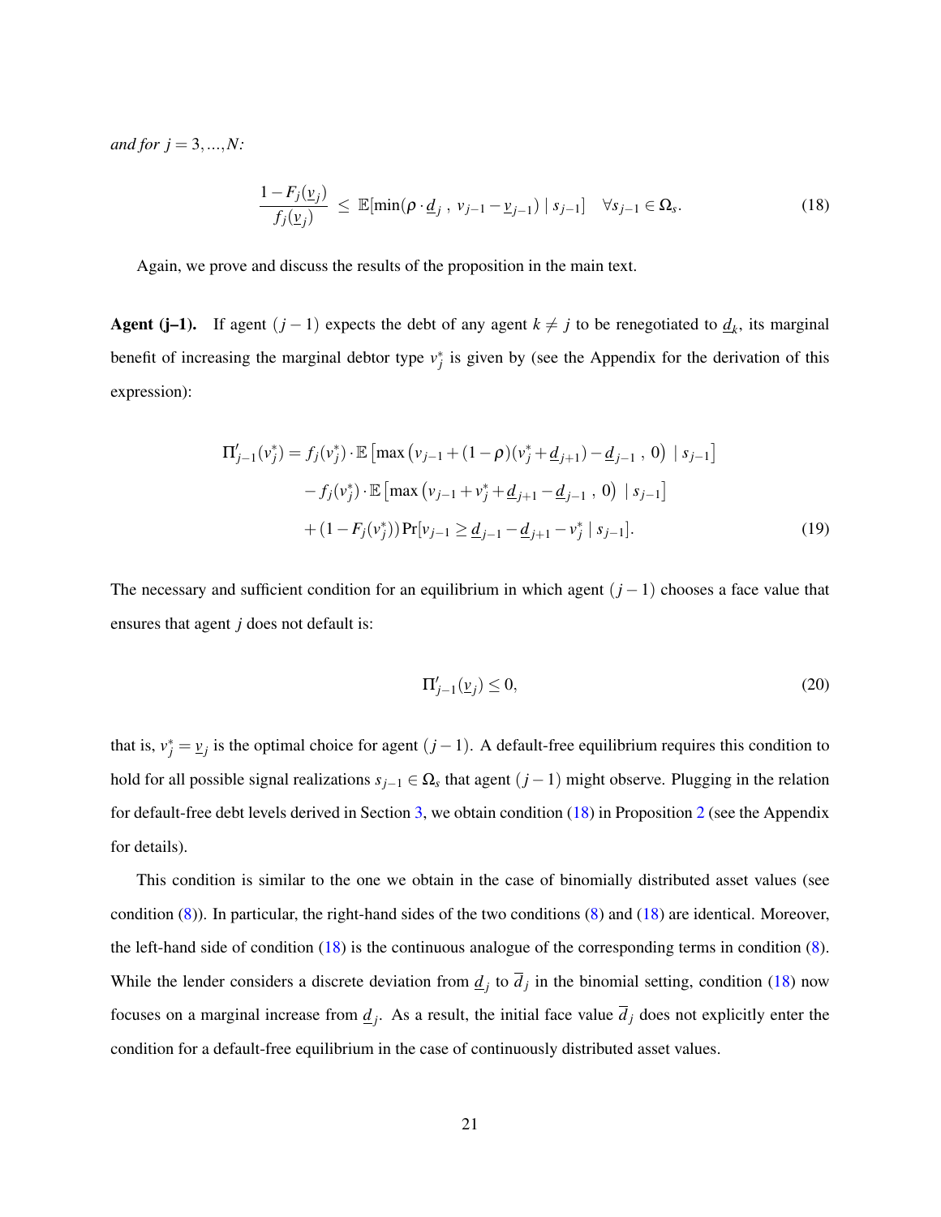*and for $j = 3, ..., N$:*

$$\frac{1 - F_j(\underline{v}_j)}{f_j(\underline{v}_j)} \leq \mathbb{E}[\min(\rho \cdot \underline{d}_j \ , \ v_{j-1} - \underline{v}_{j-1}) \mid s_{j-1}] \quad \forall s_{j-1} \in \Omega_s. \tag{18}$$

Again, we prove and discuss the results of the proposition in the main text.

**Agent (j–1).** If agent $(j-1)$ expects the debt of any agent $k \neq j$ to be renegotiated to $\underline{d}_k$, its marginal benefit of increasing the marginal debtor type $v_j^*$ is given by (see the Appendix for the derivation of this expression):

$$\begin{aligned}
\Pi'_{j-1}(v_j^*) &= f_j(v_j^*) \cdot \mathbb{E}\left[\max\left(v_{j-1} + (1-\rho)(v_j^* + \underline{d}_{j+1}) - \underline{d}_{j-1} \ , \ 0\right) \mid s_{j-1}\right] \\
&\quad - f_j(v_j^*) \cdot \mathbb{E}\left[\max\left(v_{j-1} + v_j^* + \underline{d}_{j+1} - \underline{d}_{j-1} \ , \ 0\right) \mid s_{j-1}\right] \\
&\quad + (1 - F_j(v_j^*)) \Pr[v_{j-1} \geq \underline{d}_{j-1} - \underline{d}_{j+1} - v_j^* \mid s_{j-1}].
\end{aligned} \tag{19}$$

The necessary and sufficient condition for an equilibrium in which agent $(j-1)$ chooses a face value that ensures that agent $j$ does not default is:

$$\Pi'_{j-1}(\underline{v}_j) \leq 0, \tag{20}$$

that is, $v_j^* = \underline{v}_j$ is the optimal choice for agent $(j-1)$. A default-free equilibrium requires this condition to hold for all possible signal realizations $s_{j-1} \in \Omega_s$ that agent $(j-1)$ might observe. Plugging in the relation for default-free debt levels derived in Section 3, we obtain condition (18) in Proposition 2 (see the Appendix for details).

This condition is similar to the one we obtain in the case of binomially distributed asset values (see condition (8)). In particular, the right-hand sides of the two conditions (8) and (18) are identical. Moreover, the left-hand side of condition (18) is the continuous analogue of the corresponding terms in condition (8). While the lender considers a discrete deviation from $\underline{d}_j$ to $\overline{d}_j$ in the binomial setting, condition (18) now focuses on a marginal increase from $\underline{d}_j$. As a result, the initial face value $\overline{d}_j$ does not explicitly enter the condition for a default-free equilibrium in the case of continuously distributed asset values.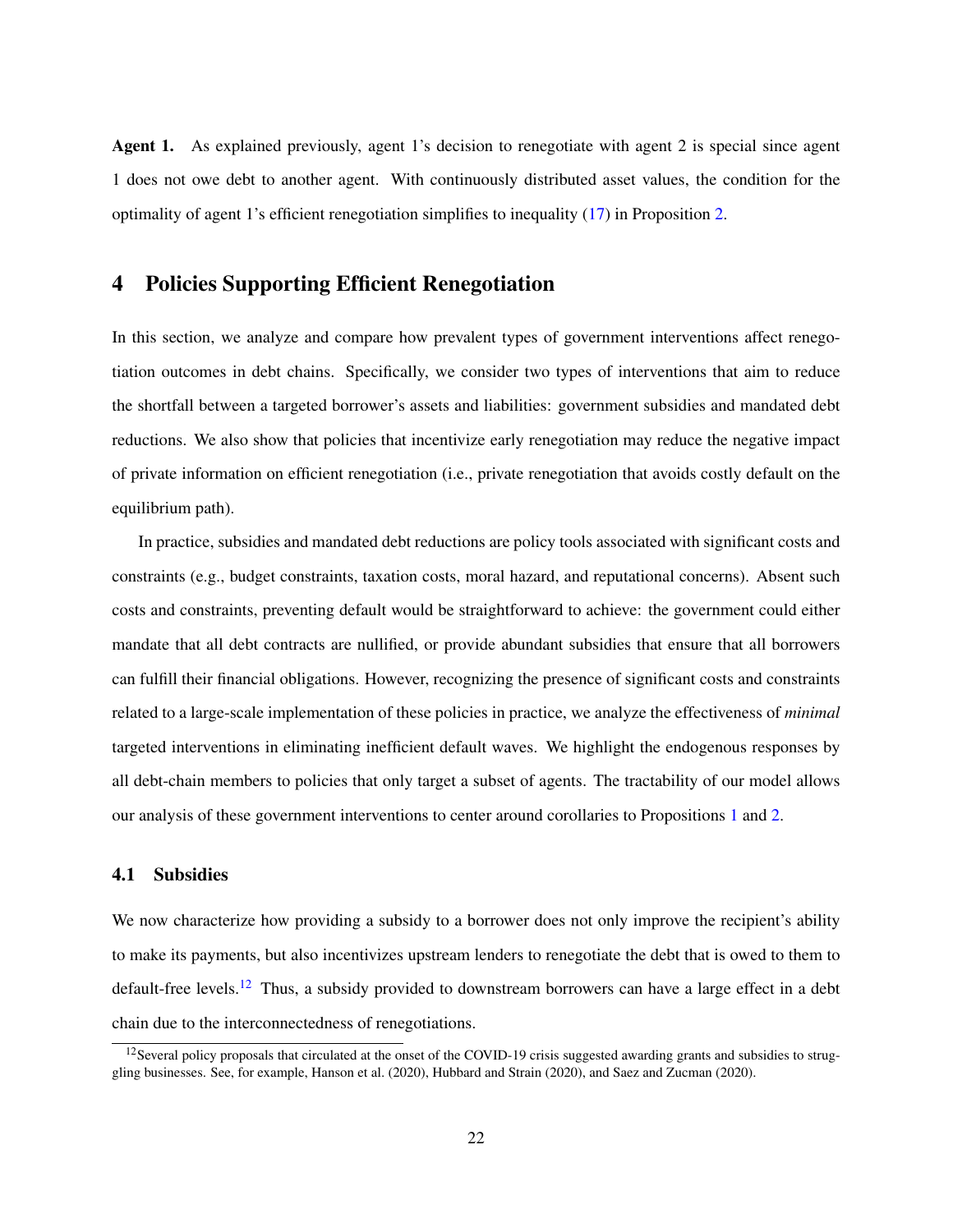**Agent 1.** As explained previously, agent 1's decision to renegotiate with agent 2 is special since agent 1 does not owe debt to another agent. With continuously distributed asset values, the condition for the optimality of agent 1's efficient renegotiation simplifies to inequality (17) in Proposition 2.

## 4 Policies Supporting Efficient Renegotiation

In this section, we analyze and compare how prevalent types of government interventions affect renegotiation outcomes in debt chains. Specifically, we consider two types of interventions that aim to reduce the shortfall between a targeted borrower's assets and liabilities: government subsidies and mandated debt reductions. We also show that policies that incentivize early renegotiation may reduce the negative impact of private information on efficient renegotiation (i.e., private renegotiation that avoids costly default on the equilibrium path).

In practice, subsidies and mandated debt reductions are policy tools associated with significant costs and constraints (e.g., budget constraints, taxation costs, moral hazard, and reputational concerns). Absent such costs and constraints, preventing default would be straightforward to achieve: the government could either mandate that all debt contracts are nullified, or provide abundant subsidies that ensure that all borrowers can fulfill their financial obligations. However, recognizing the presence of significant costs and constraints related to a large-scale implementation of these policies in practice, we analyze the effectiveness of *minimal* targeted interventions in eliminating inefficient default waves. We highlight the endogenous responses by all debt-chain members to policies that only target a subset of agents. The tractability of our model allows our analysis of these government interventions to center around corollaries to Propositions 1 and 2.

### 4.1 Subsidies

We now characterize how providing a subsidy to a borrower does not only improve the recipient's ability to make its payments, but also incentivizes upstream lenders to renegotiate the debt that is owed to them to default-free levels.[12] Thus, a subsidy provided to downstream borrowers can have a large effect in a debt chain due to the interconnectedness of renegotiations.

[12] Several policy proposals that circulated at the onset of the COVID-19 crisis suggested awarding grants and subsidies to struggling businesses. See, for example, Hanson et al. (2020), Hubbard and Strain (2020), and Saez and Zucman (2020).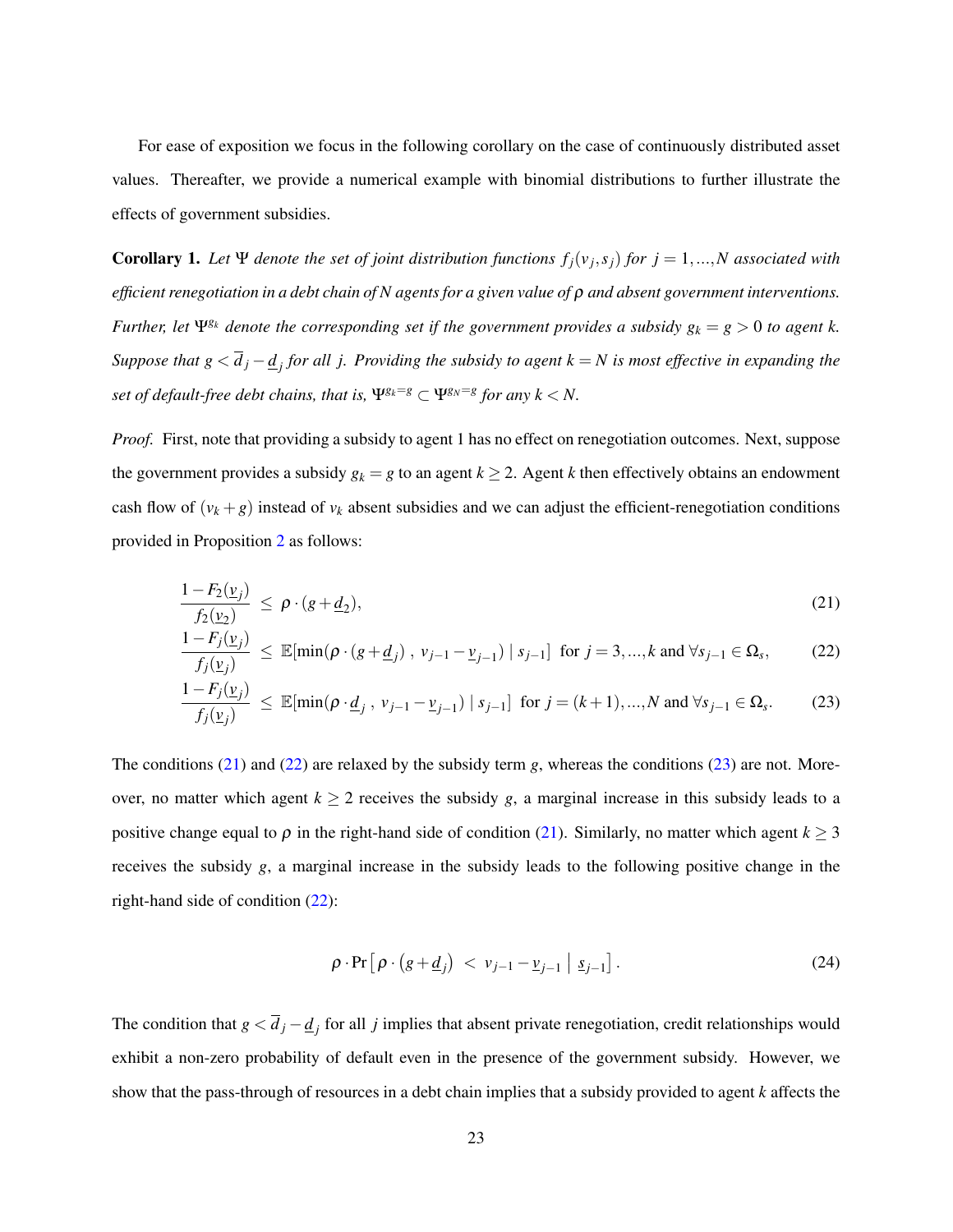For ease of exposition we focus in the following corollary on the case of continuously distributed asset values. Thereafter, we provide a numerical example with binomial distributions to further illustrate the effects of government subsidies.

**Corollary 1.** *Let $\Psi$ denote the set of joint distribution functions $f_j(v_j, s_j)$ for $j = 1, ..., N$ associated with efficient renegotiation in a debt chain of $N$ agents for a given value of $\rho$ and absent government interventions. Further, let $\Psi^{g_k}$ denote the corresponding set if the government provides a subsidy $g_k = g > 0$ to agent $k$. Suppose that $g < \overline{d}_j - \underline{d}_j$ for all $j$. Providing the subsidy to agent $k = N$ is most effective in expanding the set of default-free debt chains, that is, $\Psi^{g_k = g} \subset \Psi^{g_N = g}$ for any $k < N$.*

*Proof.* First, note that providing a subsidy to agent 1 has no effect on renegotiation outcomes. Next, suppose the government provides a subsidy $g_k = g$ to an agent $k \geq 2$. Agent $k$ then effectively obtains an endowment cash flow of $(v_k + g)$ instead of $v_k$ absent subsidies and we can adjust the efficient-renegotiation conditions provided in Proposition 2 as follows:

$$\frac{1 - F_2(\underline{v}_j)}{f_2(\underline{v}_2)} \leq \rho \cdot (g + \underline{d}_2), \tag{21}$$

$$\frac{1 - F_j(\underline{v}_j)}{f_j(\underline{v}_j)} \leq \mathbb{E}[\min(\rho \cdot (g + \underline{d}_j) \ , \ v_{j-1} - \underline{v}_{j-1}) \mid s_{j-1}] \ \text{ for } j = 3, ..., k \text{ and } \forall s_{j-1} \in \Omega_s, \tag{22}$$

$$\frac{1 - F_j(\underline{v}_j)}{f_j(\underline{v}_j)} \leq \mathbb{E}[\min(\rho \cdot \underline{d}_j \ , \ v_{j-1} - \underline{v}_{j-1}) \mid s_{j-1}] \ \text{ for } j = (k+1), ..., N \text{ and } \forall s_{j-1} \in \Omega_s. \tag{23}$$

The conditions (21) and (22) are relaxed by the subsidy term $g$, whereas the conditions (23) are not. Moreover, no matter which agent $k \geq 2$ receives the subsidy $g$, a marginal increase in this subsidy leads to a positive change equal to $\rho$ in the right-hand side of condition (21). Similarly, no matter which agent $k \geq 3$ receives the subsidy $g$, a marginal increase in the subsidy leads to the following positive change in the right-hand side of condition (22):

$$\rho \cdot \Pr\left[\rho \cdot \left(g + \underline{d}_j\right) \ < \ v_{j-1} - \underline{v}_{j-1} \ \middle| \ \underline{s}_{j-1}\right]. \tag{24}$$

The condition that $g < \overline{d}_j - \underline{d}_j$ for all $j$ implies that absent private renegotiation, credit relationships would exhibit a non-zero probability of default even in the presence of the government subsidy. However, we show that the pass-through of resources in a debt chain implies that a subsidy provided to agent $k$ affects the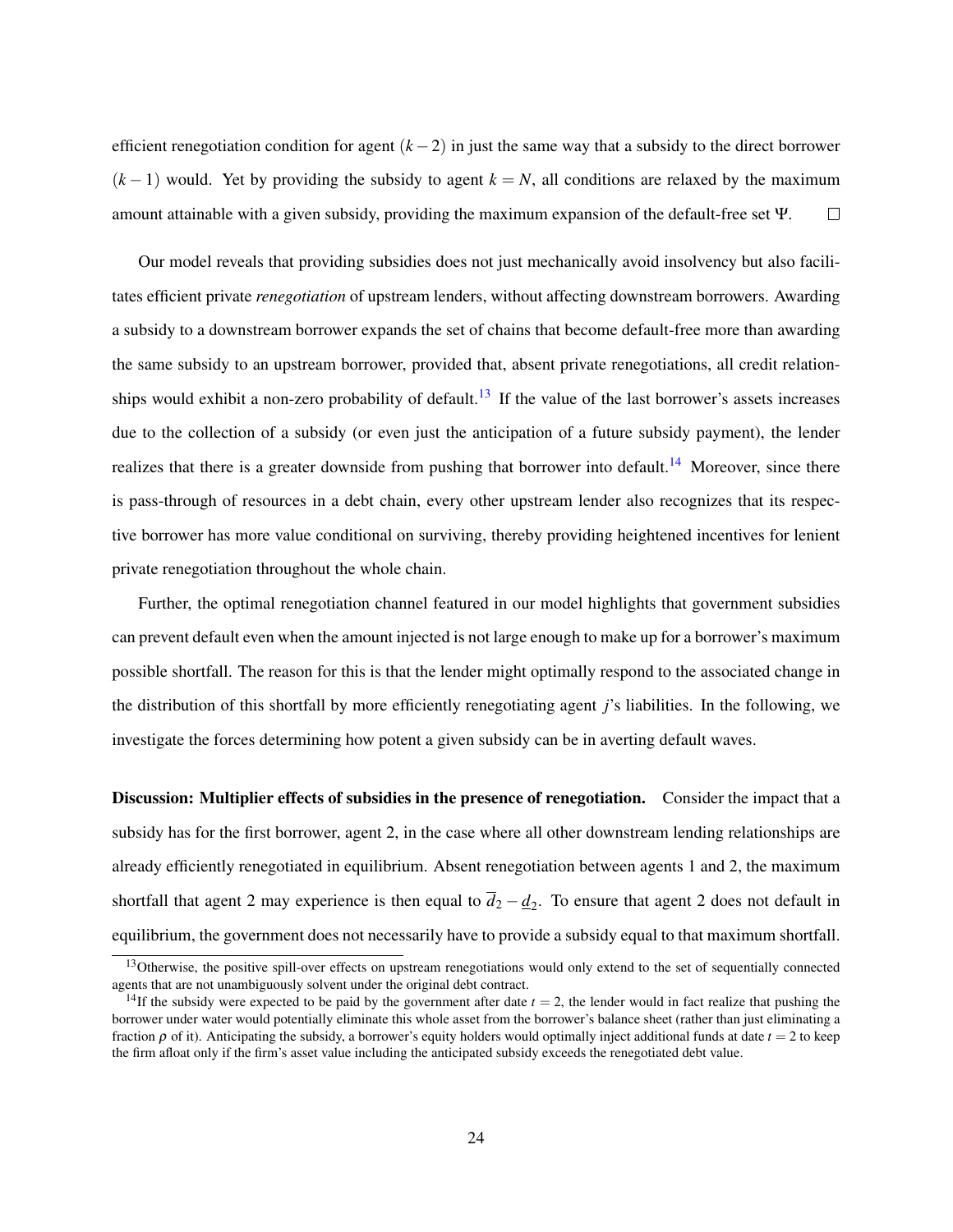efficient renegotiation condition for agent $(k-2)$ in just the same way that a subsidy to the direct borrower $(k-1)$ would. Yet by providing the subsidy to agent $k = N$, all conditions are relaxed by the maximum amount attainable with a given subsidy, providing the maximum expansion of the default-free set $\Psi$. $\square$

Our model reveals that providing subsidies does not just mechanically avoid insolvency but also facilitates efficient private *renegotiation* of upstream lenders, without affecting downstream borrowers. Awarding a subsidy to a downstream borrower expands the set of chains that become default-free more than awarding the same subsidy to an upstream borrower, provided that, absent private renegotiations, all credit relationships would exhibit a non-zero probability of default.[13] If the value of the last borrower's assets increases due to the collection of a subsidy (or even just the anticipation of a future subsidy payment), the lender realizes that there is a greater downside from pushing that borrower into default.[14] Moreover, since there is pass-through of resources in a debt chain, every other upstream lender also recognizes that its respective borrower has more value conditional on surviving, thereby providing heightened incentives for lenient private renegotiation throughout the whole chain.

Further, the optimal renegotiation channel featured in our model highlights that government subsidies can prevent default even when the amount injected is not large enough to make up for a borrower's maximum possible shortfall. The reason for this is that the lender might optimally respond to the associated change in the distribution of this shortfall by more efficiently renegotiating agent $j$'s liabilities. In the following, we investigate the forces determining how potent a given subsidy can be in averting default waves.

**Discussion: Multiplier effects of subsidies in the presence of renegotiation.** Consider the impact that a subsidy has for the first borrower, agent 2, in the case where all other downstream lending relationships are already efficiently renegotiated in equilibrium. Absent renegotiation between agents 1 and 2, the maximum shortfall that agent 2 may experience is then equal to $\overline{d}_2 - \underline{d}_2$. To ensure that agent 2 does not default in equilibrium, the government does not necessarily have to provide a subsidy equal to that maximum shortfall.

[13] Otherwise, the positive spill-over effects on upstream renegotiations would only extend to the set of sequentially connected agents that are not unambiguously solvent under the original debt contract.

[14] If the subsidy were expected to be paid by the government after date $t = 2$, the lender would in fact realize that pushing the borrower under water would potentially eliminate this whole asset from the borrower's balance sheet (rather than just eliminating a fraction $\rho$ of it). Anticipating the subsidy, a borrower's equity holders would optimally inject additional funds at date $t = 2$ to keep the firm afloat only if the firm's asset value including the anticipated subsidy exceeds the renegotiated debt value.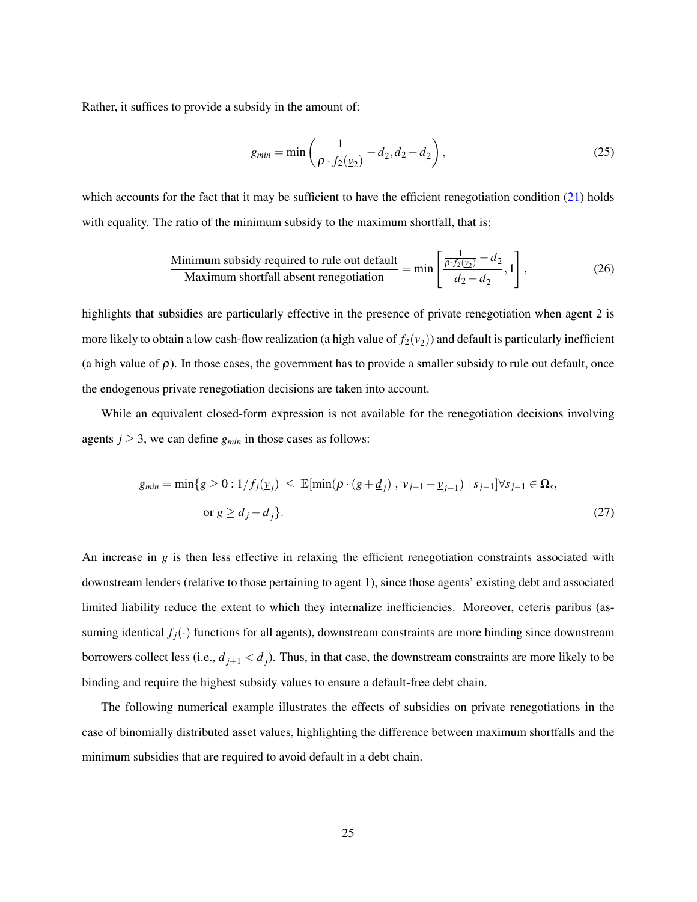Rather, it suffices to provide a subsidy in the amount of:

$$g_{min} = \min\left(\frac{1}{\rho \cdot f_2(\underline{v}_2)} - \underline{d}_2, \overline{d}_2 - \underline{d}_2\right), \tag{25}$$

which accounts for the fact that it may be sufficient to have the efficient renegotiation condition (21) holds with equality. The ratio of the minimum subsidy to the maximum shortfall, that is:

$$\frac{\text{Minimum subsidy required to rule out default}}{\text{Maximum shortfall absent renegotiation}} = \min\left[\frac{\frac{1}{\rho \cdot f_2(\underline{v}_2)} - \underline{d}_2}{\overline{d}_2 - \underline{d}_2}, 1\right], \tag{26}$$

highlights that subsidies are particularly effective in the presence of private renegotiation when agent 2 is more likely to obtain a low cash-flow realization (a high value of $f_2(\underline{v}_2)$) and default is particularly inefficient (a high value of $\rho$). In those cases, the government has to provide a smaller subsidy to rule out default, once the endogenous private renegotiation decisions are taken into account.

While an equivalent closed-form expression is not available for the renegotiation decisions involving agents $j \geq 3$, we can define $g_{min}$ in those cases as follows:

$$\begin{aligned} g_{min} = \min\{g \geq 0 : 1/f_j(\underline{v}_j) \ \leq \ & \mathbb{E}[\min(\rho \cdot (g + \underline{d}_j)\ ,\ v_{j-1} - \underline{v}_{j-1}) \mid s_{j-1}] \forall s_{j-1} \in \Omega_s, \\ & \text{or } g \geq \overline{d}_j - \underline{d}_j\}. \end{aligned} \tag{27}$$

An increase in $g$ is then less effective in relaxing the efficient renegotiation constraints associated with downstream lenders (relative to those pertaining to agent 1), since those agents' existing debt and associated limited liability reduce the extent to which they internalize inefficiencies. Moreover, ceteris paribus (assuming identical $f_j(\cdot)$ functions for all agents), downstream constraints are more binding since downstream borrowers collect less (i.e., $\underline{d}_{j+1} < \underline{d}_j$). Thus, in that case, the downstream constraints are more likely to be binding and require the highest subsidy values to ensure a default-free debt chain.

The following numerical example illustrates the effects of subsidies on private renegotiations in the case of binomially distributed asset values, highlighting the difference between maximum shortfalls and the minimum subsidies that are required to avoid default in a debt chain.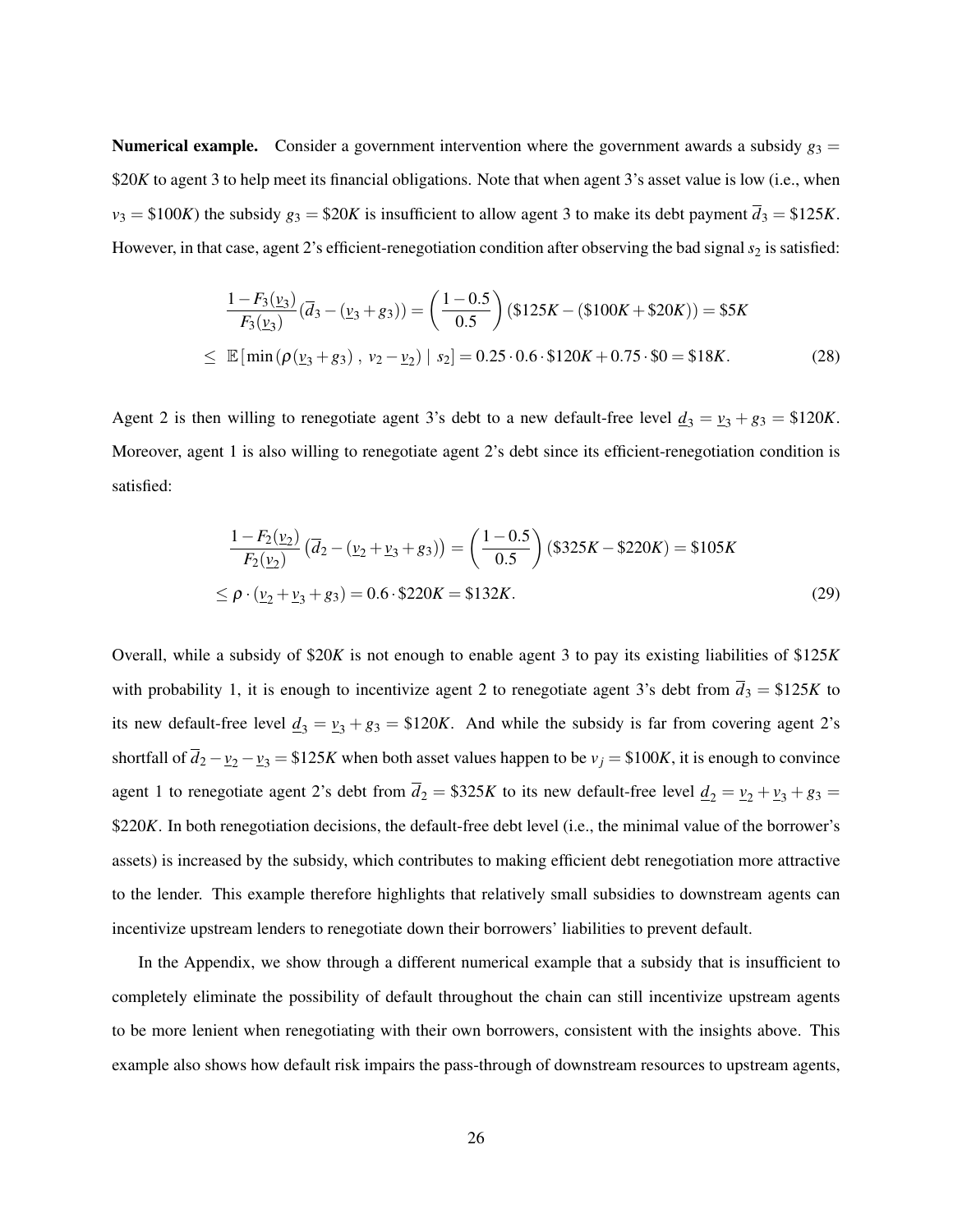**Numerical example.** Consider a government intervention where the government awards a subsidy $g_3 = \$20K$ to agent 3 to help meet its financial obligations. Note that when agent 3's asset value is low (i.e., when $v_3 = \$100K$) the subsidy $g_3 = \$20K$ is insufficient to allow agent 3 to make its debt payment $\overline{d}_3 = \$125K$. However, in that case, agent 2's efficient-renegotiation condition after observing the bad signal $s_2$ is satisfied:

$$
\begin{aligned}
&\frac{1-F_3(\underline{v}_3)}{F_3(\underline{v}_3)}(\overline{d}_3 - (\underline{v}_3 + g_3)) = \left(\frac{1-0.5}{0.5}\right)(\$125K - (\$100K + \$20K)) = \$5K \\
\leq\; & \mathbb{E}\left[\min\left(\rho(\underline{v}_3 + g_3)\,,\; v_2 - \underline{v}_2\right) \mid s_2\right] = 0.25 \cdot 0.6 \cdot \$120K + 0.75 \cdot \$0 = \$18K. \qquad (28)
\end{aligned}
$$

Agent 2 is then willing to renegotiate agent 3's debt to a new default-free level $\underline{d}_3 = \underline{v}_3 + g_3 = \$120K$. Moreover, agent 1 is also willing to renegotiate agent 2's debt since its efficient-renegotiation condition is satisfied:

$$
\begin{aligned}
&\frac{1-F_2(\underline{v}_2)}{F_2(\underline{v}_2)}\left(\overline{d}_2 - (\underline{v}_2 + \underline{v}_3 + g_3)\right) = \left(\frac{1-0.5}{0.5}\right)(\$325K - \$220K) = \$105K \\
&\leq \rho \cdot (\underline{v}_2 + \underline{v}_3 + g_3) = 0.6 \cdot \$220K = \$132K. \qquad (29)
\end{aligned}
$$

Overall, while a subsidy of $\$20K$ is not enough to enable agent 3 to pay its existing liabilities of $\$125K$ with probability 1, it is enough to incentivize agent 2 to renegotiate agent 3's debt from $\overline{d}_3 = \$125K$ to its new default-free level $\underline{d}_3 = \underline{v}_3 + g_3 = \$120K$. And while the subsidy is far from covering agent 2's shortfall of $\overline{d}_2 - \underline{v}_2 - \underline{v}_3 = \$125K$ when both asset values happen to be $v_j = \$100K$, it is enough to convince agent 1 to renegotiate agent 2's debt from $\overline{d}_2 = \$325K$ to its new default-free level $\underline{d}_2 = \underline{v}_2 + \underline{v}_3 + g_3 = \$220K$. In both renegotiation decisions, the default-free debt level (i.e., the minimal value of the borrower's assets) is increased by the subsidy, which contributes to making efficient debt renegotiation more attractive to the lender. This example therefore highlights that relatively small subsidies to downstream agents can incentivize upstream lenders to renegotiate down their borrowers' liabilities to prevent default.

In the Appendix, we show through a different numerical example that a subsidy that is insufficient to completely eliminate the possibility of default throughout the chain can still incentivize upstream agents to be more lenient when renegotiating with their own borrowers, consistent with the insights above. This example also shows how default risk impairs the pass-through of downstream resources to upstream agents,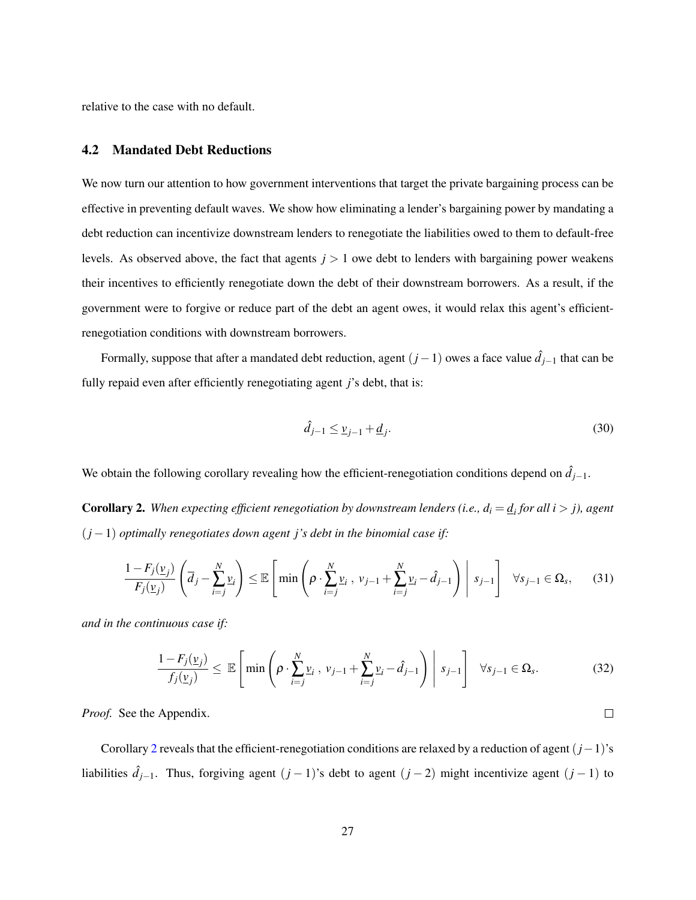relative to the case with no default.

### 4.2 Mandated Debt Reductions

We now turn our attention to how government interventions that target the private bargaining process can be effective in preventing default waves. We show how eliminating a lender's bargaining power by mandating a debt reduction can incentivize downstream lenders to renegotiate the liabilities owed to them to default-free levels. As observed above, the fact that agents $j > 1$ owe debt to lenders with bargaining power weakens their incentives to efficiently renegotiate down the debt of their downstream borrowers. As a result, if the government were to forgive or reduce part of the debt an agent owes, it would relax this agent's efficient-renegotiation conditions with downstream borrowers.

Formally, suppose that after a mandated debt reduction, agent $(j-1)$ owes a face value $\hat{d}_{j-1}$ that can be fully repaid even after efficiently renegotiating agent $j$'s debt, that is:

$$\hat{d}_{j-1} \leq \underline{v}_{j-1} + \underline{d}_j. \tag{30}$$

We obtain the following corollary revealing how the efficient-renegotiation conditions depend on $\hat{d}_{j-1}$.

**Corollary 2.** *When expecting efficient renegotiation by downstream lenders (i.e., $d_i = \underline{d}_i$ for all $i > j$), agent $(j-1)$ optimally renegotiates down agent $j$'s debt in the binomial case if:*

$$\frac{1 - F_j(\underline{v}_j)}{F_j(\underline{v}_j)} \left( \overline{d}_j - \sum_{i=j}^{N} \underline{v}_i \right) \leq \mathbb{E} \left[ \min \left( \rho \cdot \sum_{i=j}^{N} \underline{v}_i \, , \, v_{j-1} + \sum_{i=j}^{N} \underline{v}_i - \hat{d}_{j-1} \right) \middle| \; s_{j-1} \right] \quad \forall s_{j-1} \in \Omega_s, \tag{31}$$

*and in the continuous case if:*

$$\frac{1 - F_j(\underline{v}_j)}{f_j(\underline{v}_j)} \leq \; \mathbb{E} \left[ \min \left( \rho \cdot \sum_{i=j}^{N} \underline{v}_i \, , \, v_{j-1} + \sum_{i=j}^{N} \underline{v}_i - \hat{d}_{j-1} \right) \middle| \; s_{j-1} \right] \quad \forall s_{j-1} \in \Omega_s. \tag{32}$$

*Proof.* See the Appendix. ∎

Corollary 2 reveals that the efficient-renegotiation conditions are relaxed by a reduction of agent $(j-1)$'s liabilities $\hat{d}_{j-1}$. Thus, forgiving agent $(j-1)$'s debt to agent $(j-2)$ might incentivize agent $(j-1)$ to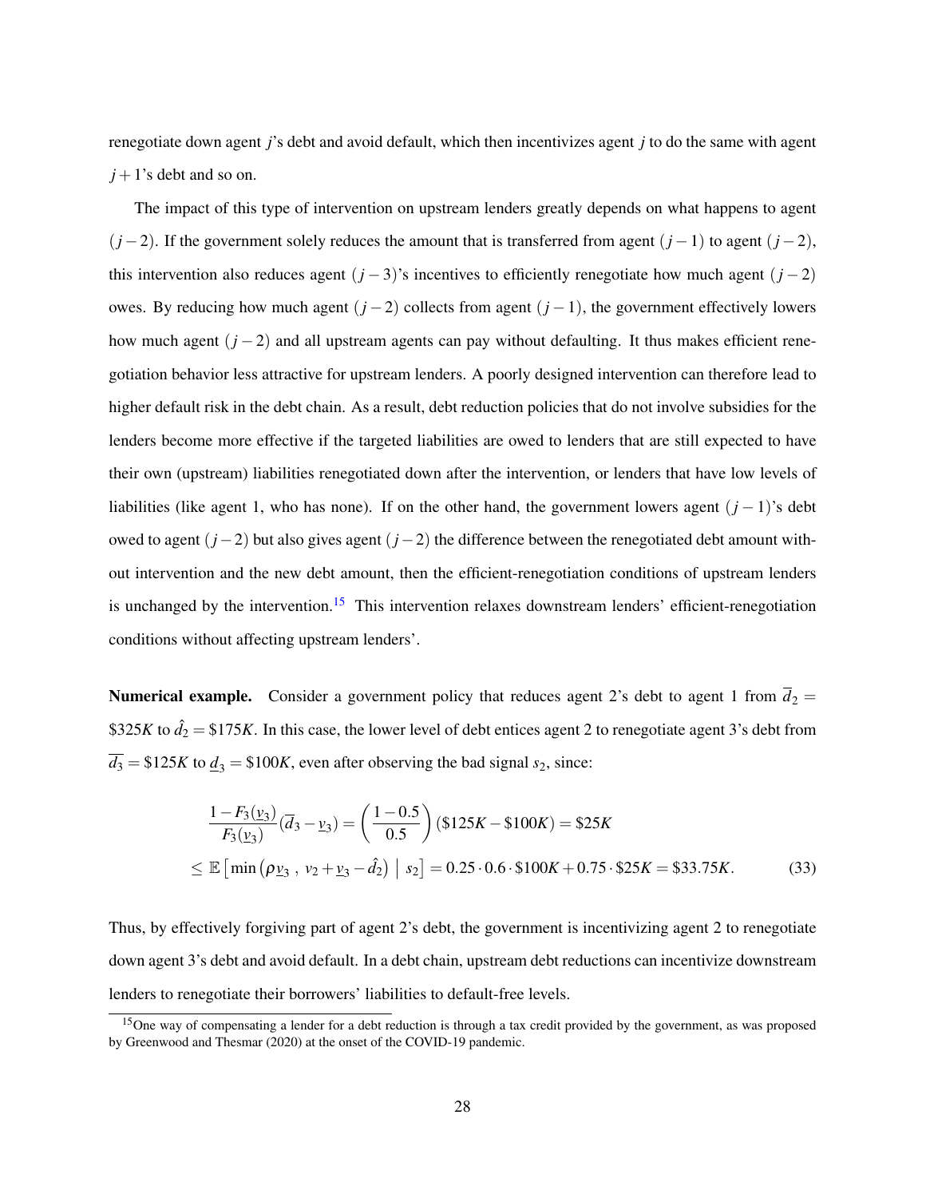renegotiate down agent $j$'s debt and avoid default, which then incentivizes agent $j$ to do the same with agent $j+1$'s debt and so on.

The impact of this type of intervention on upstream lenders greatly depends on what happens to agent $(j-2)$. If the government solely reduces the amount that is transferred from agent $(j-1)$ to agent $(j-2)$, this intervention also reduces agent $(j-3)$'s incentives to efficiently renegotiate how much agent $(j-2)$ owes. By reducing how much agent $(j-2)$ collects from agent $(j-1)$, the government effectively lowers how much agent $(j-2)$ and all upstream agents can pay without defaulting. It thus makes efficient renegotiation behavior less attractive for upstream lenders. A poorly designed intervention can therefore lead to higher default risk in the debt chain. As a result, debt reduction policies that do not involve subsidies for the lenders become more effective if the targeted liabilities are owed to lenders that are still expected to have their own (upstream) liabilities renegotiated down after the intervention, or lenders that have low levels of liabilities (like agent 1, who has none). If on the other hand, the government lowers agent $(j-1)$'s debt owed to agent $(j-2)$ but also gives agent $(j-2)$ the difference between the renegotiated debt amount without intervention and the new debt amount, then the efficient-renegotiation conditions of upstream lenders is unchanged by the intervention.[15] This intervention relaxes downstream lenders' efficient-renegotiation conditions without affecting upstream lenders'.

**Numerical example.** Consider a government policy that reduces agent 2's debt to agent 1 from $\overline{d}_2 = \$325K$ to $\hat{d}_2 = \$175K$. In this case, the lower level of debt entices agent 2 to renegotiate agent 3's debt from $\overline{d_3} = \$125K$ to $\underline{d}_3 = \$100K$, even after observing the bad signal $s_2$, since:

$$\frac{1-F_3(\underline{v}_3)}{F_3(\underline{v}_3)}(\overline{d}_3 - \underline{v}_3) = \left(\frac{1-0.5}{0.5}\right)(\$125K - \$100K) = \$25K$$
$$\leq \mathbb{E}\left[\min\left(\rho \underline{v}_3\ ,\ v_2 + \underline{v}_3 - \hat{d}_2\right)\ \middle|\ s_2\right] = 0.25 \cdot 0.6 \cdot \$100K + 0.75 \cdot \$25K = \$33.75K. \tag{33}$$

Thus, by effectively forgiving part of agent 2's debt, the government is incentivizing agent 2 to renegotiate down agent 3's debt and avoid default. In a debt chain, upstream debt reductions can incentivize downstream lenders to renegotiate their borrowers' liabilities to default-free levels.

[15] One way of compensating a lender for a debt reduction is through a tax credit provided by the government, as was proposed by Greenwood and Thesmar (2020) at the onset of the COVID-19 pandemic.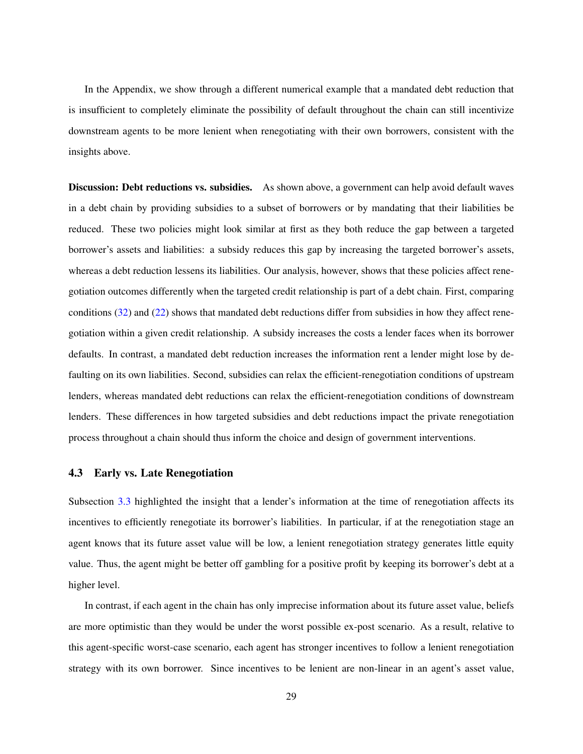In the Appendix, we show through a different numerical example that a mandated debt reduction that is insufficient to completely eliminate the possibility of default throughout the chain can still incentivize downstream agents to be more lenient when renegotiating with their own borrowers, consistent with the insights above.

**Discussion: Debt reductions vs. subsidies.** As shown above, a government can help avoid default waves in a debt chain by providing subsidies to a subset of borrowers or by mandating that their liabilities be reduced. These two policies might look similar at first as they both reduce the gap between a targeted borrower's assets and liabilities: a subsidy reduces this gap by increasing the targeted borrower's assets, whereas a debt reduction lessens its liabilities. Our analysis, however, shows that these policies affect renegotiation outcomes differently when the targeted credit relationship is part of a debt chain. First, comparing conditions (32) and (22) shows that mandated debt reductions differ from subsidies in how they affect renegotiation within a given credit relationship. A subsidy increases the costs a lender faces when its borrower defaults. In contrast, a mandated debt reduction increases the information rent a lender might lose by defaulting on its own liabilities. Second, subsidies can relax the efficient-renegotiation conditions of upstream lenders, whereas mandated debt reductions can relax the efficient-renegotiation conditions of downstream lenders. These differences in how targeted subsidies and debt reductions impact the private renegotiation process throughout a chain should thus inform the choice and design of government interventions.

### 4.3 Early vs. Late Renegotiation

Subsection 3.3 highlighted the insight that a lender's information at the time of renegotiation affects its incentives to efficiently renegotiate its borrower's liabilities. In particular, if at the renegotiation stage an agent knows that its future asset value will be low, a lenient renegotiation strategy generates little equity value. Thus, the agent might be better off gambling for a positive profit by keeping its borrower's debt at a higher level.

In contrast, if each agent in the chain has only imprecise information about its future asset value, beliefs are more optimistic than they would be under the worst possible ex-post scenario. As a result, relative to this agent-specific worst-case scenario, each agent has stronger incentives to follow a lenient renegotiation strategy with its own borrower. Since incentives to be lenient are non-linear in an agent's asset value,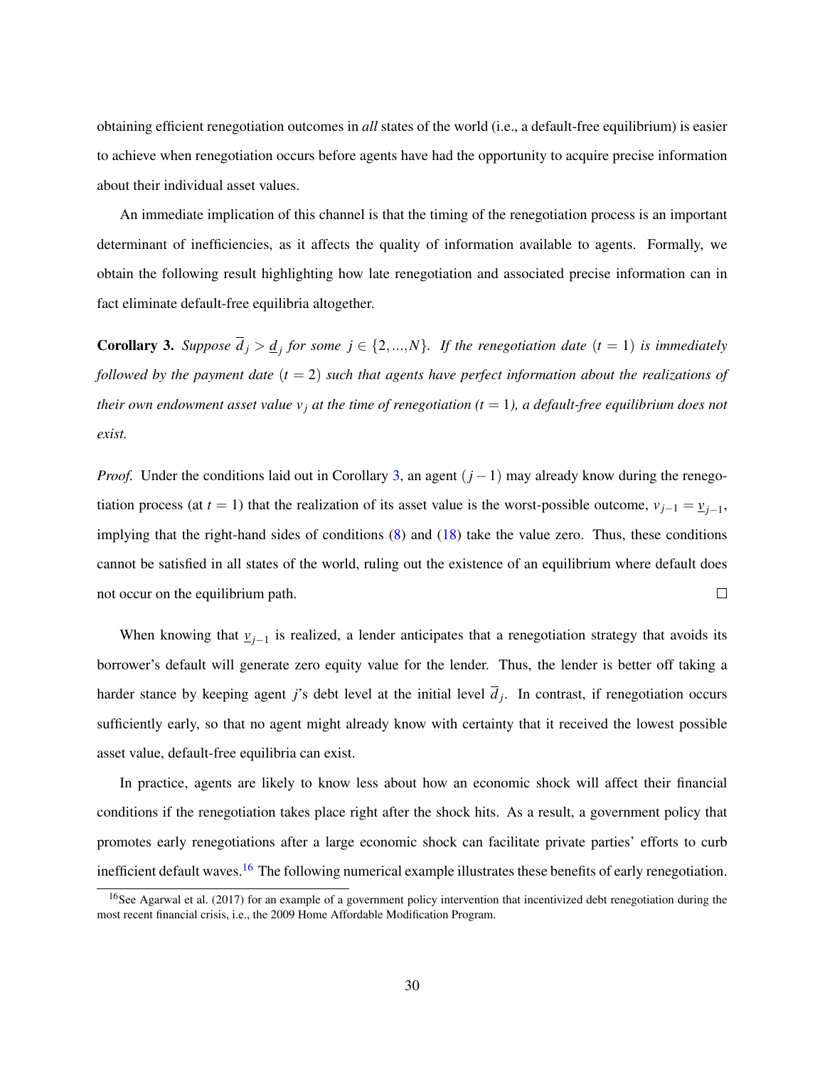obtaining efficient renegotiation outcomes in *all* states of the world (i.e., a default-free equilibrium) is easier to achieve when renegotiation occurs before agents have had the opportunity to acquire precise information about their individual asset values.

An immediate implication of this channel is that the timing of the renegotiation process is an important determinant of inefficiencies, as it affects the quality of information available to agents. Formally, we obtain the following result highlighting how late renegotiation and associated precise information can in fact eliminate default-free equilibria altogether.

**Corollary 3.** *Suppose $\overline{d}_j > \underline{d}_j$ for some $j \in \{2,...,N\}$. If the renegotiation date $(t = 1)$ is immediately followed by the payment date $(t = 2)$ such that agents have perfect information about the realizations of their own endowment asset value $v_j$ at the time of renegotiation ($t = 1$), a default-free equilibrium does not exist.*

*Proof.* Under the conditions laid out in Corollary 3, an agent $(j-1)$ may already know during the renegotiation process (at $t = 1$) that the realization of its asset value is the worst-possible outcome, $v_{j-1} = \underline{v}_{j-1}$, implying that the right-hand sides of conditions (8) and (18) take the value zero. Thus, these conditions cannot be satisfied in all states of the world, ruling out the existence of an equilibrium where default does not occur on the equilibrium path. □

When knowing that $\underline{v}_{j-1}$ is realized, a lender anticipates that a renegotiation strategy that avoids its borrower's default will generate zero equity value for the lender. Thus, the lender is better off taking a harder stance by keeping agent $j$'s debt level at the initial level $\overline{d}_j$. In contrast, if renegotiation occurs sufficiently early, so that no agent might already know with certainty that it received the lowest possible asset value, default-free equilibria can exist.

In practice, agents are likely to know less about how an economic shock will affect their financial conditions if the renegotiation takes place right after the shock hits. As a result, a government policy that promotes early renegotiations after a large economic shock can facilitate private parties' efforts to curb inefficient default waves.[16] The following numerical example illustrates these benefits of early renegotiation.

[16] See Agarwal et al. (2017) for an example of a government policy intervention that incentivized debt renegotiation during the most recent financial crisis, i.e., the 2009 Home Affordable Modification Program.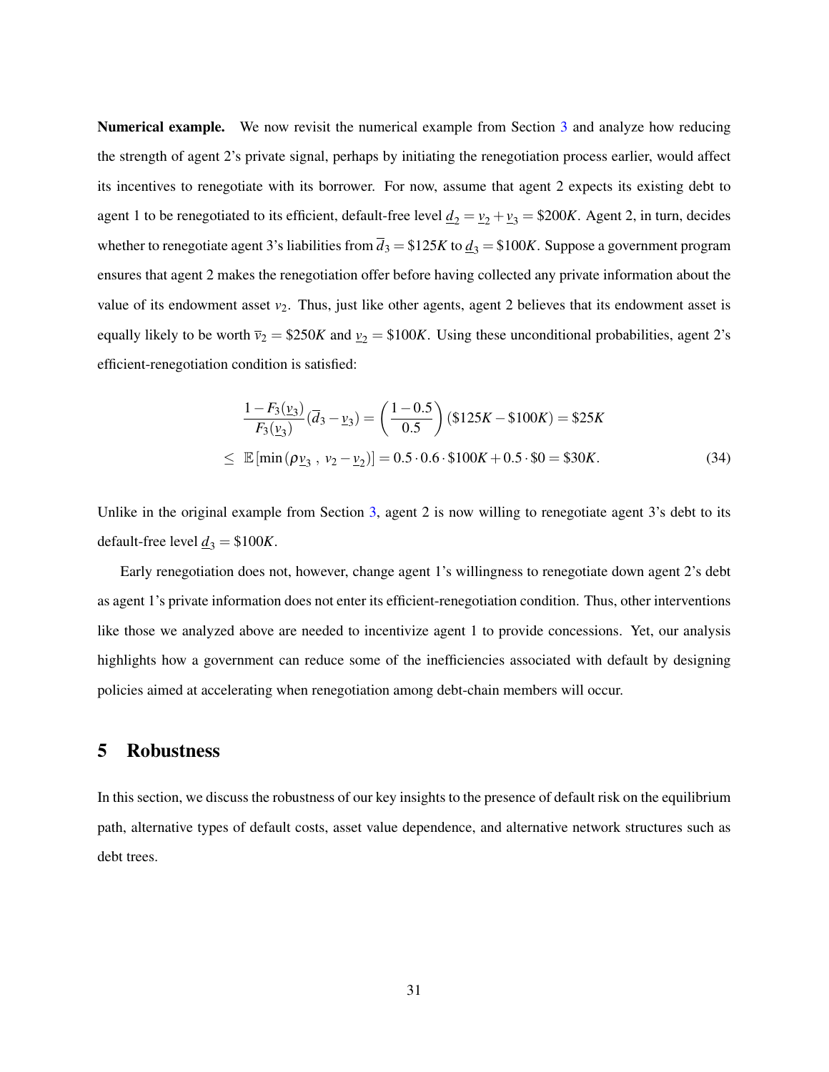**Numerical example.** We now revisit the numerical example from Section 3 and analyze how reducing the strength of agent 2's private signal, perhaps by initiating the renegotiation process earlier, would affect its incentives to renegotiate with its borrower. For now, assume that agent 2 expects its existing debt to agent 1 to be renegotiated to its efficient, default-free level $\underline{d}_2 = \underline{v}_2 + \underline{v}_3 = \$200K$. Agent 2, in turn, decides whether to renegotiate agent 3's liabilities from $\overline{d}_3 = \$125K$ to $\underline{d}_3 = \$100K$. Suppose a government program ensures that agent 2 makes the renegotiation offer before having collected any private information about the value of its endowment asset $v_2$. Thus, just like other agents, agent 2 believes that its endowment asset is equally likely to be worth $\overline{v}_2 = \$250K$ and $\underline{v}_2 = \$100K$. Using these unconditional probabilities, agent 2's efficient-renegotiation condition is satisfied:

$$
\begin{aligned}
\frac{1 - F_3(\underline{v}_3)}{F_3(\underline{v}_3)} (\overline{d}_3 - \underline{v}_3) &= \left( \frac{1 - 0.5}{0.5} \right) (\$125K - \$100K) = \$25K \\
\leq \; \mathbb{E}\left[\min\left(\rho \underline{v}_3 \, , \; v_2 - \underline{v}_2\right)\right] &= 0.5 \cdot 0.6 \cdot \$100K + 0.5 \cdot \$0 = \$30K.
\end{aligned} \tag{34}
$$

Unlike in the original example from Section 3, agent 2 is now willing to renegotiate agent 3's debt to its default-free level $\underline{d}_3 = \$100K$.

Early renegotiation does not, however, change agent 1's willingness to renegotiate down agent 2's debt as agent 1's private information does not enter its efficient-renegotiation condition. Thus, other interventions like those we analyzed above are needed to incentivize agent 1 to provide concessions. Yet, our analysis highlights how a government can reduce some of the inefficiencies associated with default by designing policies aimed at accelerating when renegotiation among debt-chain members will occur.

## 5 Robustness

In this section, we discuss the robustness of our key insights to the presence of default risk on the equilibrium path, alternative types of default costs, asset value dependence, and alternative network structures such as debt trees.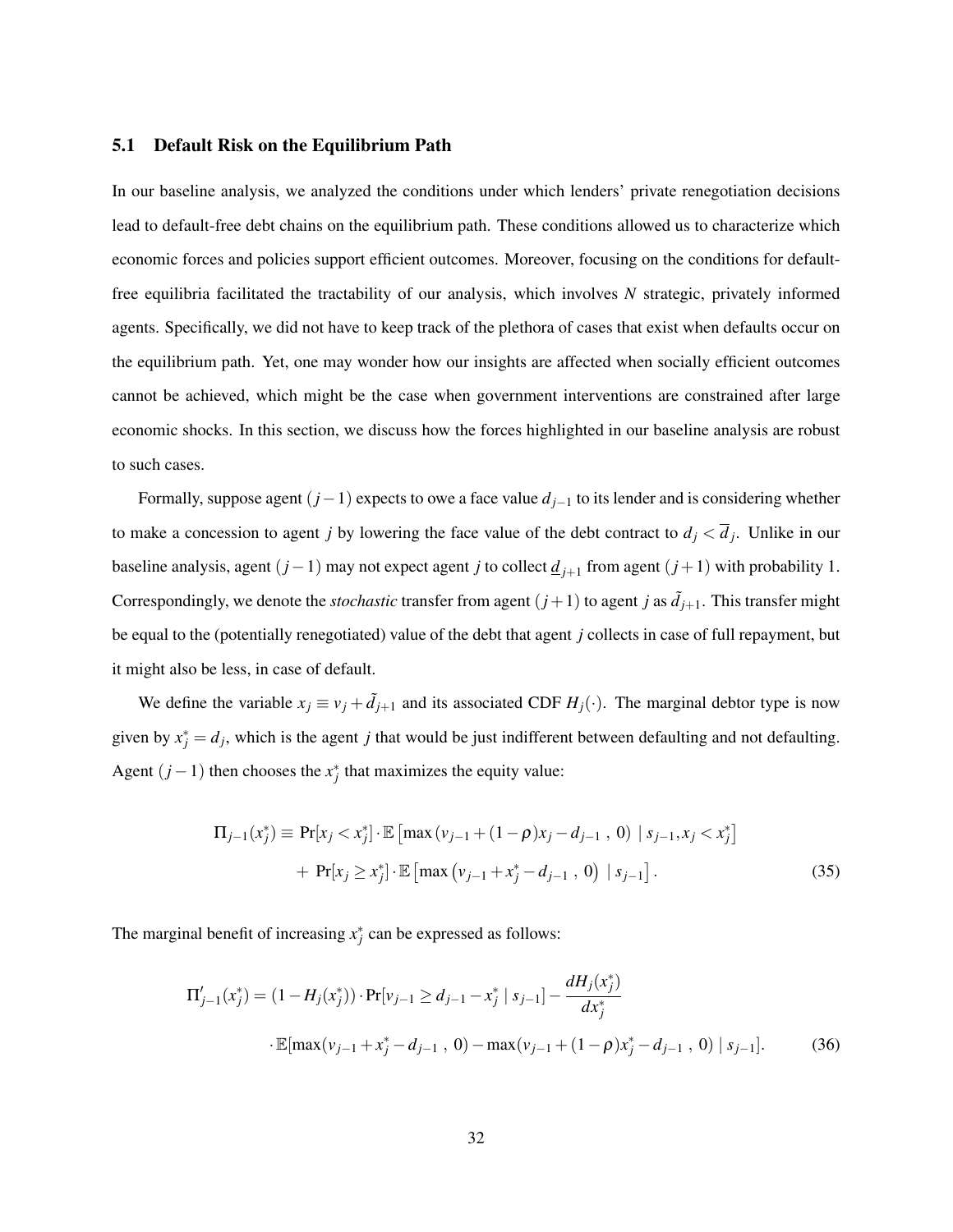### 5.1 Default Risk on the Equilibrium Path

In our baseline analysis, we analyzed the conditions under which lenders' private renegotiation decisions lead to default-free debt chains on the equilibrium path. These conditions allowed us to characterize which economic forces and policies support efficient outcomes. Moreover, focusing on the conditions for default-free equilibria facilitated the tractability of our analysis, which involves $N$ strategic, privately informed agents. Specifically, we did not have to keep track of the plethora of cases that exist when defaults occur on the equilibrium path. Yet, one may wonder how our insights are affected when socially efficient outcomes cannot be achieved, which might be the case when government interventions are constrained after large economic shocks. In this section, we discuss how the forces highlighted in our baseline analysis are robust to such cases.

Formally, suppose agent $(j-1)$ expects to owe a face value $d_{j-1}$ to its lender and is considering whether to make a concession to agent $j$ by lowering the face value of the debt contract to $d_j < \overline{d}_j$. Unlike in our baseline analysis, agent $(j-1)$ may not expect agent $j$ to collect $\underline{d}_{j+1}$ from agent $(j+1)$ with probability 1. Correspondingly, we denote the *stochastic* transfer from agent $(j+1)$ to agent $j$ as $\tilde{d}_{j+1}$. This transfer might be equal to the (potentially renegotiated) value of the debt that agent $j$ collects in case of full repayment, but it might also be less, in case of default.

We define the variable $x_j \equiv v_j + \tilde{d}_{j+1}$ and its associated CDF $H_j(\cdot)$. The marginal debtor type is now given by $x_j^* = d_j$, which is the agent $j$ that would be just indifferent between defaulting and not defaulting. Agent $(j-1)$ then chooses the $x_j^*$ that maximizes the equity value:

$$\Pi_{j-1}(x_j^*) \equiv \Pr[x_j < x_j^*] \cdot \mathbb{E}\left[\max\left(v_{j-1} + (1-\rho)x_j - d_{j-1}\ ,\ 0\right) \mid s_{j-1}, x_j < x_j^*\right] + \Pr[x_j \geq x_j^*] \cdot \mathbb{E}\left[\max\left(v_{j-1} + x_j^* - d_{j-1}\ ,\ 0\right) \mid s_{j-1}\right]. \tag{35}$$

The marginal benefit of increasing $x_j^*$ can be expressed as follows:

$$\Pi'_{j-1}(x_j^*) = (1 - H_j(x_j^*)) \cdot \Pr[v_{j-1} \geq d_{j-1} - x_j^* \mid s_{j-1}] - \frac{dH_j(x_j^*)}{dx_j^*} \cdot \mathbb{E}[\max(v_{j-1} + x_j^* - d_{j-1}\ ,\ 0) - \max(v_{j-1} + (1-\rho)x_j^* - d_{j-1}\ ,\ 0) \mid s_{j-1}]. \tag{36}$$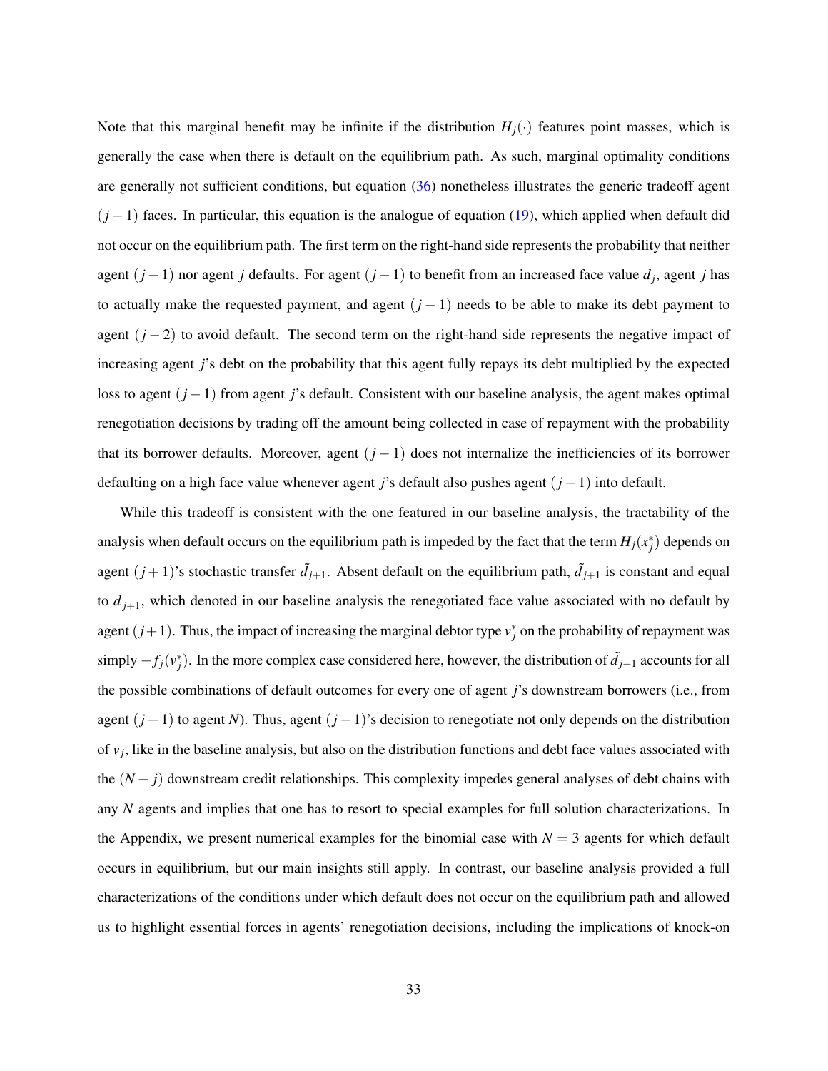Note that this marginal benefit may be infinite if the distribution $H_j(\cdot)$ features point masses, which is generally the case when there is default on the equilibrium path. As such, marginal optimality conditions are generally not sufficient conditions, but equation (36) nonetheless illustrates the generic tradeoff agent $(j-1)$ faces. In particular, this equation is the analogue of equation (19), which applied when default did not occur on the equilibrium path. The first term on the right-hand side represents the probability that neither agent $(j-1)$ nor agent $j$ defaults. For agent $(j-1)$ to benefit from an increased face value $d_j$, agent $j$ has to actually make the requested payment, and agent $(j-1)$ needs to be able to make its debt payment to agent $(j-2)$ to avoid default. The second term on the right-hand side represents the negative impact of increasing agent $j$'s debt on the probability that this agent fully repays its debt multiplied by the expected loss to agent $(j-1)$ from agent $j$'s default. Consistent with our baseline analysis, the agent makes optimal renegotiation decisions by trading off the amount being collected in case of repayment with the probability that its borrower defaults. Moreover, agent $(j-1)$ does not internalize the inefficiencies of its borrower defaulting on a high face value whenever agent $j$'s default also pushes agent $(j-1)$ into default.

While this tradeoff is consistent with the one featured in our baseline analysis, the tractability of the analysis when default occurs on the equilibrium path is impeded by the fact that the term $H_j(x_j^*)$ depends on agent $(j+1)$'s stochastic transfer $\tilde{d}_{j+1}$. Absent default on the equilibrium path, $\tilde{d}_{j+1}$ is constant and equal to $\underline{d}_{j+1}$, which denoted in our baseline analysis the renegotiated face value associated with no default by agent $(j+1)$. Thus, the impact of increasing the marginal debtor type $v_j^*$ on the probability of repayment was simply $-f_j(v_j^*)$. In the more complex case considered here, however, the distribution of $\tilde{d}_{j+1}$ accounts for all the possible combinations of default outcomes for every one of agent $j$'s downstream borrowers (i.e., from agent $(j+1)$ to agent $N$). Thus, agent $(j-1)$'s decision to renegotiate not only depends on the distribution of $v_j$, like in the baseline analysis, but also on the distribution functions and debt face values associated with the $(N-j)$ downstream credit relationships. This complexity impedes general analyses of debt chains with any $N$ agents and implies that one has to resort to special examples for full solution characterizations. In the Appendix, we present numerical examples for the binomial case with $N=3$ agents for which default occurs in equilibrium, but our main insights still apply. In contrast, our baseline analysis provided a full characterizations of the conditions under which default does not occur on the equilibrium path and allowed us to highlight essential forces in agents' renegotiation decisions, including the implications of knock-on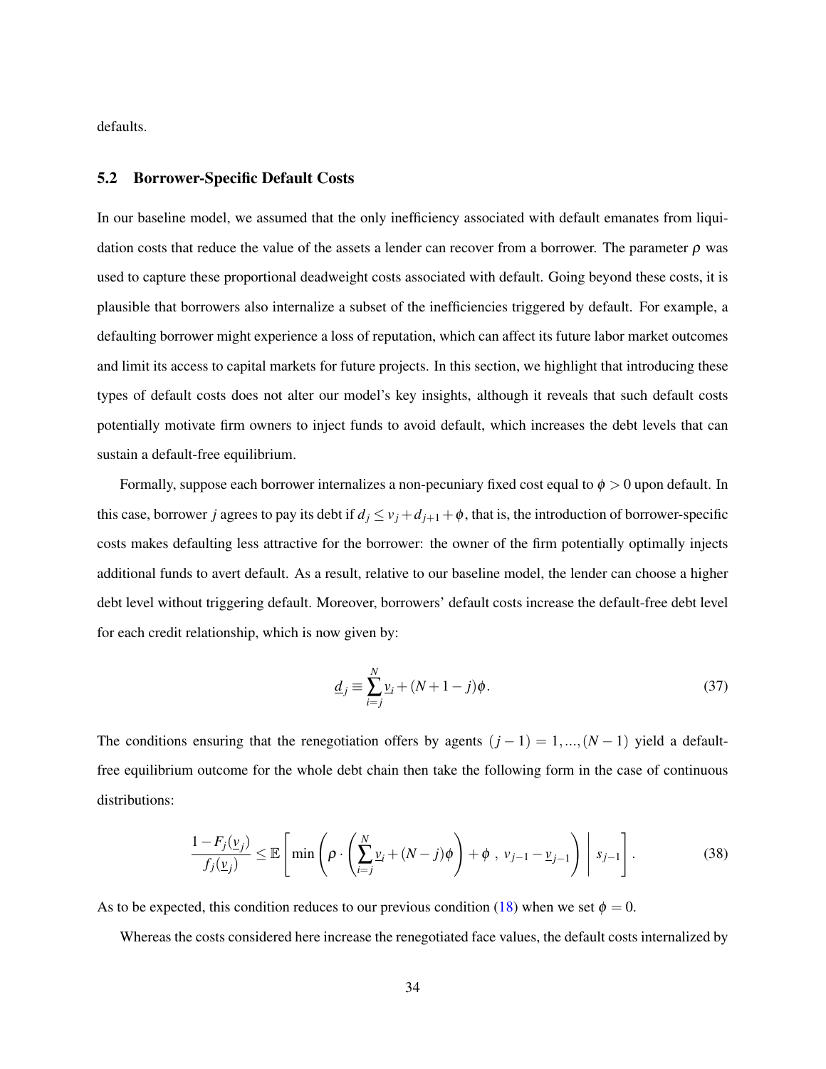defaults.

## 5.2 Borrower-Specific Default Costs

In our baseline model, we assumed that the only inefficiency associated with default emanates from liquidation costs that reduce the value of the assets a lender can recover from a borrower. The parameter $\rho$ was used to capture these proportional deadweight costs associated with default. Going beyond these costs, it is plausible that borrowers also internalize a subset of the inefficiencies triggered by default. For example, a defaulting borrower might experience a loss of reputation, which can affect its future labor market outcomes and limit its access to capital markets for future projects. In this section, we highlight that introducing these types of default costs does not alter our model's key insights, although it reveals that such default costs potentially motivate firm owners to inject funds to avoid default, which increases the debt levels that can sustain a default-free equilibrium.

Formally, suppose each borrower internalizes a non-pecuniary fixed cost equal to $\phi > 0$ upon default. In this case, borrower $j$ agrees to pay its debt if $d_j \leq v_j + d_{j+1} + \phi$, that is, the introduction of borrower-specific costs makes defaulting less attractive for the borrower: the owner of the firm potentially optimally injects additional funds to avert default. As a result, relative to our baseline model, the lender can choose a higher debt level without triggering default. Moreover, borrowers' default costs increase the default-free debt level for each credit relationship, which is now given by:

$$\underline{d}_j \equiv \sum_{i=j}^{N} \underline{v}_i + (N+1-j)\phi. \tag{37}$$

The conditions ensuring that the renegotiation offers by agents $(j-1) = 1, ..., (N-1)$ yield a default-free equilibrium outcome for the whole debt chain then take the following form in the case of continuous distributions:

$$\frac{1 - F_j(\underline{v}_j)}{f_j(\underline{v}_j)} \leq \mathbb{E}\left[ \min\left( \rho \cdot \left( \sum_{i=j}^{N} \underline{v}_i + (N-j)\phi \right) + \phi \ , \ v_{j-1} - \underline{v}_{j-1} \right) \middle| \ s_{j-1} \right]. \tag{38}$$

As to be expected, this condition reduces to our previous condition (18) when we set $\phi = 0$.

Whereas the costs considered here increase the renegotiated face values, the default costs internalized by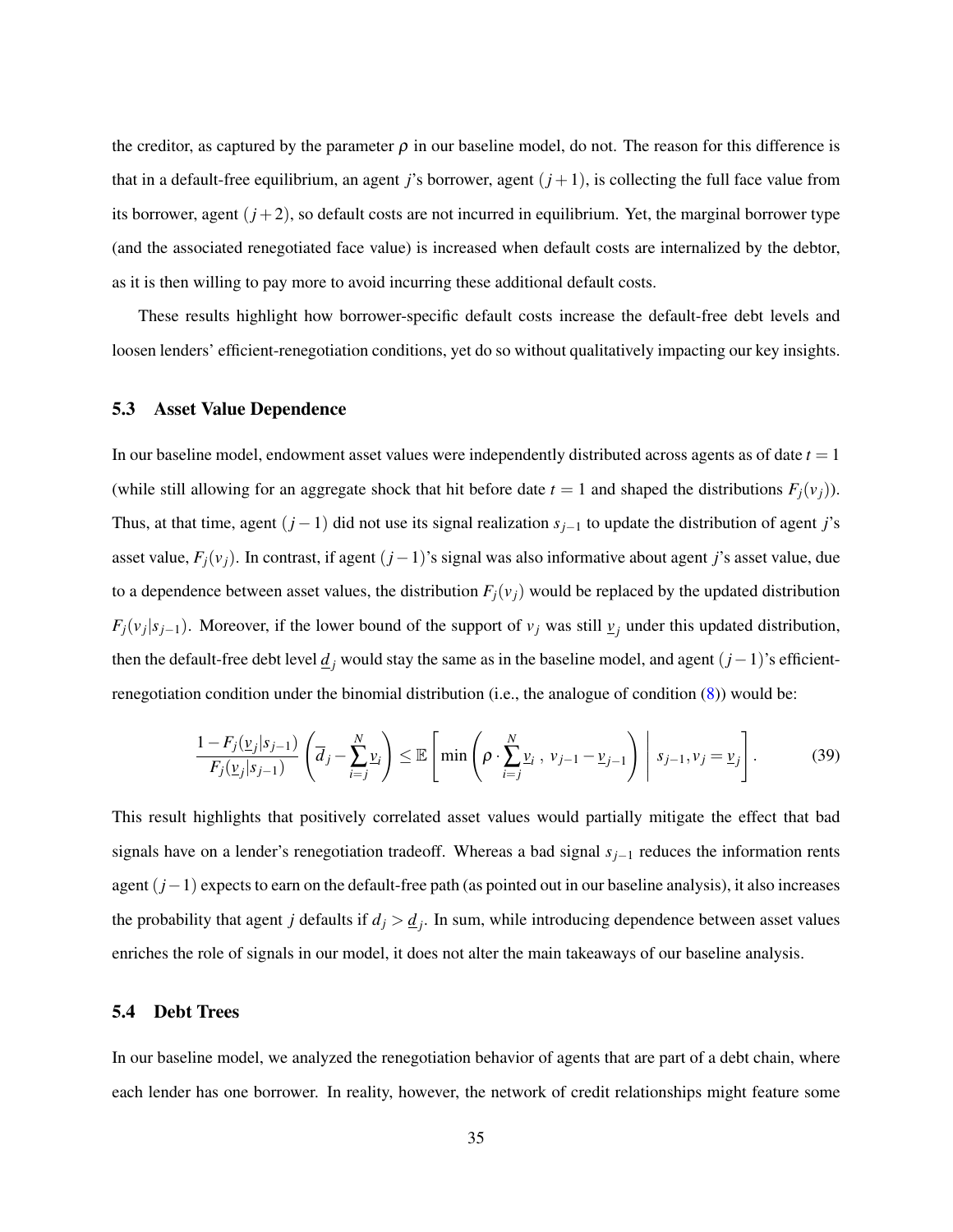the creditor, as captured by the parameter $\rho$ in our baseline model, do not. The reason for this difference is that in a default-free equilibrium, an agent $j$'s borrower, agent $(j+1)$, is collecting the full face value from its borrower, agent $(j+2)$, so default costs are not incurred in equilibrium. Yet, the marginal borrower type (and the associated renegotiated face value) is increased when default costs are internalized by the debtor, as it is then willing to pay more to avoid incurring these additional default costs.

These results highlight how borrower-specific default costs increase the default-free debt levels and loosen lenders' efficient-renegotiation conditions, yet do so without qualitatively impacting our key insights.

### 5.3 Asset Value Dependence

In our baseline model, endowment asset values were independently distributed across agents as of date $t = 1$ (while still allowing for an aggregate shock that hit before date $t = 1$ and shaped the distributions $F_j(v_j)$). Thus, at that time, agent $(j-1)$ did not use its signal realization $s_{j-1}$ to update the distribution of agent $j$'s asset value, $F_j(v_j)$. In contrast, if agent $(j-1)$'s signal was also informative about agent $j$'s asset value, due to a dependence between asset values, the distribution $F_j(v_j)$ would be replaced by the updated distribution $F_j(v_j|s_{j-1})$. Moreover, if the lower bound of the support of $v_j$ was still $\underline{v}_j$ under this updated distribution, then the default-free debt level $\underline{d}_j$ would stay the same as in the baseline model, and agent $(j-1)$'s efficient-renegotiation condition under the binomial distribution (i.e., the analogue of condition (8)) would be:

$$\frac{1-F_j(\underline{v}_j|s_{j-1})}{F_j(\underline{v}_j|s_{j-1})}\left(\overline{d}_j - \sum_{i=j}^{N}\underline{v}_i\right) \leq \mathbb{E}\left[\min\left(\rho \cdot \sum_{i=j}^{N}\underline{v}_i \ , \ v_{j-1} - \underline{v}_{j-1}\right) \ \middle| \ s_{j-1}, v_j = \underline{v}_j\right]. \tag{39}$$

This result highlights that positively correlated asset values would partially mitigate the effect that bad signals have on a lender's renegotiation tradeoff. Whereas a bad signal $s_{j-1}$ reduces the information rents agent $(j-1)$ expects to earn on the default-free path (as pointed out in our baseline analysis), it also increases the probability that agent $j$ defaults if $d_j > \underline{d}_j$. In sum, while introducing dependence between asset values enriches the role of signals in our model, it does not alter the main takeaways of our baseline analysis.

### 5.4 Debt Trees

In our baseline model, we analyzed the renegotiation behavior of agents that are part of a debt chain, where each lender has one borrower. In reality, however, the network of credit relationships might feature some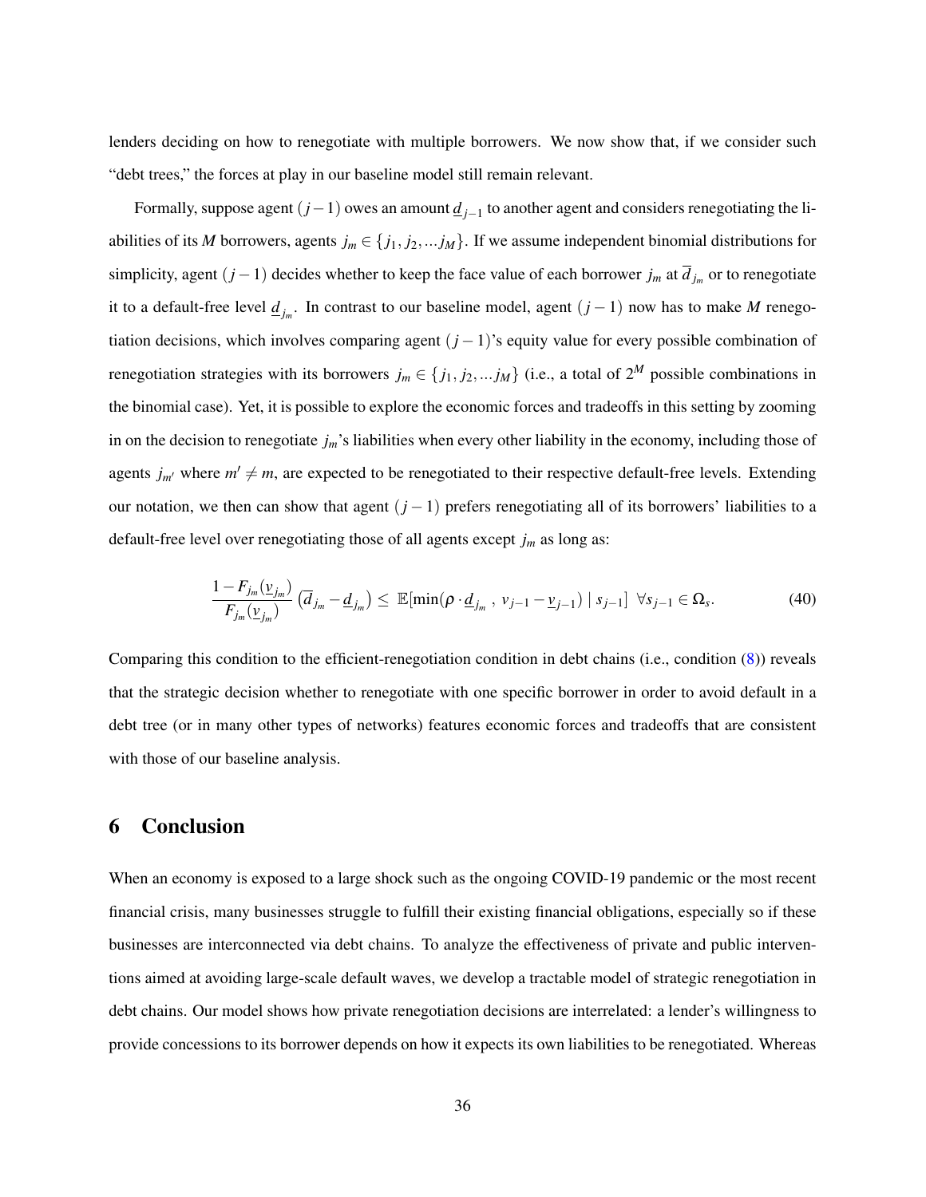lenders deciding on how to renegotiate with multiple borrowers. We now show that, if we consider such "debt trees," the forces at play in our baseline model still remain relevant.

Formally, suppose agent $(j-1)$ owes an amount $\underline{d}_{j-1}$ to another agent and considers renegotiating the liabilities of its $M$ borrowers, agents $j_m \in \{j_1, j_2, ... j_M\}$. If we assume independent binomial distributions for simplicity, agent $(j-1)$ decides whether to keep the face value of each borrower $j_m$ at $\overline{d}_{j_m}$ or to renegotiate it to a default-free level $\underline{d}_{j_m}$. In contrast to our baseline model, agent $(j-1)$ now has to make $M$ renegotiation decisions, which involves comparing agent $(j-1)$'s equity value for every possible combination of renegotiation strategies with its borrowers $j_m \in \{j_1, j_2, ... j_M\}$ (i.e., a total of $2^M$ possible combinations in the binomial case). Yet, it is possible to explore the economic forces and tradeoffs in this setting by zooming in on the decision to renegotiate $j_m$'s liabilities when every other liability in the economy, including those of agents $j_{m'}$ where $m' \neq m$, are expected to be renegotiated to their respective default-free levels. Extending our notation, we then can show that agent $(j-1)$ prefers renegotiating all of its borrowers' liabilities to a default-free level over renegotiating those of all agents except $j_m$ as long as:

$$\frac{1 - F_{j_m}(\underline{v}_{j_m})}{F_{j_m}(\underline{v}_{j_m})} \left(\overline{d}_{j_m} - \underline{d}_{j_m}\right) \leq \mathbb{E}[\min(\rho \cdot \underline{d}_{j_m} \ , \ v_{j-1} - \underline{v}_{j-1}) \mid s_{j-1}] \ \ \forall s_{j-1} \in \Omega_s. \tag{40}$$

Comparing this condition to the efficient-renegotiation condition in debt chains (i.e., condition (8)) reveals that the strategic decision whether to renegotiate with one specific borrower in order to avoid default in a debt tree (or in many other types of networks) features economic forces and tradeoffs that are consistent with those of our baseline analysis.

# 6 Conclusion

When an economy is exposed to a large shock such as the ongoing COVID-19 pandemic or the most recent financial crisis, many businesses struggle to fulfill their existing financial obligations, especially so if these businesses are interconnected via debt chains. To analyze the effectiveness of private and public interventions aimed at avoiding large-scale default waves, we develop a tractable model of strategic renegotiation in debt chains. Our model shows how private renegotiation decisions are interrelated: a lender's willingness to provide concessions to its borrower depends on how it expects its own liabilities to be renegotiated. Whereas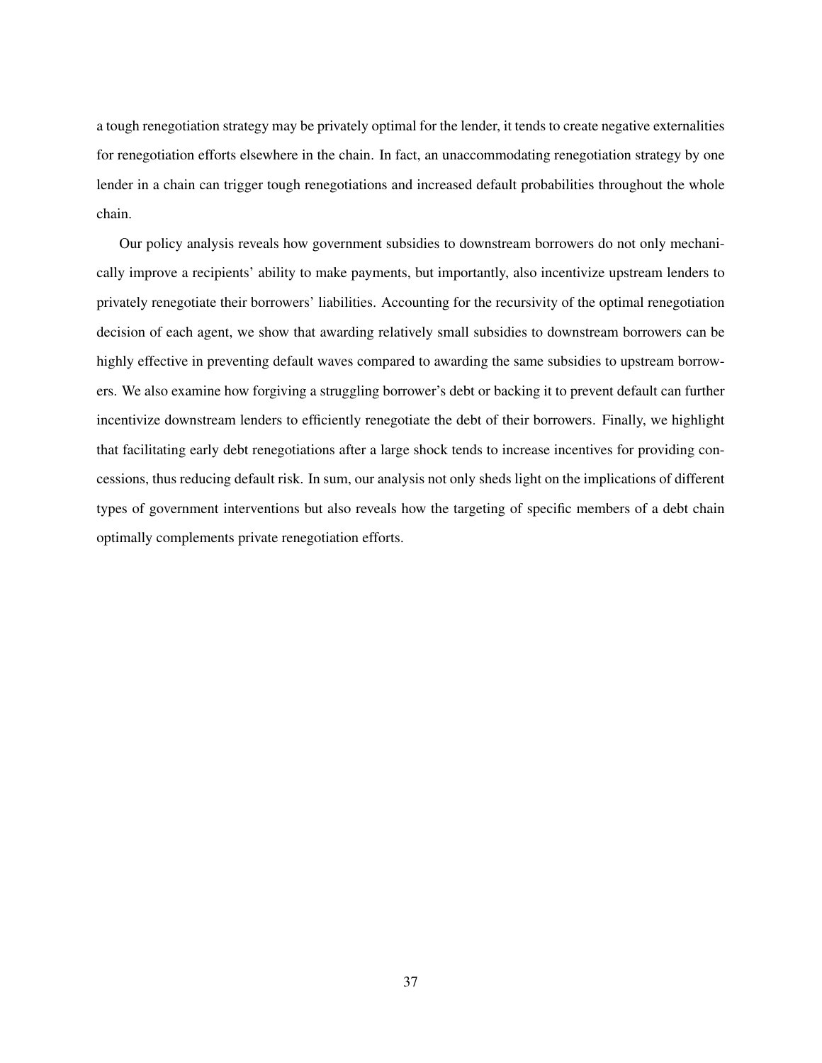a tough renegotiation strategy may be privately optimal for the lender, it tends to create negative externalities for renegotiation efforts elsewhere in the chain. In fact, an unaccommodating renegotiation strategy by one lender in a chain can trigger tough renegotiations and increased default probabilities throughout the whole chain.

Our policy analysis reveals how government subsidies to downstream borrowers do not only mechanically improve a recipients' ability to make payments, but importantly, also incentivize upstream lenders to privately renegotiate their borrowers' liabilities. Accounting for the recursivity of the optimal renegotiation decision of each agent, we show that awarding relatively small subsidies to downstream borrowers can be highly effective in preventing default waves compared to awarding the same subsidies to upstream borrowers. We also examine how forgiving a struggling borrower's debt or backing it to prevent default can further incentivize downstream lenders to efficiently renegotiate the debt of their borrowers. Finally, we highlight that facilitating early debt renegotiations after a large shock tends to increase incentives for providing concessions, thus reducing default risk. In sum, our analysis not only sheds light on the implications of different types of government interventions but also reveals how the targeting of specific members of a debt chain optimally complements private renegotiation efforts.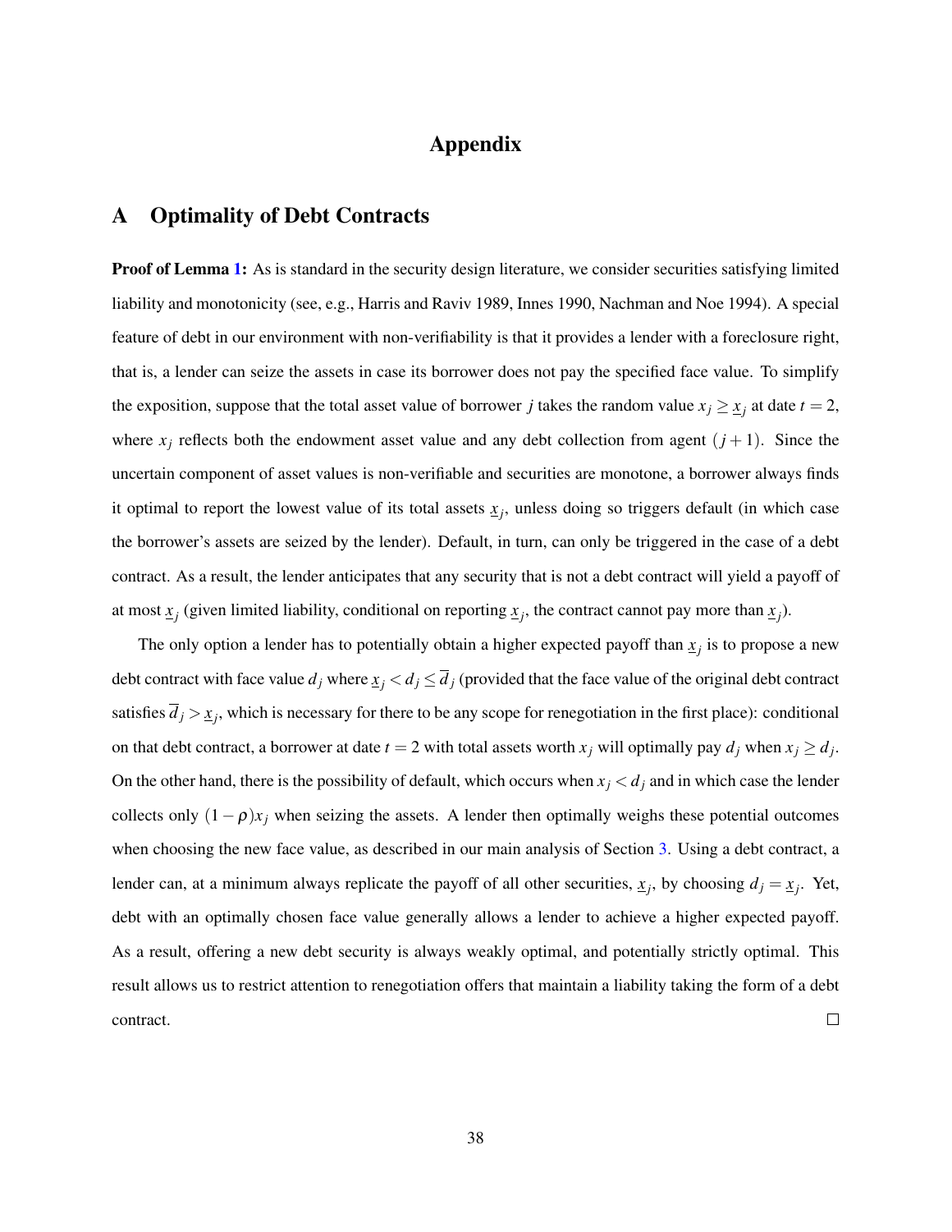# Appendix

## A Optimality of Debt Contracts

**Proof of Lemma 1:** As is standard in the security design literature, we consider securities satisfying limited liability and monotonicity (see, e.g., Harris and Raviv 1989, Innes 1990, Nachman and Noe 1994). A special feature of debt in our environment with non-verifiability is that it provides a lender with a foreclosure right, that is, a lender can seize the assets in case its borrower does not pay the specified face value. To simplify the exposition, suppose that the total asset value of borrower $j$ takes the random value $x_j \geq \underline{x}_j$ at date $t = 2$, where $x_j$ reflects both the endowment asset value and any debt collection from agent $(j+1)$. Since the uncertain component of asset values is non-verifiable and securities are monotone, a borrower always finds it optimal to report the lowest value of its total assets $\underline{x}_j$, unless doing so triggers default (in which case the borrower's assets are seized by the lender). Default, in turn, can only be triggered in the case of a debt contract. As a result, the lender anticipates that any security that is not a debt contract will yield a payoff of at most $\underline{x}_j$ (given limited liability, conditional on reporting $\underline{x}_j$, the contract cannot pay more than $\underline{x}_j$).

The only option a lender has to potentially obtain a higher expected payoff than $\underline{x}_j$ is to propose a new debt contract with face value $d_j$ where $\underline{x}_j < d_j \leq \overline{d}_j$ (provided that the face value of the original debt contract satisfies $\overline{d}_j > \underline{x}_j$, which is necessary for there to be any scope for renegotiation in the first place): conditional on that debt contract, a borrower at date $t = 2$ with total assets worth $x_j$ will optimally pay $d_j$ when $x_j \geq d_j$. On the other hand, there is the possibility of default, which occurs when $x_j < d_j$ and in which case the lender collects only $(1-\rho)x_j$ when seizing the assets. A lender then optimally weighs these potential outcomes when choosing the new face value, as described in our main analysis of Section 3. Using a debt contract, a lender can, at a minimum always replicate the payoff of all other securities, $\underline{x}_j$, by choosing $d_j = \underline{x}_j$. Yet, debt with an optimally chosen face value generally allows a lender to achieve a higher expected payoff. As a result, offering a new debt security is always weakly optimal, and potentially strictly optimal. This result allows us to restrict attention to renegotiation offers that maintain a liability taking the form of a debt contract. □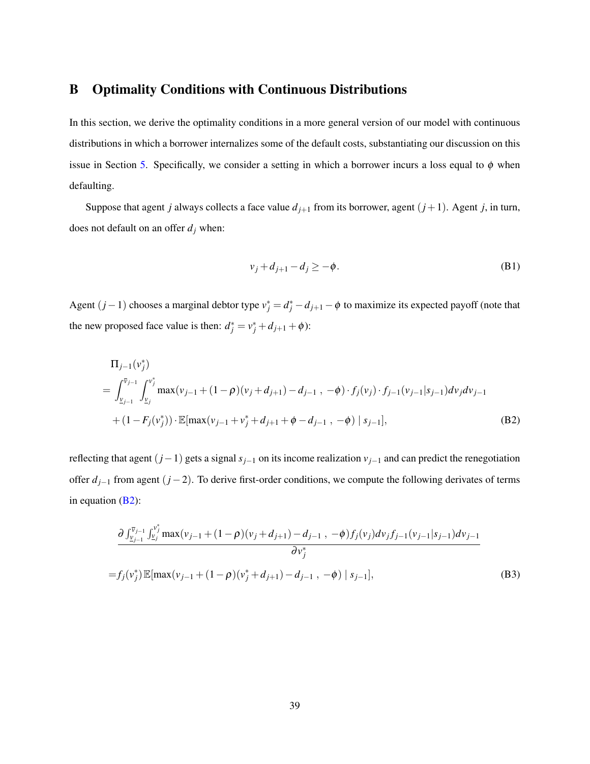# B Optimality Conditions with Continuous Distributions

In this section, we derive the optimality conditions in a more general version of our model with continuous distributions in which a borrower internalizes some of the default costs, substantiating our discussion on this issue in Section 5. Specifically, we consider a setting in which a borrower incurs a loss equal to $\phi$ when defaulting.

Suppose that agent $j$ always collects a face value $d_{j+1}$ from its borrower, agent $(j+1)$. Agent $j$, in turn, does not default on an offer $d_j$ when:

$$v_j + d_{j+1} - d_j \geq -\phi. \tag{B1}$$

Agent $(j-1)$ chooses a marginal debtor type $v_j^* = d_j^* - d_{j+1} - \phi$ to maximize its expected payoff (note that the new proposed face value is then: $d_j^* = v_j^* + d_{j+1} + \phi$):

$$\begin{aligned}
&\Pi_{j-1}(v_j^*) \\
&= \int_{\underline{v}_{j-1}}^{\overline{v}_{j-1}} \int_{\underline{v}_j}^{v_j^*} \max(v_{j-1} + (1-\rho)(v_j + d_{j+1}) - d_{j-1} \ , \ -\phi) \cdot f_j(v_j) \cdot f_{j-1}(v_{j-1}|s_{j-1}) dv_j dv_{j-1} \\
&\quad + (1 - F_j(v_j^*)) \cdot \mathbb{E}[\max(v_{j-1} + v_j^* + d_{j+1} + \phi - d_{j-1} \ , \ -\phi) \mid s_{j-1}],
\end{aligned} \tag{B2}$$

reflecting that agent $(j-1)$ gets a signal $s_{j-1}$ on its income realization $v_{j-1}$ and can predict the renegotiation offer $d_{j-1}$ from agent $(j-2)$. To derive first-order conditions, we compute the following derivates of terms in equation (B2):

$$\begin{aligned}
&\frac{\partial \int_{\underline{v}_{j-1}}^{\overline{v}_{j-1}} \int_{\underline{v}_j}^{v_j^*} \max(v_{j-1} + (1-\rho)(v_j + d_{j+1}) - d_{j-1} \ , \ -\phi) f_j(v_j) dv_j f_{j-1}(v_{j-1}|s_{j-1}) dv_{j-1}}{\partial v_j^*} \\
&= f_j(v_j^*) \mathbb{E}[\max(v_{j-1} + (1-\rho)(v_j^* + d_{j+1}) - d_{j-1} \ , \ -\phi) \mid s_{j-1}],
\end{aligned} \tag{B3}$$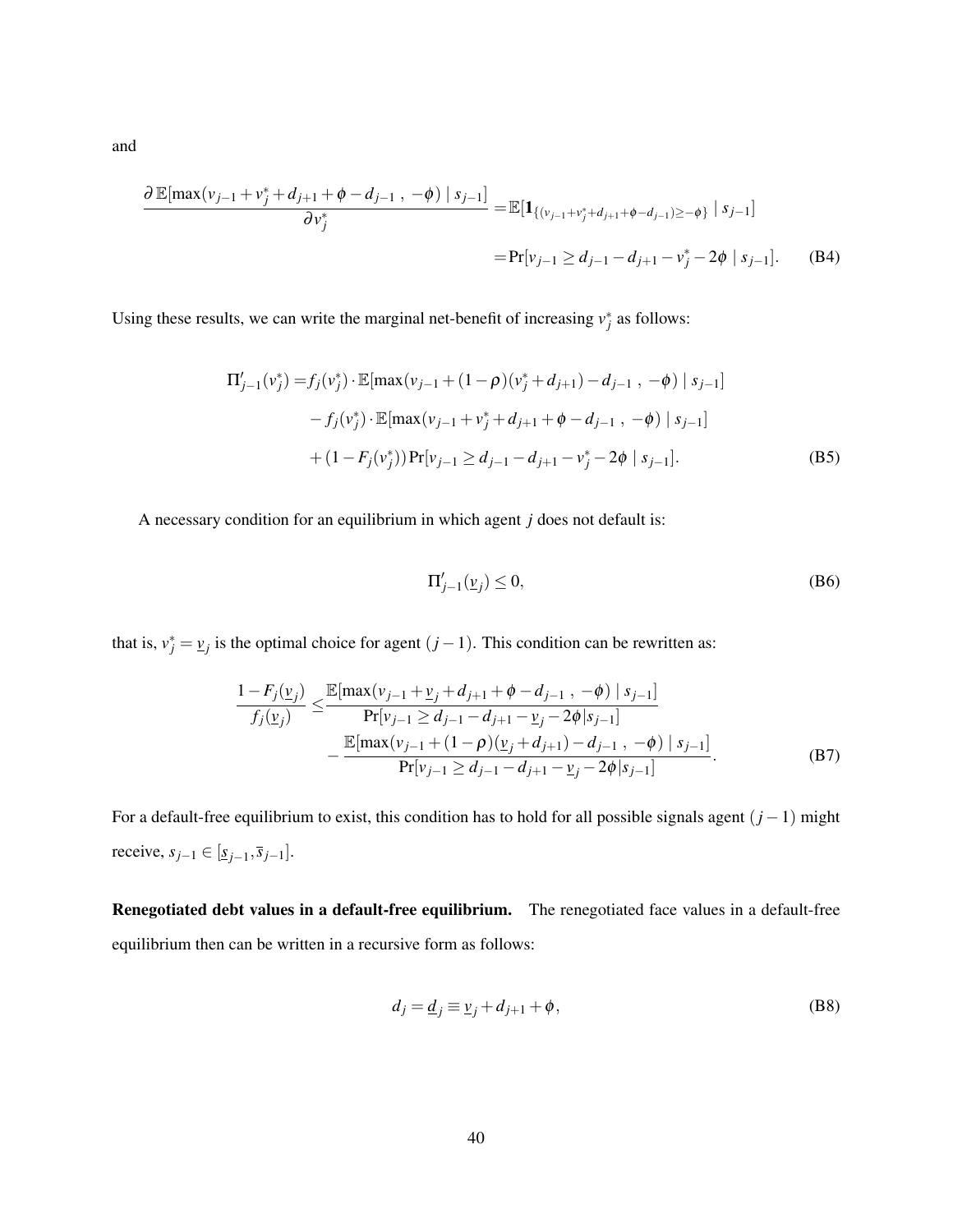and

$$\frac{\partial\, \mathbb{E}[\max(v_{j-1}+v_j^*+d_{j+1}+\phi-d_{j-1}\ ,\ -\phi)\mid s_{j-1}]}{\partial v_j^*} = \mathbb{E}[\mathbf{1}_{\{(v_{j-1}+v_j^*+d_{j+1}+\phi-d_{j-1})\geq -\phi\}}\mid s_{j-1}]$$

$$= \Pr[v_{j-1}\geq d_{j-1}-d_{j+1}-v_j^*-2\phi\mid s_{j-1}]. \tag{B4}$$

Using these results, we can write the marginal net-benefit of increasing $v_j^*$ as follows:

$$\begin{aligned}
\Pi'_{j-1}(v_j^*) = & f_j(v_j^*)\cdot \mathbb{E}[\max(v_{j-1}+(1-\rho)(v_j^*+d_{j+1})-d_{j-1}\ ,\ -\phi)\mid s_{j-1}] \\
& - f_j(v_j^*)\cdot \mathbb{E}[\max(v_{j-1}+v_j^*+d_{j+1}+\phi-d_{j-1}\ ,\ -\phi)\mid s_{j-1}] \\
& + (1-F_j(v_j^*))\Pr[v_{j-1}\geq d_{j-1}-d_{j+1}-v_j^*-2\phi\mid s_{j-1}].
\end{aligned} \tag{B5}$$

A necessary condition for an equilibrium in which agent $j$ does not default is:

$$\Pi'_{j-1}(\underline{v}_j)\leq 0, \tag{B6}$$

that is, $v_j^*=\underline{v}_j$ is the optimal choice for agent $(j-1)$. This condition can be rewritten as:

$$\begin{aligned}
\frac{1-F_j(\underline{v}_j)}{f_j(\underline{v}_j)} \leq & \frac{\mathbb{E}[\max(v_{j-1}+\underline{v}_j+d_{j+1}+\phi-d_{j-1}\ ,\ -\phi)\mid s_{j-1}]}{\Pr[v_{j-1}\geq d_{j-1}-d_{j+1}-\underline{v}_j-2\phi\mid s_{j-1}]} \\
& - \frac{\mathbb{E}[\max(v_{j-1}+(1-\rho)(\underline{v}_j+d_{j+1})-d_{j-1}\ ,\ -\phi)\mid s_{j-1}]}{\Pr[v_{j-1}\geq d_{j-1}-d_{j+1}-\underline{v}_j-2\phi\mid s_{j-1}]}.
\end{aligned} \tag{B7}$$

For a default-free equilibrium to exist, this condition has to hold for all possible signals agent $(j-1)$ might receive, $s_{j-1}\in[\underline{s}_{j-1},\overline{s}_{j-1}]$.

**Renegotiated debt values in a default-free equilibrium.** The renegotiated face values in a default-free equilibrium then can be written in a recursive form as follows:

$$d_j=\underline{d}_j\equiv \underline{v}_j+d_{j+1}+\phi, \tag{B8}$$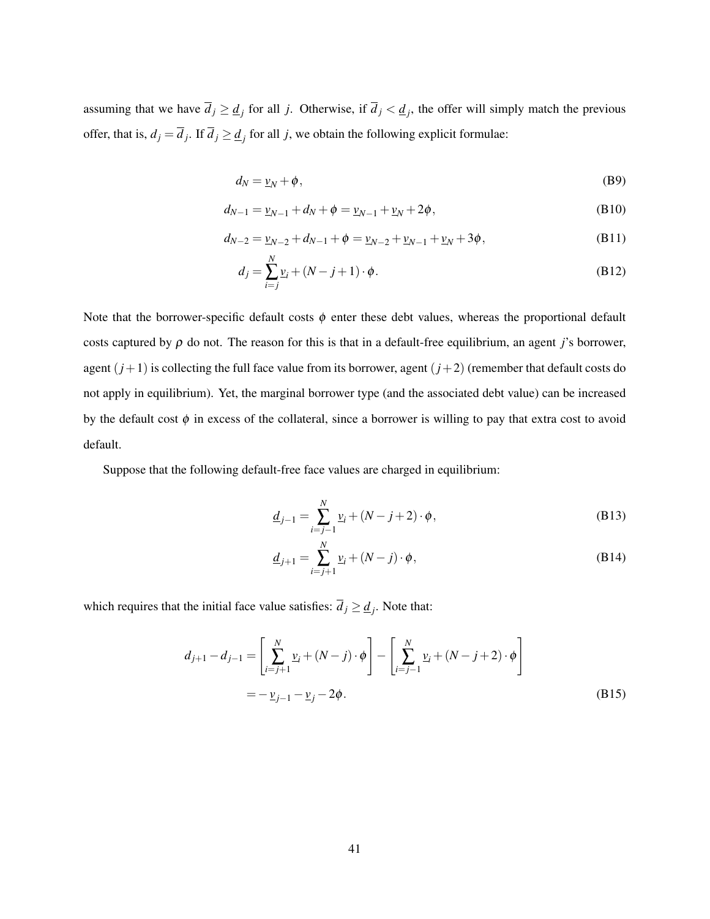assuming that we have $\overline{d}_j \geq \underline{d}_j$ for all $j$. Otherwise, if $\overline{d}_j < \underline{d}_j$, the offer will simply match the previous offer, that is, $d_j = \overline{d}_j$. If $\overline{d}_j \geq \underline{d}_j$ for all $j$, we obtain the following explicit formulae:

$$d_N = \underline{v}_N + \phi, \tag{B9}$$

$$d_{N-1} = \underline{v}_{N-1} + d_N + \phi = \underline{v}_{N-1} + \underline{v}_N + 2\phi, \tag{B10}$$

$$d_{N-2} = \underline{v}_{N-2} + d_{N-1} + \phi = \underline{v}_{N-2} + \underline{v}_{N-1} + \underline{v}_N + 3\phi, \tag{B11}$$

$$d_j = \sum_{i=j}^{N} \underline{v}_i + (N-j+1) \cdot \phi. \tag{B12}$$

Note that the borrower-specific default costs $\phi$ enter these debt values, whereas the proportional default costs captured by $\rho$ do not. The reason for this is that in a default-free equilibrium, an agent $j$'s borrower, agent $(j+1)$ is collecting the full face value from its borrower, agent $(j+2)$ (remember that default costs do not apply in equilibrium). Yet, the marginal borrower type (and the associated debt value) can be increased by the default cost $\phi$ in excess of the collateral, since a borrower is willing to pay that extra cost to avoid default.

Suppose that the following default-free face values are charged in equilibrium:

$$\underline{d}_{j-1} = \sum_{i=j-1}^{N} \underline{v}_i + (N-j+2) \cdot \phi, \tag{B13}$$

$$\underline{d}_{j+1} = \sum_{i=j+1}^{N} \underline{v}_i + (N-j) \cdot \phi, \tag{B14}$$

which requires that the initial face value satisfies: $\overline{d}_j \geq \underline{d}_j$. Note that:

$$\begin{aligned} d_{j+1} - d_{j-1} &= \left[ \sum_{i=j+1}^{N} \underline{v}_i + (N-j) \cdot \phi \right] - \left[ \sum_{i=j-1}^{N} \underline{v}_i + (N-j+2) \cdot \phi \right] \\ &= -\underline{v}_{j-1} - \underline{v}_j - 2\phi. \end{aligned} \tag{B15}$$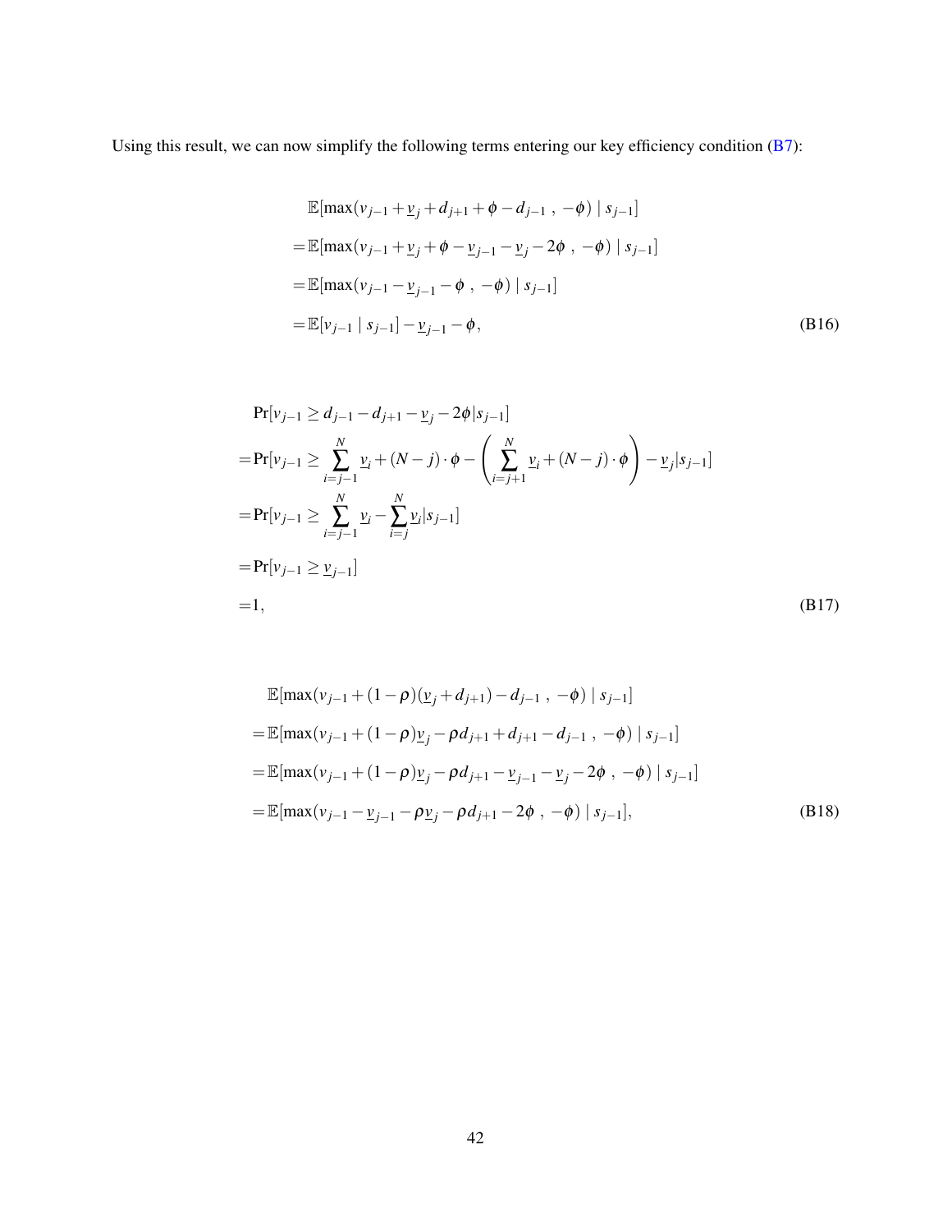Using this result, we can now simplify the following terms entering our key efficiency condition (B7):

$$
\begin{aligned}
&\mathbb{E}[\max(v_{j-1} + \underline{v}_j + d_{j+1} + \phi - d_{j-1}\ ,\ -\phi) \mid s_{j-1}] \\
=&\mathbb{E}[\max(v_{j-1} + \underline{v}_j + \phi - \underline{v}_{j-1} - \underline{v}_j - 2\phi\ ,\ -\phi) \mid s_{j-1}] \\
=&\mathbb{E}[\max(v_{j-1} - \underline{v}_{j-1} - \phi\ ,\ -\phi) \mid s_{j-1}] \\
=&\mathbb{E}[v_{j-1} \mid s_{j-1}] - \underline{v}_{j-1} - \phi,
\end{aligned} \tag{B16}
$$

$$
\begin{aligned}
&\Pr[v_{j-1} \geq d_{j-1} - d_{j+1} - \underline{v}_j - 2\phi | s_{j-1}] \\
=&\Pr[v_{j-1} \geq \sum_{i=j-1}^{N} \underline{v}_i + (N-j)\cdot\phi - \left(\sum_{i=j+1}^{N} \underline{v}_i + (N-j)\cdot\phi\right) - \underline{v}_j | s_{j-1}] \\
=&\Pr[v_{j-1} \geq \sum_{i=j-1}^{N} \underline{v}_i - \sum_{i=j}^{N} \underline{v}_i | s_{j-1}] \\
=&\Pr[v_{j-1} \geq \underline{v}_{j-1}] \\
=&1,
\end{aligned} \tag{B17}
$$

$$
\begin{aligned}
&\mathbb{E}[\max(v_{j-1} + (1-\rho)(\underline{v}_j + d_{j+1}) - d_{j-1}\ ,\ -\phi) \mid s_{j-1}] \\
=&\mathbb{E}[\max(v_{j-1} + (1-\rho)\underline{v}_j - \rho d_{j+1} + d_{j+1} - d_{j-1}\ ,\ -\phi) \mid s_{j-1}] \\
=&\mathbb{E}[\max(v_{j-1} + (1-\rho)\underline{v}_j - \rho d_{j+1} - \underline{v}_{j-1} - \underline{v}_j - 2\phi\ ,\ -\phi) \mid s_{j-1}] \\
=&\mathbb{E}[\max(v_{j-1} - \underline{v}_{j-1} - \rho\underline{v}_j - \rho d_{j+1} - 2\phi\ ,\ -\phi) \mid s_{j-1}],
\end{aligned} \tag{B18}
$$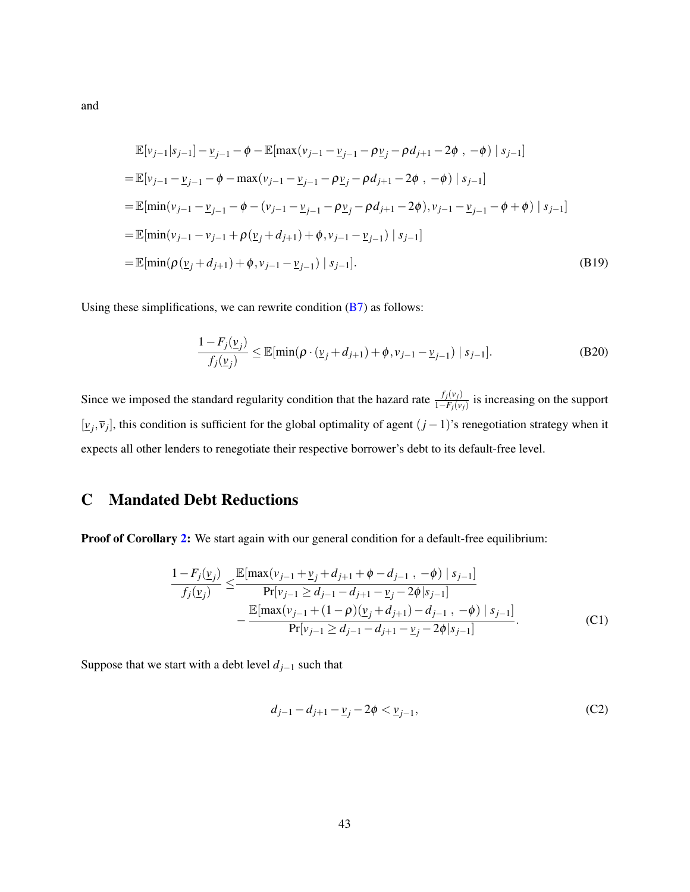and

$$
\begin{aligned}
&\mathbb{E}[v_{j-1}|s_{j-1}] - \underline{v}_{j-1} - \phi - \mathbb{E}[\max(v_{j-1} - \underline{v}_{j-1} - \rho \underline{v}_j - \rho d_{j+1} - 2\phi\ ,\ -\phi) \mid s_{j-1}] \\
=&\mathbb{E}[v_{j-1} - \underline{v}_{j-1} - \phi - \max(v_{j-1} - \underline{v}_{j-1} - \rho \underline{v}_j - \rho d_{j+1} - 2\phi\ ,\ -\phi) \mid s_{j-1}] \\
=&\mathbb{E}[\min(v_{j-1} - \underline{v}_{j-1} - \phi - (v_{j-1} - \underline{v}_{j-1} - \rho \underline{v}_j - \rho d_{j+1} - 2\phi), v_{j-1} - \underline{v}_{j-1} - \phi + \phi) \mid s_{j-1}] \\
=&\mathbb{E}[\min(v_{j-1} - v_{j-1} + \rho(\underline{v}_j + d_{j+1}) + \phi, v_{j-1} - \underline{v}_{j-1}) \mid s_{j-1}] \\
=&\mathbb{E}[\min(\rho(\underline{v}_j + d_{j+1}) + \phi, v_{j-1} - \underline{v}_{j-1}) \mid s_{j-1}].
\end{aligned}
\tag{B19}
$$

Using these simplifications, we can rewrite condition (B7) as follows:

$$
\frac{1 - F_j(\underline{v}_j)}{f_j(\underline{v}_j)} \leq \mathbb{E}[\min(\rho \cdot (\underline{v}_j + d_{j+1}) + \phi, v_{j-1} - \underline{v}_{j-1}) \mid s_{j-1}]. \tag{B20}
$$

Since we imposed the standard regularity condition that the hazard rate $\frac{f_j(v_j)}{1-F_j(v_j)}$ is increasing on the support $[\underline{v}_j, \overline{v}_j]$, this condition is sufficient for the global optimality of agent $(j-1)$'s renegotiation strategy when it expects all other lenders to renegotiate their respective borrower's debt to its default-free level.

# C Mandated Debt Reductions

**Proof of Corollary 2:** We start again with our general condition for a default-free equilibrium:

$$
\begin{aligned}
\frac{1 - F_j(\underline{v}_j)}{f_j(\underline{v}_j)} \leq & \frac{\mathbb{E}[\max(v_{j-1} + \underline{v}_j + d_{j+1} + \phi - d_{j-1}\ ,\ -\phi) \mid s_{j-1}]}{\Pr[v_{j-1} \geq d_{j-1} - d_{j+1} - \underline{v}_j - 2\phi | s_{j-1}]} \\
& - \frac{\mathbb{E}[\max(v_{j-1} + (1-\rho)(\underline{v}_j + d_{j+1}) - d_{j-1}\ ,\ -\phi) \mid s_{j-1}]}{\Pr[v_{j-1} \geq d_{j-1} - d_{j+1} - \underline{v}_j - 2\phi | s_{j-1}]}.
\end{aligned}
\tag{C1}
$$

Suppose that we start with a debt level $d_{j-1}$ such that

$$
d_{j-1} - d_{j+1} - \underline{v}_j - 2\phi < \underline{v}_{j-1}, \tag{C2}
$$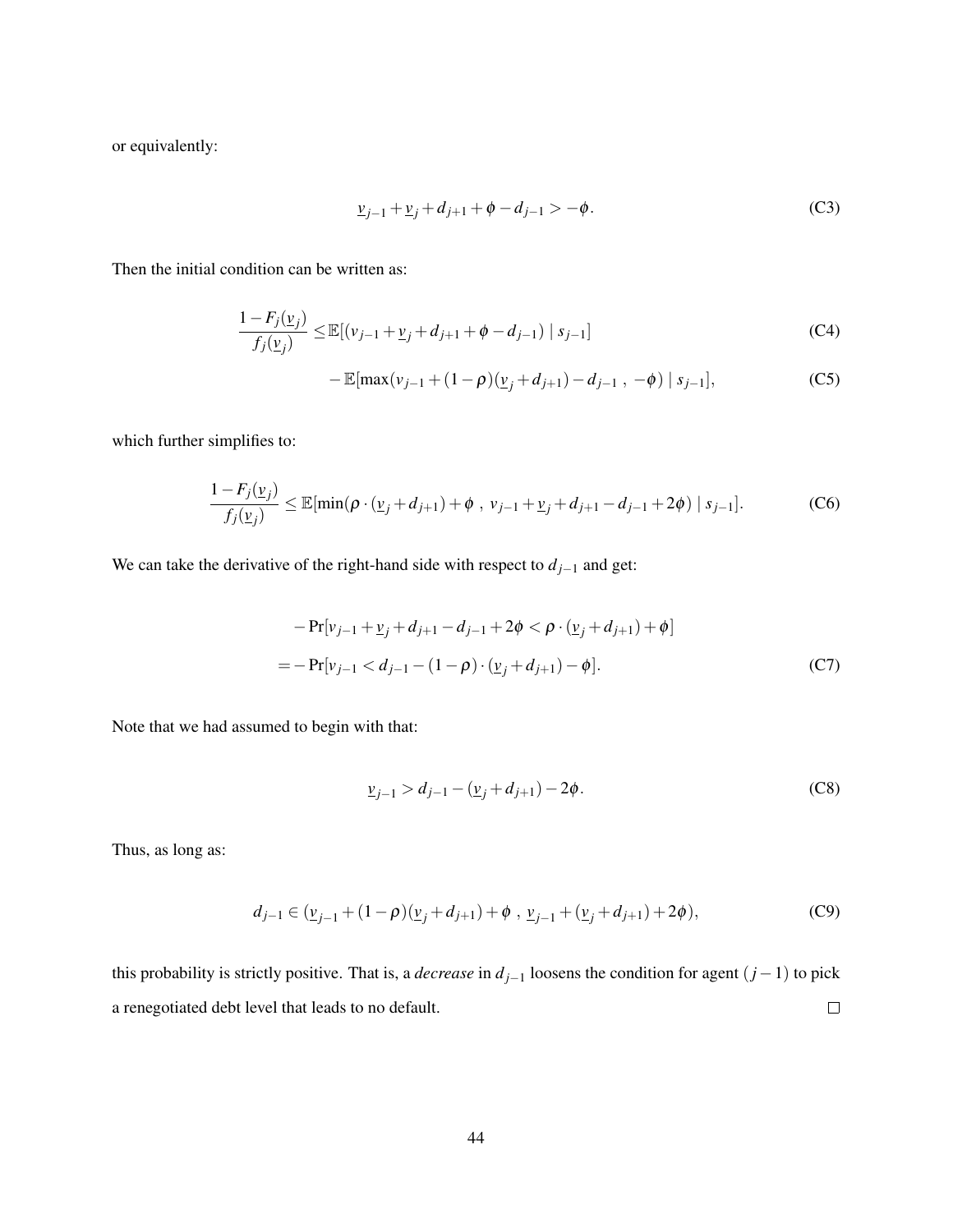or equivalently:

$$\underline{v}_{j-1} + \underline{v}_j + d_{j+1} + \phi - d_{j-1} > -\phi. \tag{C3}$$

Then the initial condition can be written as:

$$\frac{1 - F_j(\underline{v}_j)}{f_j(\underline{v}_j)} \leq \mathbb{E}[(v_{j-1} + \underline{v}_j + d_{j+1} + \phi - d_{j-1}) \mid s_{j-1}] \tag{C4}$$

$$- \mathbb{E}[\max(v_{j-1} + (1-\rho)(\underline{v}_j + d_{j+1}) - d_{j-1} \ , \ -\phi) \mid s_{j-1}], \tag{C5}$$

which further simplifies to:

$$\frac{1 - F_j(\underline{v}_j)}{f_j(\underline{v}_j)} \leq \mathbb{E}[\min(\rho \cdot (\underline{v}_j + d_{j+1}) + \phi \ , \ v_{j-1} + \underline{v}_j + d_{j+1} - d_{j-1} + 2\phi) \mid s_{j-1}]. \tag{C6}$$

We can take the derivative of the right-hand side with respect to $d_{j-1}$ and get:

$$\begin{aligned} &- \Pr[v_{j-1} + \underline{v}_j + d_{j+1} - d_{j-1} + 2\phi < \rho \cdot (\underline{v}_j + d_{j+1}) + \phi] \\ &= - \Pr[v_{j-1} < d_{j-1} - (1-\rho) \cdot (\underline{v}_j + d_{j+1}) - \phi]. \end{aligned} \tag{C7}$$

Note that we had assumed to begin with that:

$$\underline{v}_{j-1} > d_{j-1} - (\underline{v}_j + d_{j+1}) - 2\phi. \tag{C8}$$

Thus, as long as:

$$d_{j-1} \in (\underline{v}_{j-1} + (1-\rho)(\underline{v}_j + d_{j+1}) + \phi \ , \ \underline{v}_{j-1} + (\underline{v}_j + d_{j+1}) + 2\phi), \tag{C9}$$

this probability is strictly positive. That is, a *decrease* in $d_{j-1}$ loosens the condition for agent $(j-1)$ to pick a renegotiated debt level that leads to no default. □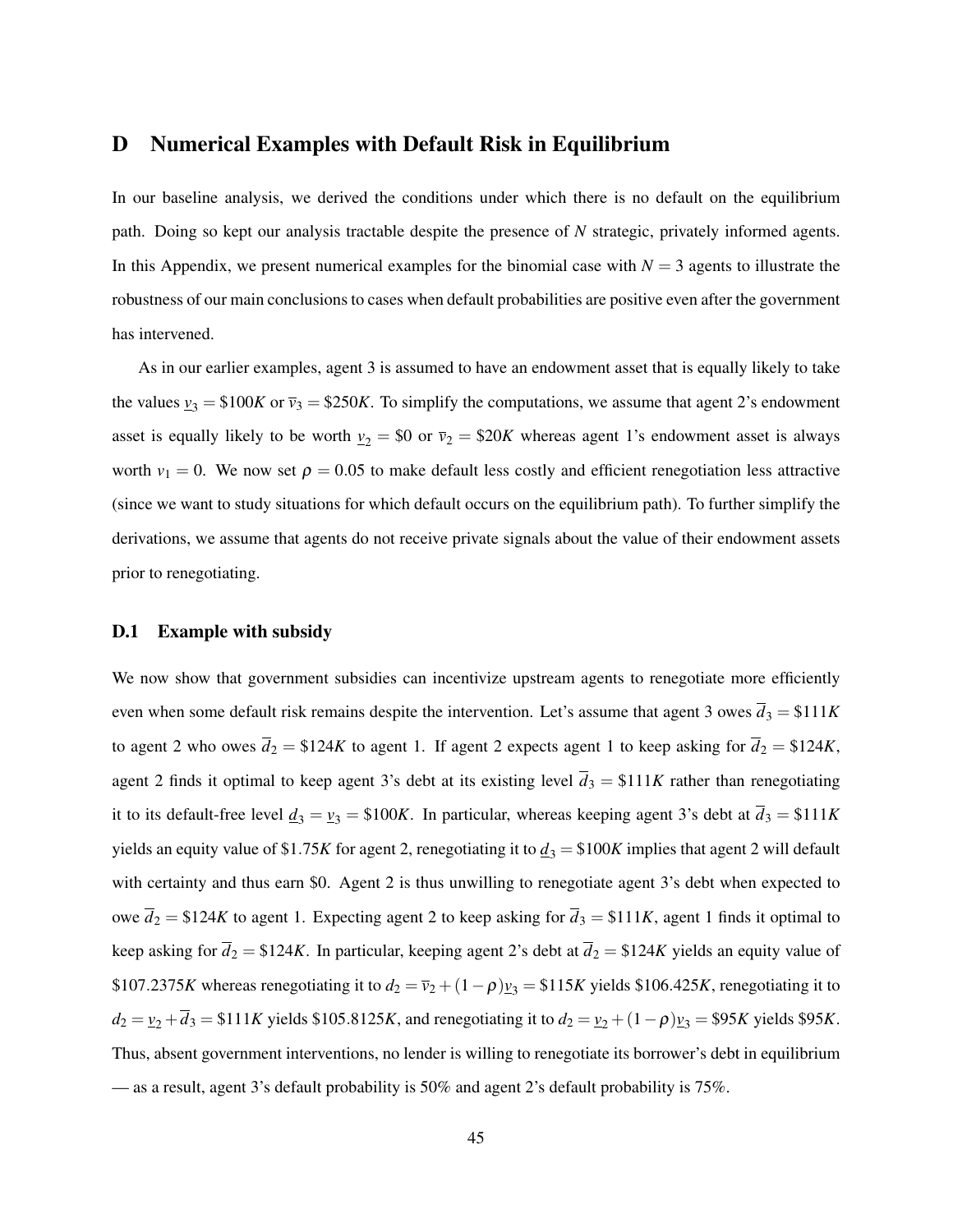# D Numerical Examples with Default Risk in Equilibrium

In our baseline analysis, we derived the conditions under which there is no default on the equilibrium path. Doing so kept our analysis tractable despite the presence of $N$ strategic, privately informed agents. In this Appendix, we present numerical examples for the binomial case with $N = 3$ agents to illustrate the robustness of our main conclusions to cases when default probabilities are positive even after the government has intervened.

As in our earlier examples, agent 3 is assumed to have an endowment asset that is equally likely to take the values $\underline{v}_3 = \$100K$ or $\overline{v}_3 = \$250K$. To simplify the computations, we assume that agent 2's endowment asset is equally likely to be worth $\underline{v}_2 = \$0$ or $\overline{v}_2 = \$20K$ whereas agent 1's endowment asset is always worth $v_1 = 0$. We now set $\rho = 0.05$ to make default less costly and efficient renegotiation less attractive (since we want to study situations for which default occurs on the equilibrium path). To further simplify the derivations, we assume that agents do not receive private signals about the value of their endowment assets prior to renegotiating.

## D.1 Example with subsidy

We now show that government subsidies can incentivize upstream agents to renegotiate more efficiently even when some default risk remains despite the intervention. Let's assume that agent 3 owes $\overline{d}_3 = \$111K$ to agent 2 who owes $\overline{d}_2 = \$124K$ to agent 1. If agent 2 expects agent 1 to keep asking for $\overline{d}_2 = \$124K$, agent 2 finds it optimal to keep agent 3's debt at its existing level $\overline{d}_3 = \$111K$ rather than renegotiating it to its default-free level $\underline{d}_3 = \underline{v}_3 = \$100K$. In particular, whereas keeping agent 3's debt at $\overline{d}_3 = \$111K$ yields an equity value of \$1.75$K$ for agent 2, renegotiating it to $\underline{d}_3 = \$100K$ implies that agent 2 will default with certainty and thus earn \$0. Agent 2 is thus unwilling to renegotiate agent 3's debt when expected to owe $\overline{d}_2 = \$124K$ to agent 1. Expecting agent 2 to keep asking for $\overline{d}_3 = \$111K$, agent 1 finds it optimal to keep asking for $\overline{d}_2 = \$124K$. In particular, keeping agent 2's debt at $\overline{d}_2 = \$124K$ yields an equity value of \$107.2375$K$ whereas renegotiating it to $d_2 = \overline{v}_2 + (1-\rho)\underline{v}_3 = \$115K$ yields \$106.425$K$, renegotiating it to $d_2 = \underline{v}_2 + \overline{d}_3 = \$111K$ yields \$105.8125$K$, and renegotiating it to $d_2 = \underline{v}_2 + (1-\rho)\underline{v}_3 = \$95K$ yields \$95$K$. Thus, absent government interventions, no lender is willing to renegotiate its borrower's debt in equilibrium — as a result, agent 3's default probability is 50% and agent 2's default probability is 75%.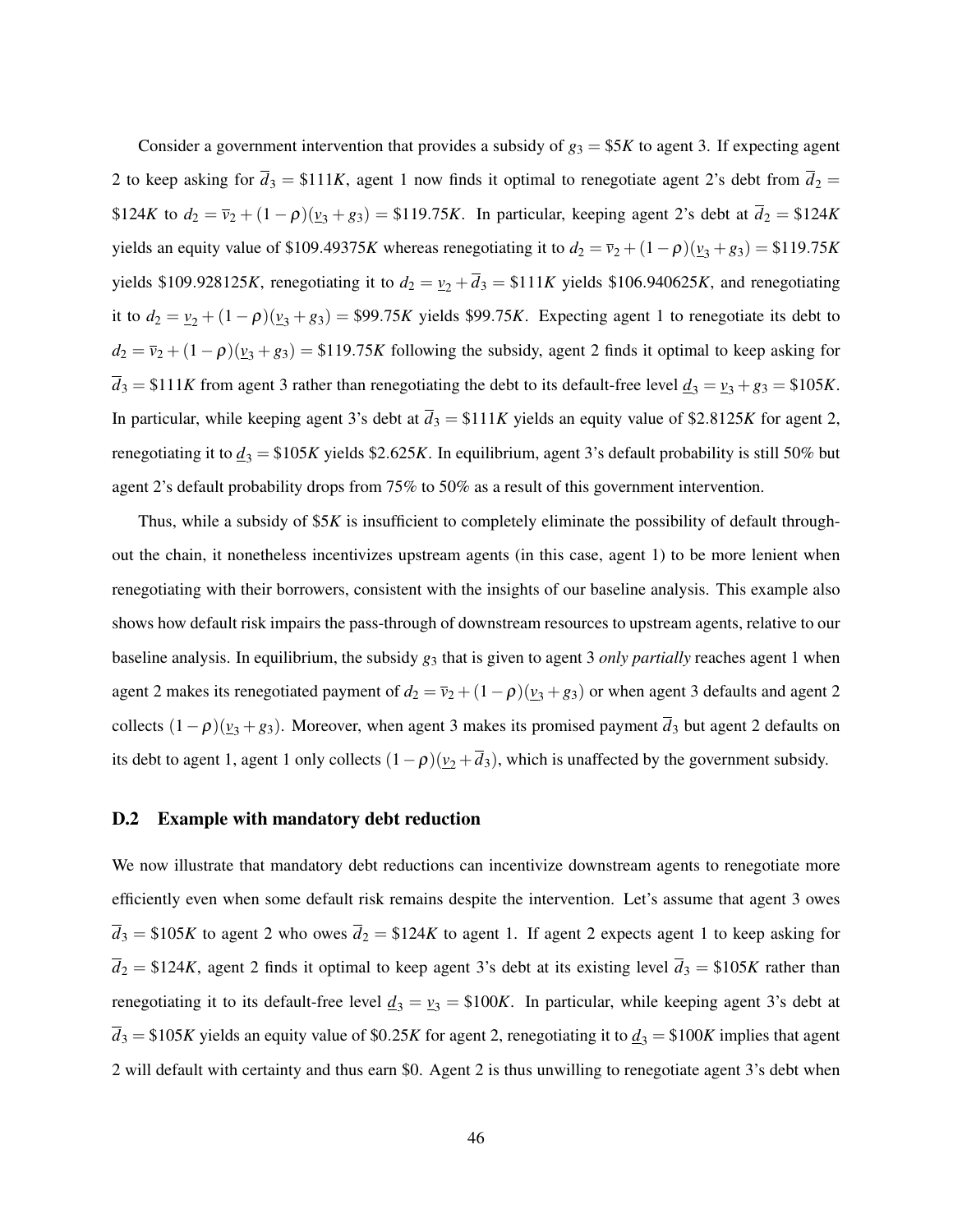Consider a government intervention that provides a subsidy of $g_3 = \$5K$ to agent 3. If expecting agent 2 to keep asking for $\overline{d}_3 = \$111K$, agent 1 now finds it optimal to renegotiate agent 2's debt from $\overline{d}_2 = \$124K$ to $d_2 = \overline{v}_2 + (1-\rho)(\underline{v}_3 + g_3) = \$119.75K$. In particular, keeping agent 2's debt at $\overline{d}_2 = \$124K$ yields an equity value of \$109.49375$K$ whereas renegotiating it to $d_2 = \overline{v}_2 + (1-\rho)(\underline{v}_3 + g_3) = \$119.75K$ yields \$109.928125$K$, renegotiating it to $d_2 = \underline{v}_2 + \overline{d}_3 = \$111K$ yields \$106.940625$K$, and renegotiating it to $d_2 = \underline{v}_2 + (1-\rho)(\underline{v}_3 + g_3) = \$99.75K$ yields \$99.75$K$. Expecting agent 1 to renegotiate its debt to $d_2 = \overline{v}_2 + (1-\rho)(\underline{v}_3 + g_3) = \$119.75K$ following the subsidy, agent 2 finds it optimal to keep asking for $\overline{d}_3 = \$111K$ from agent 3 rather than renegotiating the debt to its default-free level $\underline{d}_3 = \underline{v}_3 + g_3 = \$105K$. In particular, while keeping agent 3's debt at $\overline{d}_3 = \$111K$ yields an equity value of \$2.8125$K$ for agent 2, renegotiating it to $\underline{d}_3 = \$105K$ yields \$2.625$K$. In equilibrium, agent 3's default probability is still 50% but agent 2's default probability drops from 75% to 50% as a result of this government intervention.

Thus, while a subsidy of \$5$K$ is insufficient to completely eliminate the possibility of default throughout the chain, it nonetheless incentivizes upstream agents (in this case, agent 1) to be more lenient when renegotiating with their borrowers, consistent with the insights of our baseline analysis. This example also shows how default risk impairs the pass-through of downstream resources to upstream agents, relative to our baseline analysis. In equilibrium, the subsidy $g_3$ that is given to agent 3 *only partially* reaches agent 1 when agent 2 makes its renegotiated payment of $d_2 = \overline{v}_2 + (1-\rho)(\underline{v}_3 + g_3)$ or when agent 3 defaults and agent 2 collects $(1-\rho)(\underline{v}_3 + g_3)$. Moreover, when agent 3 makes its promised payment $\overline{d}_3$ but agent 2 defaults on its debt to agent 1, agent 1 only collects $(1-\rho)(\underline{v}_2 + \overline{d}_3)$, which is unaffected by the government subsidy.

### D.2 Example with mandatory debt reduction

We now illustrate that mandatory debt reductions can incentivize downstream agents to renegotiate more efficiently even when some default risk remains despite the intervention. Let's assume that agent 3 owes $\overline{d}_3 = \$105K$ to agent 2 who owes $\overline{d}_2 = \$124K$ to agent 1. If agent 2 expects agent 1 to keep asking for $\overline{d}_2 = \$124K$, agent 2 finds it optimal to keep agent 3's debt at its existing level $\overline{d}_3 = \$105K$ rather than renegotiating it to its default-free level $\underline{d}_3 = \underline{v}_3 = \$100K$. In particular, while keeping agent 3's debt at $\overline{d}_3 = \$105K$ yields an equity value of \$0.25$K$ for agent 2, renegotiating it to $\underline{d}_3 = \$100K$ implies that agent 2 will default with certainty and thus earn \$0. Agent 2 is thus unwilling to renegotiate agent 3's debt when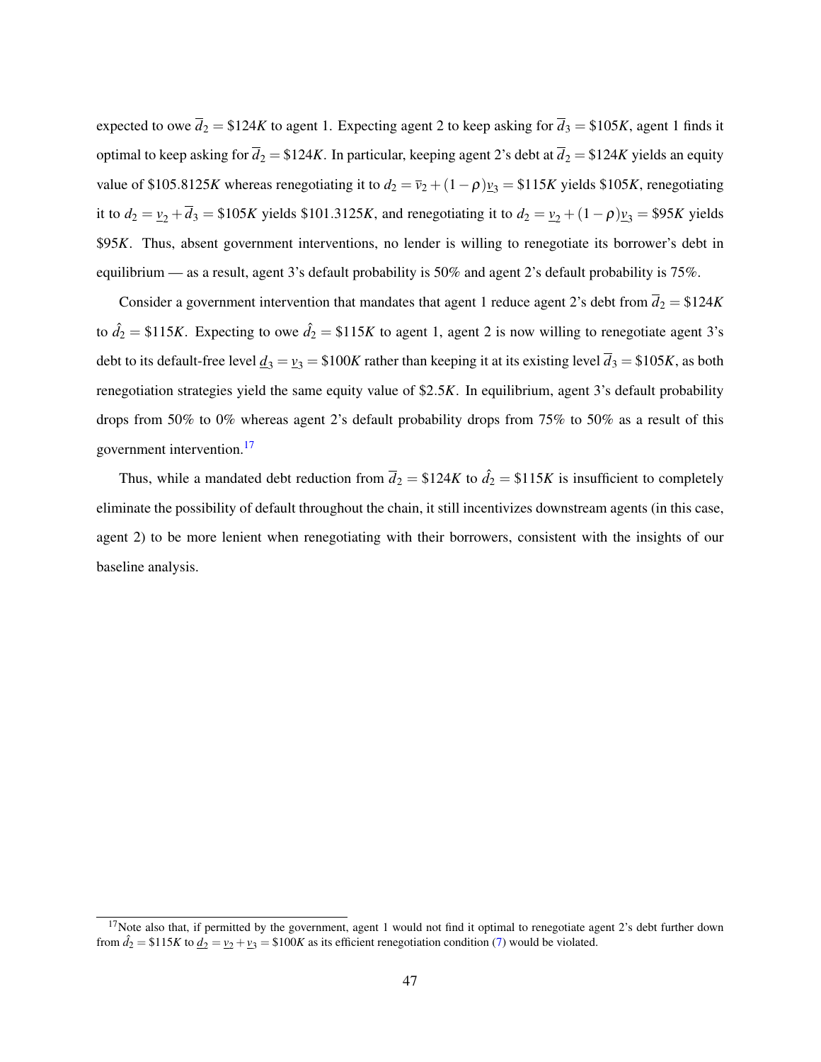expected to owe $\overline{d}_2 = \$124K$ to agent 1. Expecting agent 2 to keep asking for $\overline{d}_3 = \$105K$, agent 1 finds it optimal to keep asking for $\overline{d}_2 = \$124K$. In particular, keeping agent 2's debt at $\overline{d}_2 = \$124K$ yields an equity value of $\$105.8125K$ whereas renegotiating it to $d_2 = \overline{v}_2 + (1-\rho)\underline{v}_3 = \$115K$ yields $\$105K$, renegotiating it to $d_2 = \underline{v}_2 + \overline{d}_3 = \$105K$ yields $\$101.3125K$, and renegotiating it to $d_2 = \underline{v}_2 + (1-\rho)\underline{v}_3 = \$95K$ yields $\$95K$. Thus, absent government interventions, no lender is willing to renegotiate its borrower's debt in equilibrium — as a result, agent 3's default probability is 50% and agent 2's default probability is 75%.

Consider a government intervention that mandates that agent 1 reduce agent 2's debt from $\overline{d}_2 = \$124K$ to $\hat{d}_2 = \$115K$. Expecting to owe $\hat{d}_2 = \$115K$ to agent 1, agent 2 is now willing to renegotiate agent 3's debt to its default-free level $\underline{d}_3 = \underline{v}_3 = \$100K$ rather than keeping it at its existing level $\overline{d}_3 = \$105K$, as both renegotiation strategies yield the same equity value of $\$2.5K$. In equilibrium, agent 3's default probability drops from 50% to 0% whereas agent 2's default probability drops from 75% to 50% as a result of this government intervention.[17]

Thus, while a mandated debt reduction from $\overline{d}_2 = \$124K$ to $\hat{d}_2 = \$115K$ is insufficient to completely eliminate the possibility of default throughout the chain, it still incentivizes downstream agents (in this case, agent 2) to be more lenient when renegotiating with their borrowers, consistent with the insights of our baseline analysis.

[17] Note also that, if permitted by the government, agent 1 would not find it optimal to renegotiate agent 2's debt further down from $\hat{d}_2 = \$115K$ to $\underline{d}_2 = \underline{v}_2 + \underline{v}_3 = \$100K$ as its efficient renegotiation condition (7) would be violated.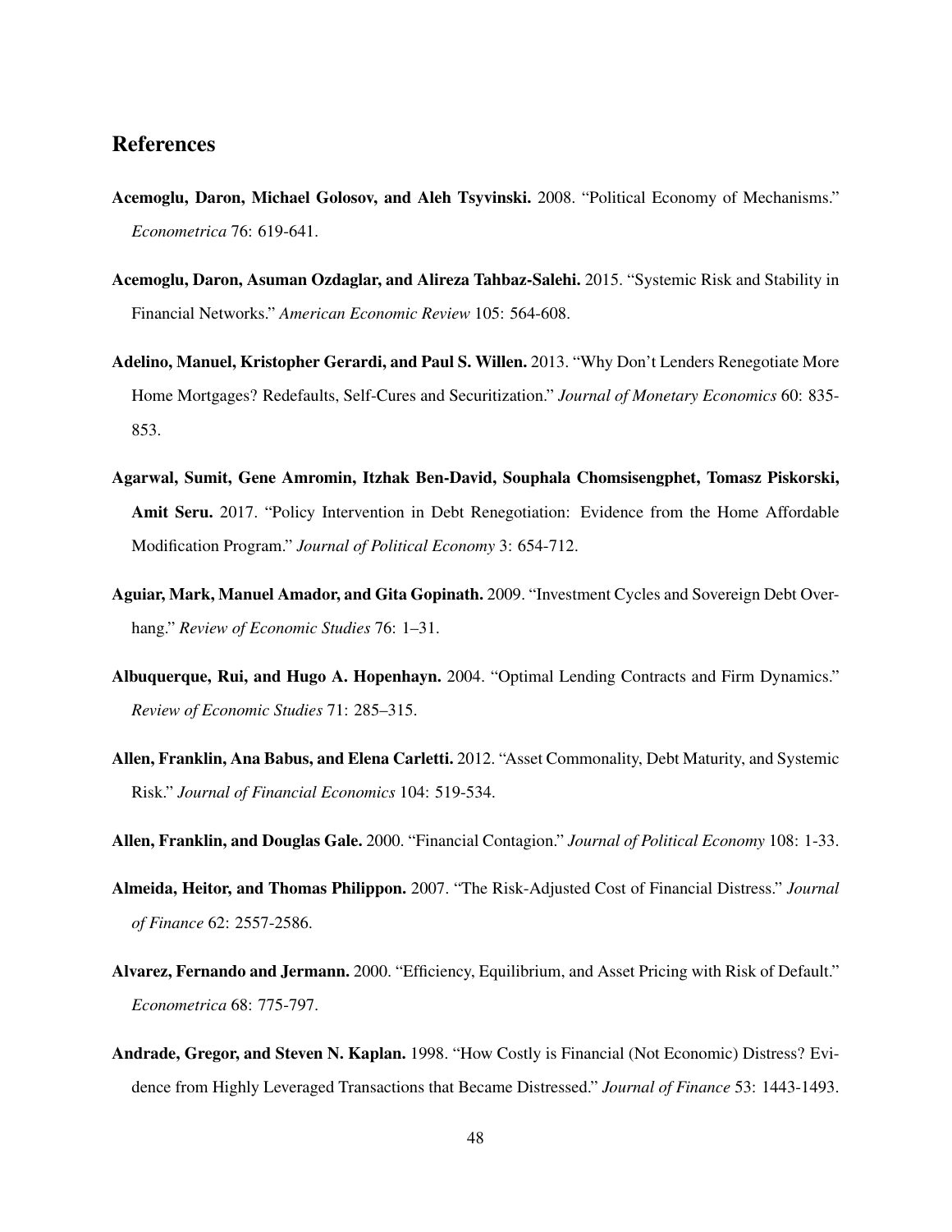## References

**Acemoglu, Daron, Michael Golosov, and Aleh Tsyvinski.** 2008. "Political Economy of Mechanisms." *Econometrica* 76: 619-641.

**Acemoglu, Daron, Asuman Ozdaglar, and Alireza Tahbaz-Salehi.** 2015. "Systemic Risk and Stability in Financial Networks." *American Economic Review* 105: 564-608.

**Adelino, Manuel, Kristopher Gerardi, and Paul S. Willen.** 2013. "Why Don't Lenders Renegotiate More Home Mortgages? Redefaults, Self-Cures and Securitization." *Journal of Monetary Economics* 60: 835-853.

**Agarwal, Sumit, Gene Amromin, Itzhak Ben-David, Souphala Chomsisengphet, Tomasz Piskorski, Amit Seru.** 2017. "Policy Intervention in Debt Renegotiation: Evidence from the Home Affordable Modification Program." *Journal of Political Economy* 3: 654-712.

**Aguiar, Mark, Manuel Amador, and Gita Gopinath.** 2009. "Investment Cycles and Sovereign Debt Overhang." *Review of Economic Studies* 76: 1–31.

**Albuquerque, Rui, and Hugo A. Hopenhayn.** 2004. "Optimal Lending Contracts and Firm Dynamics." *Review of Economic Studies* 71: 285–315.

**Allen, Franklin, Ana Babus, and Elena Carletti.** 2012. "Asset Commonality, Debt Maturity, and Systemic Risk." *Journal of Financial Economics* 104: 519-534.

**Allen, Franklin, and Douglas Gale.** 2000. "Financial Contagion." *Journal of Political Economy* 108: 1-33.

**Almeida, Heitor, and Thomas Philippon.** 2007. "The Risk-Adjusted Cost of Financial Distress." *Journal of Finance* 62: 2557-2586.

**Alvarez, Fernando and Jermann.** 2000. "Efficiency, Equilibrium, and Asset Pricing with Risk of Default." *Econometrica* 68: 775-797.

**Andrade, Gregor, and Steven N. Kaplan.** 1998. "How Costly is Financial (Not Economic) Distress? Evidence from Highly Leveraged Transactions that Became Distressed." *Journal of Finance* 53: 1443-1493.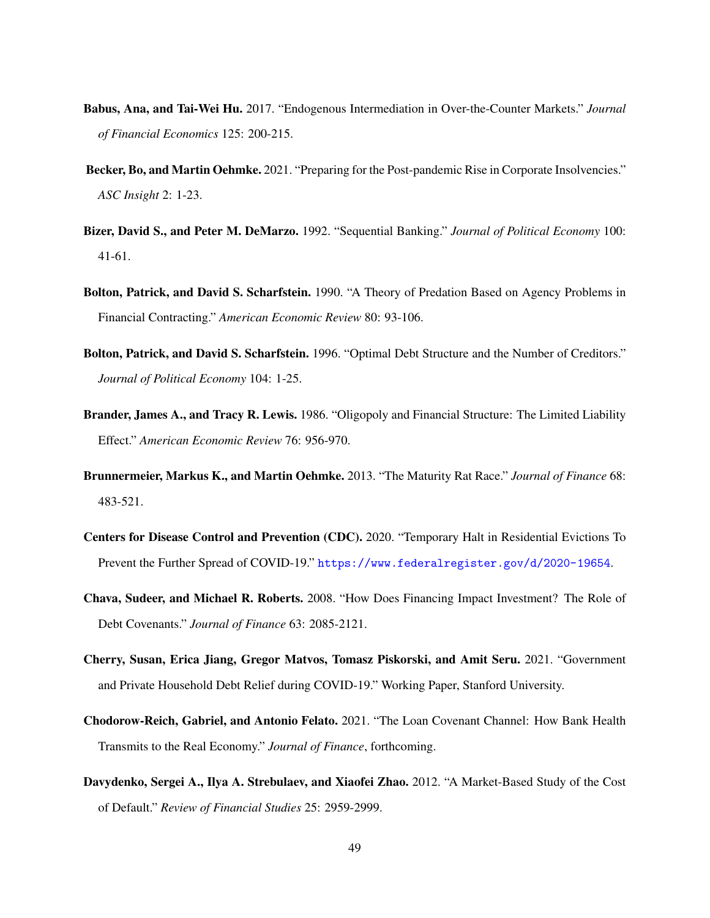**Babus, Ana, and Tai-Wei Hu.** 2017. "Endogenous Intermediation in Over-the-Counter Markets." *Journal of Financial Economics* 125: 200-215.

**Becker, Bo, and Martin Oehmke.** 2021. "Preparing for the Post-pandemic Rise in Corporate Insolvencies." *ASC Insight* 2: 1-23.

**Bizer, David S., and Peter M. DeMarzo.** 1992. "Sequential Banking." *Journal of Political Economy* 100: 41-61.

**Bolton, Patrick, and David S. Scharfstein.** 1990. "A Theory of Predation Based on Agency Problems in Financial Contracting." *American Economic Review* 80: 93-106.

**Bolton, Patrick, and David S. Scharfstein.** 1996. "Optimal Debt Structure and the Number of Creditors." *Journal of Political Economy* 104: 1-25.

**Brander, James A., and Tracy R. Lewis.** 1986. "Oligopoly and Financial Structure: The Limited Liability Effect." *American Economic Review* 76: 956-970.

**Brunnermeier, Markus K., and Martin Oehmke.** 2013. "The Maturity Rat Race." *Journal of Finance* 68: 483-521.

**Centers for Disease Control and Prevention (CDC).** 2020. "Temporary Halt in Residential Evictions To Prevent the Further Spread of COVID-19." https://www.federalregister.gov/d/2020-19654.

**Chava, Sudeer, and Michael R. Roberts.** 2008. "How Does Financing Impact Investment? The Role of Debt Covenants." *Journal of Finance* 63: 2085-2121.

**Cherry, Susan, Erica Jiang, Gregor Matvos, Tomasz Piskorski, and Amit Seru.** 2021. "Government and Private Household Debt Relief during COVID-19." Working Paper, Stanford University.

**Chodorow-Reich, Gabriel, and Antonio Felato.** 2021. "The Loan Covenant Channel: How Bank Health Transmits to the Real Economy." *Journal of Finance*, forthcoming.

**Davydenko, Sergei A., Ilya A. Strebulaev, and Xiaofei Zhao.** 2012. "A Market-Based Study of the Cost of Default." *Review of Financial Studies* 25: 2959-2999.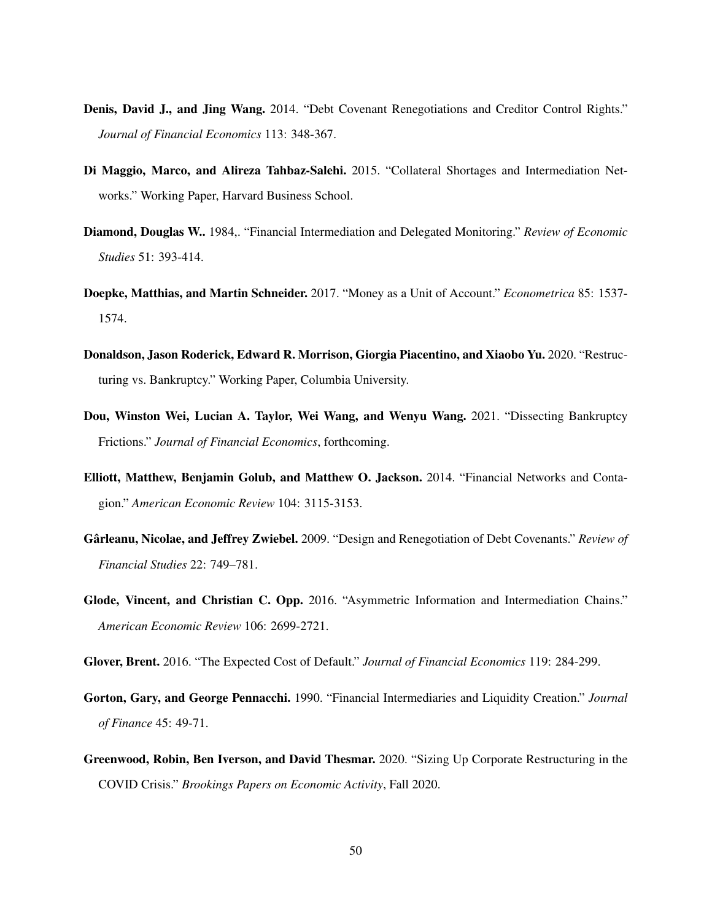**Denis, David J., and Jing Wang.** 2014. "Debt Covenant Renegotiations and Creditor Control Rights." *Journal of Financial Economics* 113: 348-367.

**Di Maggio, Marco, and Alireza Tahbaz-Salehi.** 2015. "Collateral Shortages and Intermediation Networks." Working Paper, Harvard Business School.

**Diamond, Douglas W..** 1984,. "Financial Intermediation and Delegated Monitoring." *Review of Economic Studies* 51: 393-414.

**Doepke, Matthias, and Martin Schneider.** 2017. "Money as a Unit of Account." *Econometrica* 85: 1537-1574.

**Donaldson, Jason Roderick, Edward R. Morrison, Giorgia Piacentino, and Xiaobo Yu.** 2020. "Restructuring vs. Bankruptcy." Working Paper, Columbia University.

**Dou, Winston Wei, Lucian A. Taylor, Wei Wang, and Wenyu Wang.** 2021. "Dissecting Bankruptcy Frictions." *Journal of Financial Economics*, forthcoming.

**Elliott, Matthew, Benjamin Golub, and Matthew O. Jackson.** 2014. "Financial Networks and Contagion." *American Economic Review* 104: 3115-3153.

**Gârleanu, Nicolae, and Jeffrey Zwiebel.** 2009. "Design and Renegotiation of Debt Covenants." *Review of Financial Studies* 22: 749–781.

**Glode, Vincent, and Christian C. Opp.** 2016. "Asymmetric Information and Intermediation Chains." *American Economic Review* 106: 2699-2721.

**Glover, Brent.** 2016. "The Expected Cost of Default." *Journal of Financial Economics* 119: 284-299.

**Gorton, Gary, and George Pennacchi.** 1990. "Financial Intermediaries and Liquidity Creation." *Journal of Finance* 45: 49-71.

**Greenwood, Robin, Ben Iverson, and David Thesmar.** 2020. "Sizing Up Corporate Restructuring in the COVID Crisis." *Brookings Papers on Economic Activity*, Fall 2020.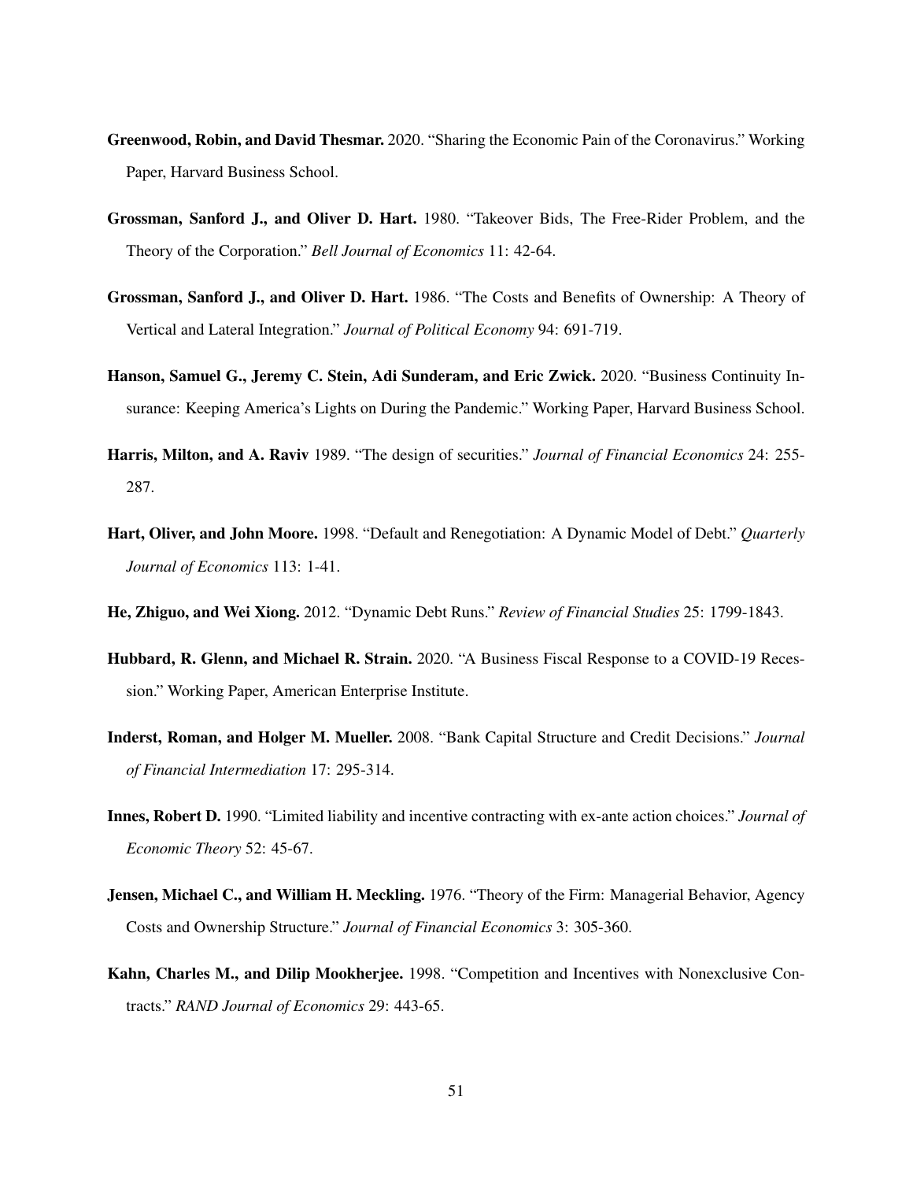**Greenwood, Robin, and David Thesmar.** 2020. "Sharing the Economic Pain of the Coronavirus." Working Paper, Harvard Business School.

**Grossman, Sanford J., and Oliver D. Hart.** 1980. "Takeover Bids, The Free-Rider Problem, and the Theory of the Corporation." *Bell Journal of Economics* 11: 42-64.

**Grossman, Sanford J., and Oliver D. Hart.** 1986. "The Costs and Benefits of Ownership: A Theory of Vertical and Lateral Integration." *Journal of Political Economy* 94: 691-719.

**Hanson, Samuel G., Jeremy C. Stein, Adi Sunderam, and Eric Zwick.** 2020. "Business Continuity Insurance: Keeping America's Lights on During the Pandemic." Working Paper, Harvard Business School.

**Harris, Milton, and A. Raviv** 1989. "The design of securities." *Journal of Financial Economics* 24: 255-287.

**Hart, Oliver, and John Moore.** 1998. "Default and Renegotiation: A Dynamic Model of Debt." *Quarterly Journal of Economics* 113: 1-41.

**He, Zhiguo, and Wei Xiong.** 2012. "Dynamic Debt Runs." *Review of Financial Studies* 25: 1799-1843.

**Hubbard, R. Glenn, and Michael R. Strain.** 2020. "A Business Fiscal Response to a COVID-19 Recession." Working Paper, American Enterprise Institute.

**Inderst, Roman, and Holger M. Mueller.** 2008. "Bank Capital Structure and Credit Decisions." *Journal of Financial Intermediation* 17: 295-314.

**Innes, Robert D.** 1990. "Limited liability and incentive contracting with ex-ante action choices." *Journal of Economic Theory* 52: 45-67.

**Jensen, Michael C., and William H. Meckling.** 1976. "Theory of the Firm: Managerial Behavior, Agency Costs and Ownership Structure." *Journal of Financial Economics* 3: 305-360.

**Kahn, Charles M., and Dilip Mookherjee.** 1998. "Competition and Incentives with Nonexclusive Contracts." *RAND Journal of Economics* 29: 443-65.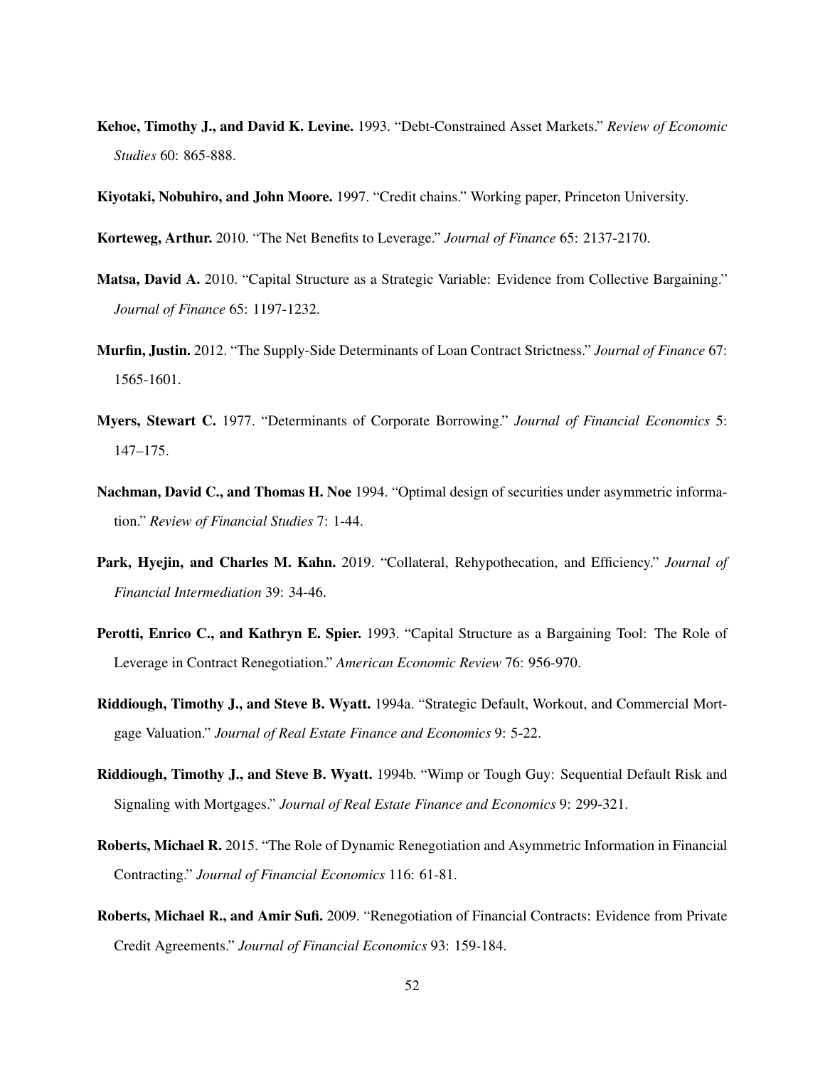**Kehoe, Timothy J., and David K. Levine.** 1993. "Debt-Constrained Asset Markets." *Review of Economic Studies* 60: 865-888.

**Kiyotaki, Nobuhiro, and John Moore.** 1997. "Credit chains." Working paper, Princeton University.

**Korteweg, Arthur.** 2010. "The Net Benefits to Leverage." *Journal of Finance* 65: 2137-2170.

**Matsa, David A.** 2010. "Capital Structure as a Strategic Variable: Evidence from Collective Bargaining." *Journal of Finance* 65: 1197-1232.

**Murfin, Justin.** 2012. "The Supply-Side Determinants of Loan Contract Strictness." *Journal of Finance* 67: 1565-1601.

**Myers, Stewart C.** 1977. "Determinants of Corporate Borrowing." *Journal of Financial Economics* 5: 147–175.

**Nachman, David C., and Thomas H. Noe** 1994. "Optimal design of securities under asymmetric information." *Review of Financial Studies* 7: 1-44.

**Park, Hyejin, and Charles M. Kahn.** 2019. "Collateral, Rehypothecation, and Efficiency." *Journal of Financial Intermediation* 39: 34-46.

**Perotti, Enrico C., and Kathryn E. Spier.** 1993. "Capital Structure as a Bargaining Tool: The Role of Leverage in Contract Renegotiation." *American Economic Review* 76: 956-970.

**Riddiough, Timothy J., and Steve B. Wyatt.** 1994a. "Strategic Default, Workout, and Commercial Mortgage Valuation." *Journal of Real Estate Finance and Economics* 9: 5-22.

**Riddiough, Timothy J., and Steve B. Wyatt.** 1994b. "Wimp or Tough Guy: Sequential Default Risk and Signaling with Mortgages." *Journal of Real Estate Finance and Economics* 9: 299-321.

**Roberts, Michael R.** 2015. "The Role of Dynamic Renegotiation and Asymmetric Information in Financial Contracting." *Journal of Financial Economics* 116: 61-81.

**Roberts, Michael R., and Amir Sufi.** 2009. "Renegotiation of Financial Contracts: Evidence from Private Credit Agreements." *Journal of Financial Economics* 93: 159-184.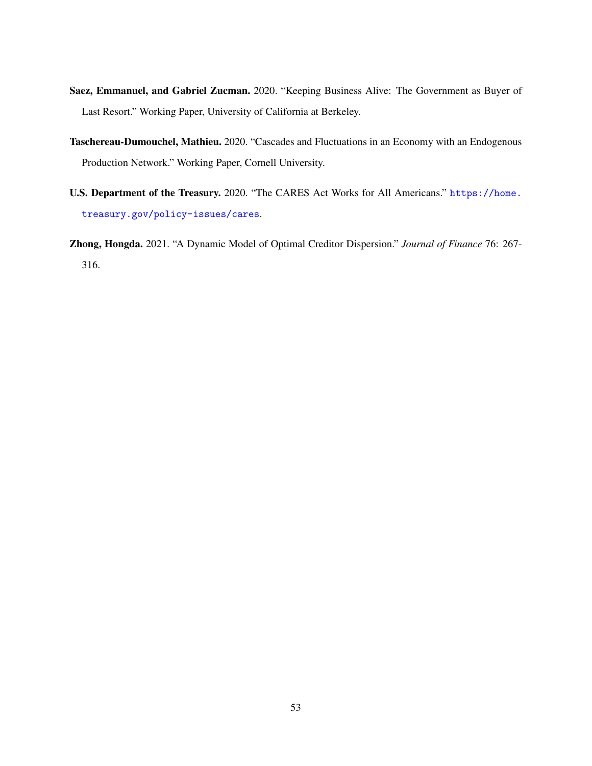**Saez, Emmanuel, and Gabriel Zucman.** 2020. "Keeping Business Alive: The Government as Buyer of Last Resort." Working Paper, University of California at Berkeley.

**Taschereau-Dumouchel, Mathieu.** 2020. "Cascades and Fluctuations in an Economy with an Endogenous Production Network." Working Paper, Cornell University.

**U.S. Department of the Treasury.** 2020. "The CARES Act Works for All Americans." https://home.treasury.gov/policy-issues/cares.

**Zhong, Hongda.** 2021. "A Dynamic Model of Optimal Creditor Dispersion." *Journal of Finance* 76: 267-316.